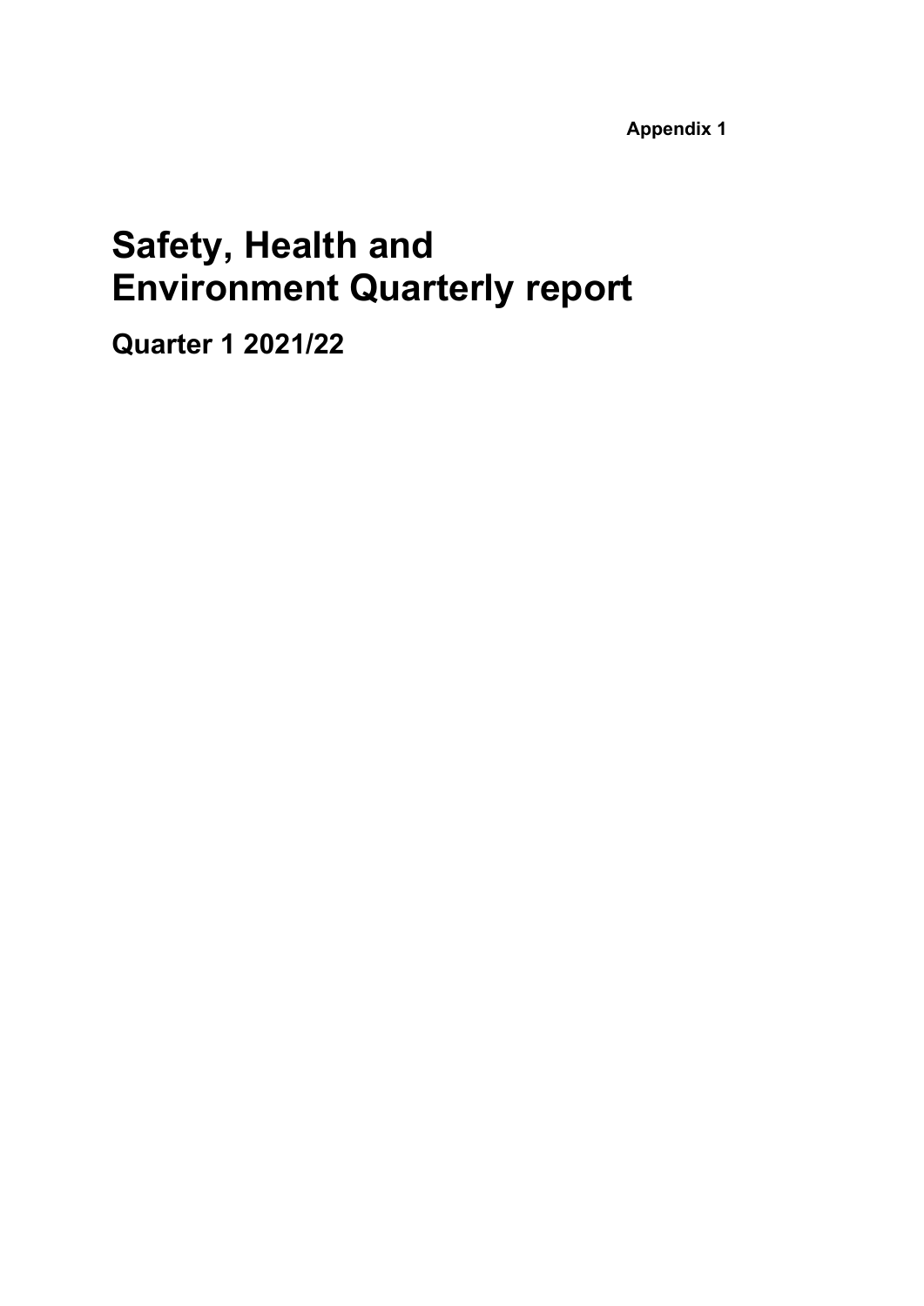**Appendix 1**

# Safety, Health and Environment Quarterly report

## Quarter 1 2021/22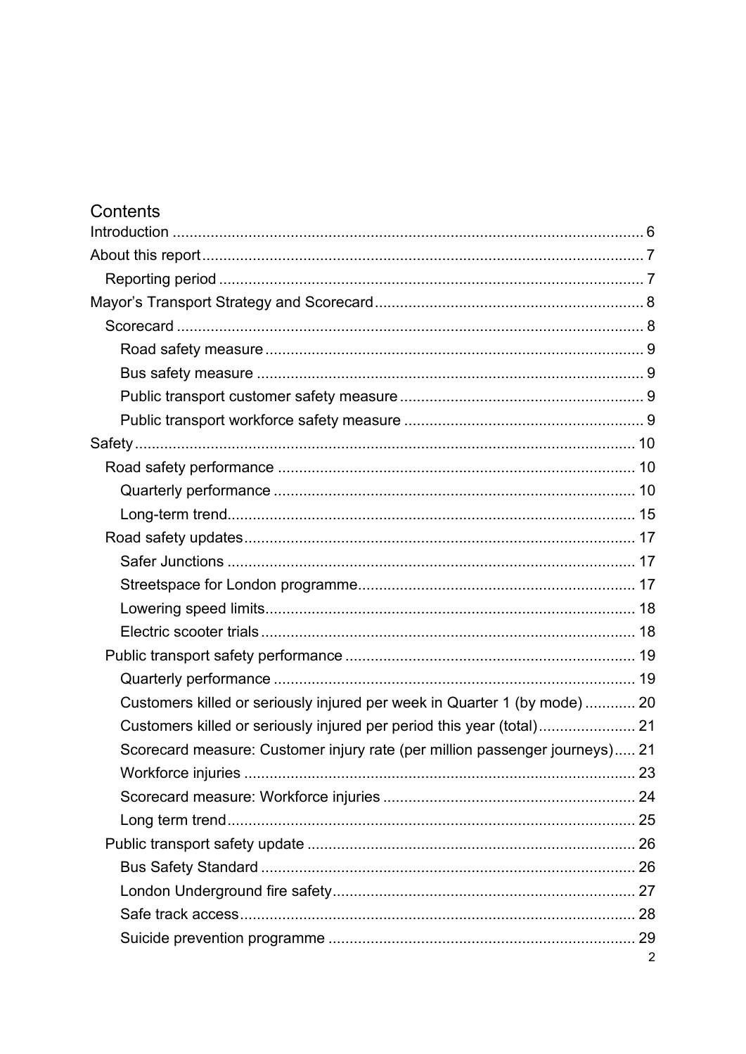# Contents

- Introduction ........ 6
- About this report ........ 7
  - Reporting period ........ 7
- Mayor's Transport Strategy and Scorecard ........ 8
  - Scorecard ........ 8
    - Road safety measure ........ 9
    - Bus safety measure ........ 9
    - Public transport customer safety measure ........ 9
    - Public transport workforce safety measure ........ 9
- Safety ........ 10
  - Road safety performance ........ 10
    - Quarterly performance ........ 10
    - Long-term trend ........ 15
  - Road safety updates ........ 17
    - Safer Junctions ........ 17
    - Streetspace for London programme ........ 17
    - Lowering speed limits ........ 18
    - Electric scooter trials ........ 18
  - Public transport safety performance ........ 19
    - Quarterly performance ........ 19
    - Customers killed or seriously injured per week in Quarter 1 (by mode) ........ 20
    - Customers killed or seriously injured per period this year (total) ........ 21
    - Scorecard measure: Customer injury rate (per million passenger journeys) ........ 21
    - Workforce injuries ........ 23
    - Scorecard measure: Workforce injuries ........ 24
    - Long term trend ........ 25
  - Public transport safety update ........ 26
    - Bus Safety Standard ........ 26
    - London Underground fire safety ........ 27
    - Safe track access ........ 28
    - Suicide prevention programme ........ 29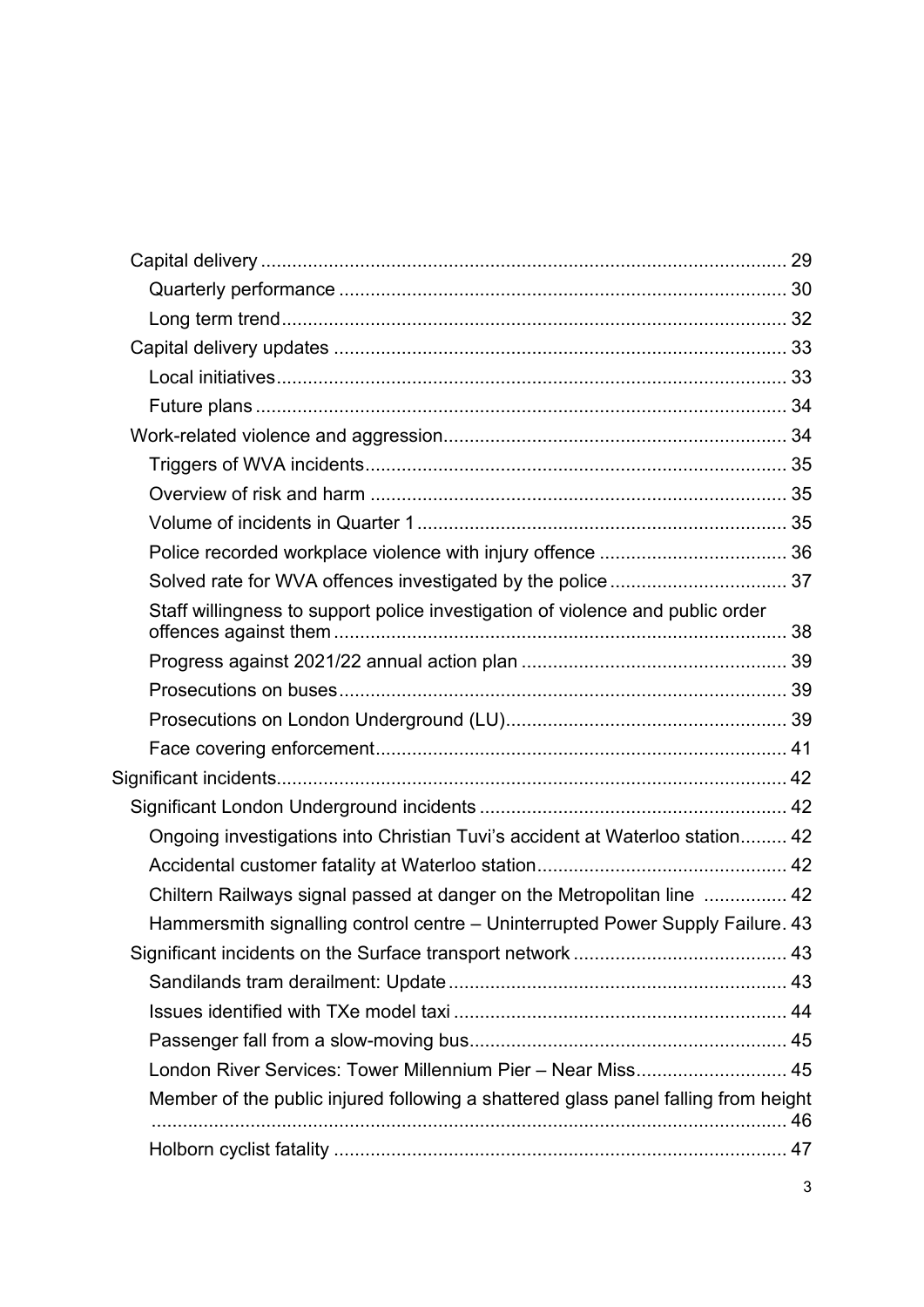- Capital delivery ..... 29
  - Quarterly performance ..... 30
  - Long term trend ..... 32
- Capital delivery updates ..... 33
  - Local initiatives ..... 33
  - Future plans ..... 34
- Work-related violence and aggression ..... 34
  - Triggers of WVA incidents ..... 35
  - Overview of risk and harm ..... 35
  - Volume of incidents in Quarter 1 ..... 35
  - Police recorded workplace violence with injury offence ..... 36
  - Solved rate for WVA offences investigated by the police ..... 37
  - Staff willingness to support police investigation of violence and public order offences against them ..... 38
  - Progress against 2021/22 annual action plan ..... 39
  - Prosecutions on buses ..... 39
  - Prosecutions on London Underground (LU) ..... 39
  - Face covering enforcement ..... 41

Significant incidents ..... 42

- Significant London Underground incidents ..... 42
  - Ongoing investigations into Christian Tuvi's accident at Waterloo station ..... 42
  - Accidental customer fatality at Waterloo station ..... 42
  - Chiltern Railways signal passed at danger on the Metropolitan line ..... 42
  - Hammersmith signalling control centre – Uninterrupted Power Supply Failure. 43
- Significant incidents on the Surface transport network ..... 43
  - Sandilands tram derailment: Update ..... 43
  - Issues identified with TXe model taxi ..... 44
  - Passenger fall from a slow-moving bus ..... 45
  - London River Services: Tower Millennium Pier – Near Miss ..... 45
  - Member of the public injured following a shattered glass panel falling from height ..... 46
  - Holborn cyclist fatality ..... 47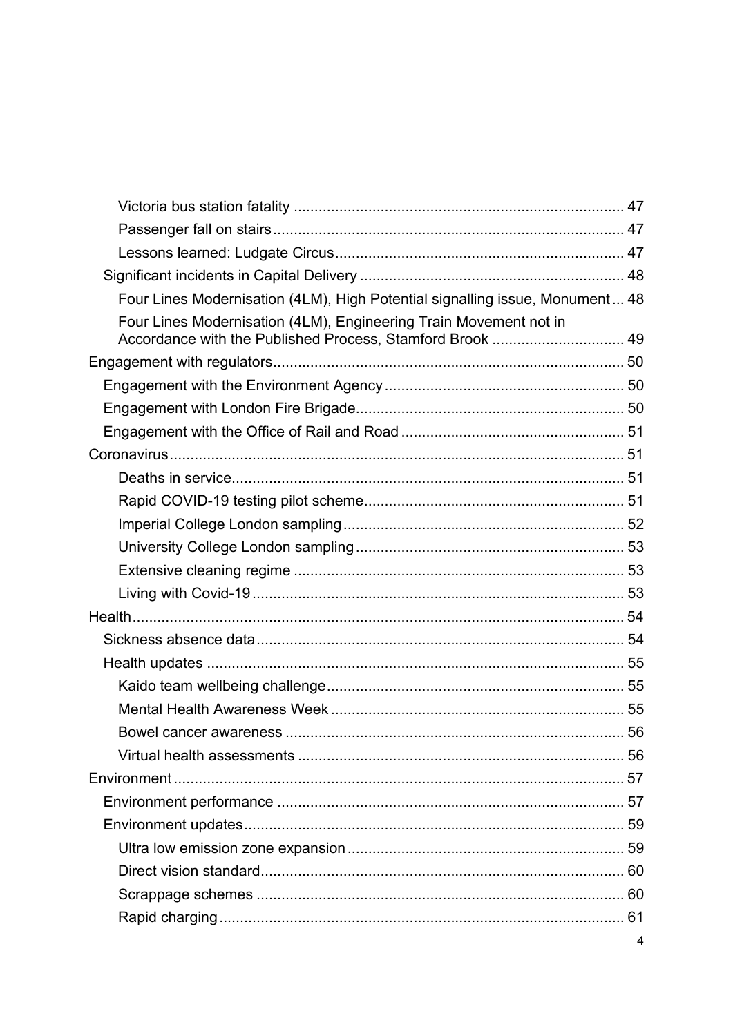- Victoria bus station fatality ... 47
- Passenger fall on stairs ... 47
- Lessons learned: Ludgate Circus ... 47
- Significant incidents in Capital Delivery ... 48
  - Four Lines Modernisation (4LM), High Potential signalling issue, Monument ... 48
  - Four Lines Modernisation (4LM), Engineering Train Movement not in Accordance with the Published Process, Stamford Brook ... 49
- Engagement with regulators ... 50
  - Engagement with the Environment Agency ... 50
  - Engagement with London Fire Brigade ... 50
  - Engagement with the Office of Rail and Road ... 51
- Coronavirus ... 51
  - Deaths in service ... 51
  - Rapid COVID-19 testing pilot scheme ... 51
  - Imperial College London sampling ... 52
  - University College London sampling ... 53
  - Extensive cleaning regime ... 53
  - Living with Covid-19 ... 53
- Health ... 54
  - Sickness absence data ... 54
  - Health updates ... 55
    - Kaido team wellbeing challenge ... 55
    - Mental Health Awareness Week ... 55
    - Bowel cancer awareness ... 56
    - Virtual health assessments ... 56
- Environment ... 57
  - Environment performance ... 57
  - Environment updates ... 59
    - Ultra low emission zone expansion ... 59
    - Direct vision standard ... 60
    - Scrappage schemes ... 60
    - Rapid charging ... 61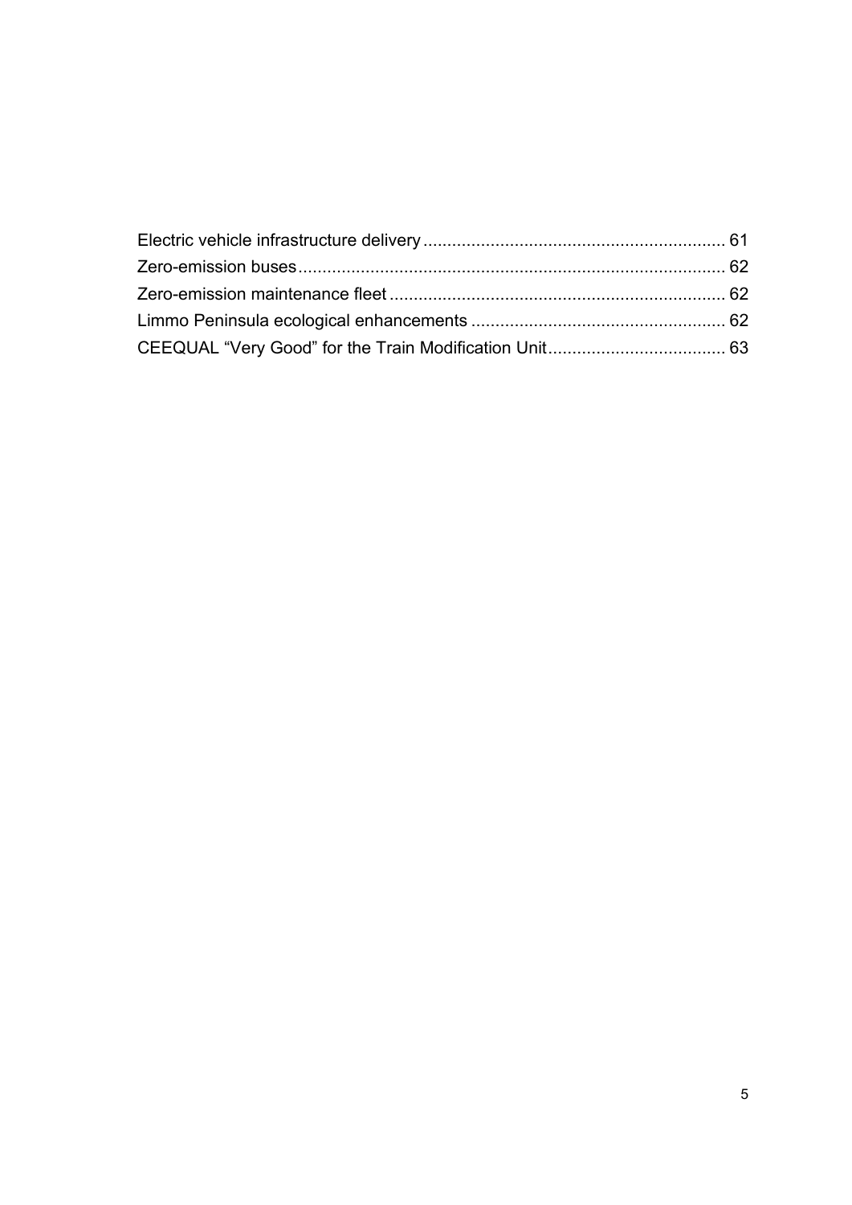Electric vehicle infrastructure delivery ............................................................. 61
Zero-emission buses ........................................................................................ 62
Zero-emission maintenance fleet ..................................................................... 62
Limmo Peninsula ecological enhancements .................................................... 62
CEEQUAL "Very Good" for the Train Modification Unit ..................................... 63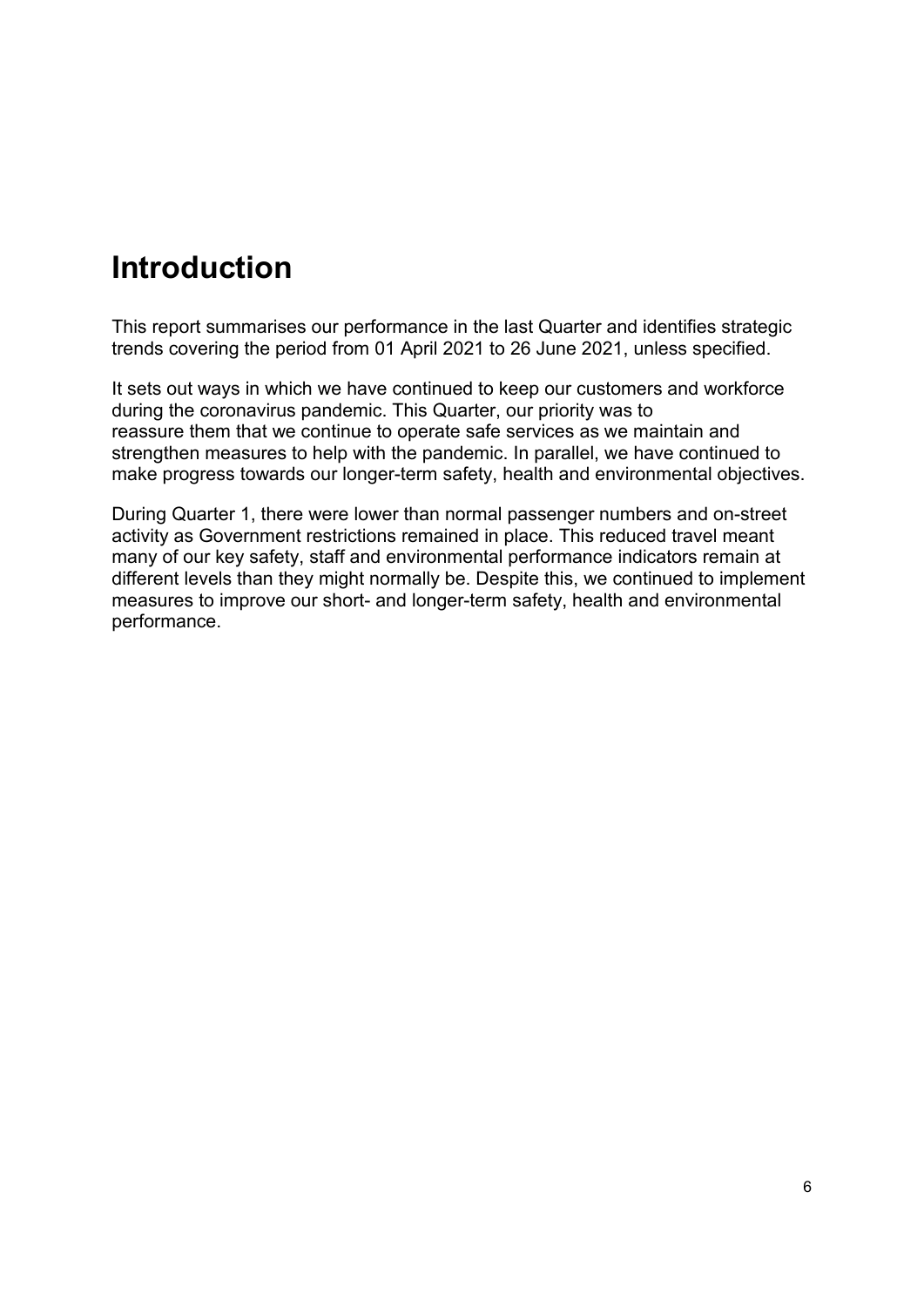# Introduction

This report summarises our performance in the last Quarter and identifies strategic trends covering the period from 01 April 2021 to 26 June 2021, unless specified.

It sets out ways in which we have continued to keep our customers and workforce during the coronavirus pandemic. This Quarter, our priority was to reassure them that we continue to operate safe services as we maintain and strengthen measures to help with the pandemic. In parallel, we have continued to make progress towards our longer-term safety, health and environmental objectives.

During Quarter 1, there were lower than normal passenger numbers and on-street activity as Government restrictions remained in place. This reduced travel meant many of our key safety, staff and environmental performance indicators remain at different levels than they might normally be. Despite this, we continued to implement measures to improve our short- and longer-term safety, health and environmental performance.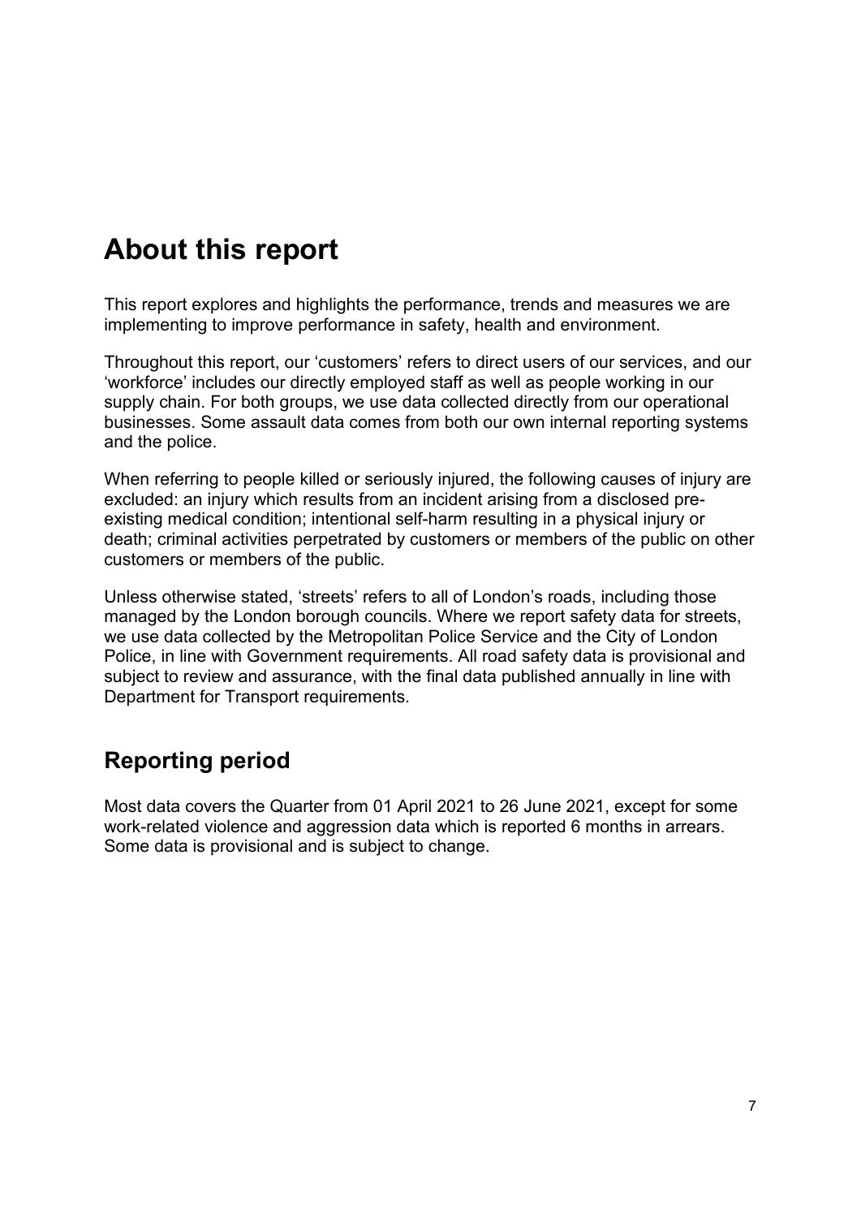# About this report

This report explores and highlights the performance, trends and measures we are implementing to improve performance in safety, health and environment.

Throughout this report, our 'customers' refers to direct users of our services, and our 'workforce' includes our directly employed staff as well as people working in our supply chain. For both groups, we use data collected directly from our operational businesses. Some assault data comes from both our own internal reporting systems and the police.

When referring to people killed or seriously injured, the following causes of injury are excluded: an injury which results from an incident arising from a disclosed pre-existing medical condition; intentional self-harm resulting in a physical injury or death; criminal activities perpetrated by customers or members of the public on other customers or members of the public.

Unless otherwise stated, 'streets' refers to all of London's roads, including those managed by the London borough councils. Where we report safety data for streets, we use data collected by the Metropolitan Police Service and the City of London Police, in line with Government requirements. All road safety data is provisional and subject to review and assurance, with the final data published annually in line with Department for Transport requirements.

## Reporting period

Most data covers the Quarter from 01 April 2021 to 26 June 2021, except for some work-related violence and aggression data which is reported 6 months in arrears. Some data is provisional and is subject to change.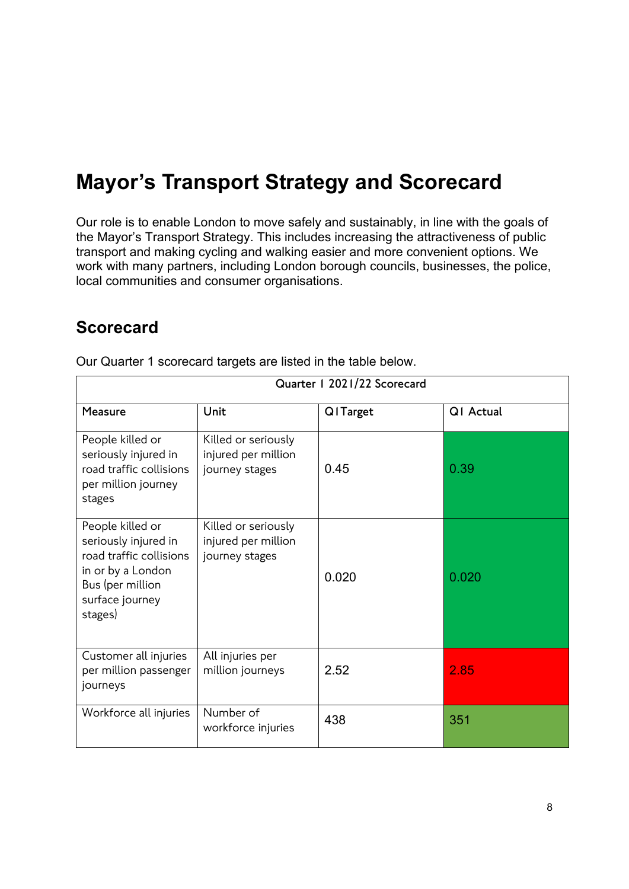# Mayor's Transport Strategy and Scorecard

Our role is to enable London to move safely and sustainably, in line with the goals of the Mayor's Transport Strategy. This includes increasing the attractiveness of public transport and making cycling and walking easier and more convenient options. We work with many partners, including London borough councils, businesses, the police, local communities and consumer organisations.

## Scorecard

Our Quarter 1 scorecard targets are listed in the table below.

| Quarter 1 2021/22 Scorecard | | | |
|---|---|---|---|
| Measure | Unit | Q1 Target | Q1 Actual |
| People killed or seriously injured in road traffic collisions per million journey stages | Killed or seriously injured per million journey stages | 0.45 | 0.39 |
| People killed or seriously injured in road traffic collisions in or by a London Bus (per million surface journey stages) | Killed or seriously injured per million journey stages | 0.020 | 0.020 |
| Customer all injuries per million passenger journeys | All injuries per million journeys | 2.52 | 2.85 |
| Workforce all injuries | Number of workforce injuries | 438 | 351 |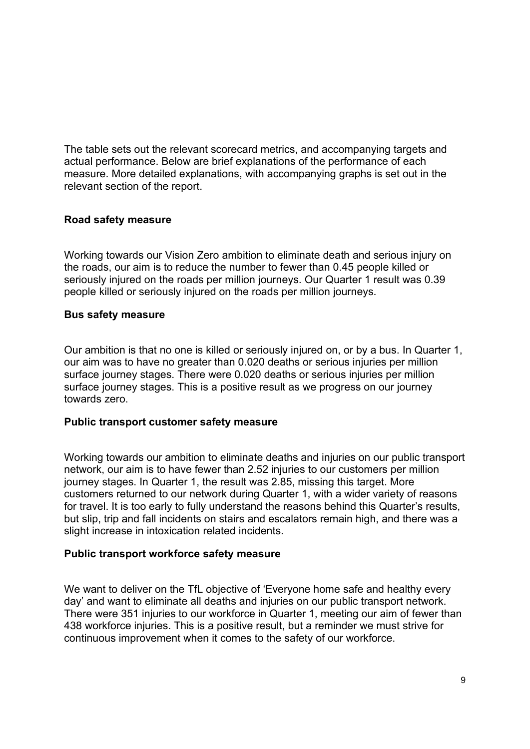The table sets out the relevant scorecard metrics, and accompanying targets and actual performance. Below are brief explanations of the performance of each measure. More detailed explanations, with accompanying graphs is set out in the relevant section of the report.

**Road safety measure**

Working towards our Vision Zero ambition to eliminate death and serious injury on the roads, our aim is to reduce the number to fewer than 0.45 people killed or seriously injured on the roads per million journeys. Our Quarter 1 result was 0.39 people killed or seriously injured on the roads per million journeys.

**Bus safety measure**

Our ambition is that no one is killed or seriously injured on, or by a bus. In Quarter 1, our aim was to have no greater than 0.020 deaths or serious injuries per million surface journey stages. There were 0.020 deaths or serious injuries per million surface journey stages. This is a positive result as we progress on our journey towards zero.

**Public transport customer safety measure**

Working towards our ambition to eliminate deaths and injuries on our public transport network, our aim is to have fewer than 2.52 injuries to our customers per million journey stages. In Quarter 1, the result was 2.85, missing this target. More customers returned to our network during Quarter 1, with a wider variety of reasons for travel. It is too early to fully understand the reasons behind this Quarter's results, but slip, trip and fall incidents on stairs and escalators remain high, and there was a slight increase in intoxication related incidents.

**Public transport workforce safety measure**

We want to deliver on the TfL objective of 'Everyone home safe and healthy every day' and want to eliminate all deaths and injuries on our public transport network. There were 351 injuries to our workforce in Quarter 1, meeting our aim of fewer than 438 workforce injuries. This is a positive result, but a reminder we must strive for continuous improvement when it comes to the safety of our workforce.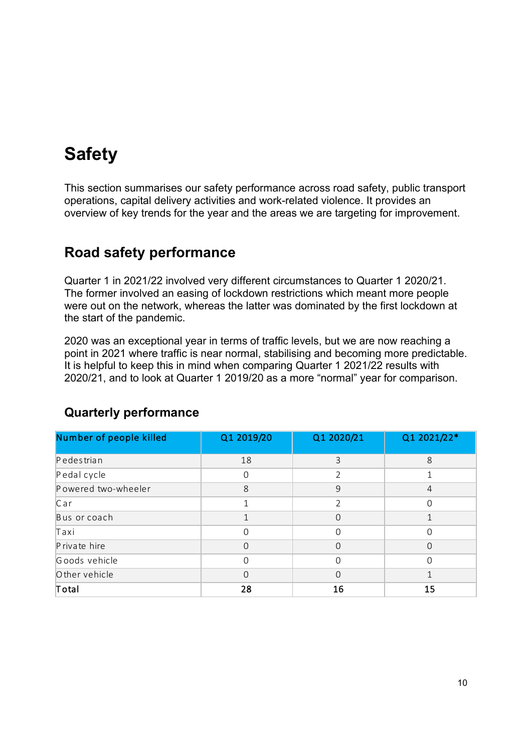# Safety

This section summarises our safety performance across road safety, public transport operations, capital delivery activities and work-related violence. It provides an overview of key trends for the year and the areas we are targeting for improvement.

## Road safety performance

Quarter 1 in 2021/22 involved very different circumstances to Quarter 1 2020/21. The former involved an easing of lockdown restrictions which meant more people were out on the network, whereas the latter was dominated by the first lockdown at the start of the pandemic.

2020 was an exceptional year in terms of traffic levels, but we are now reaching a point in 2021 where traffic is near normal, stabilising and becoming more predictable. It is helpful to keep this in mind when comparing Quarter 1 2021/22 results with 2020/21, and to look at Quarter 1 2019/20 as a more "normal" year for comparison.

### Quarterly performance

| Number of people killed | Q1 2019/20 | Q1 2020/21 | Q1 2021/22* |
|---|---|---|---|
| Pedestrian | 18 | 3 | 8 |
| Pedal cycle | 0 | 2 | 1 |
| Powered two-wheeler | 8 | 9 | 4 |
| Car | 1 | 2 | 0 |
| Bus or coach | 1 | 0 | 1 |
| Taxi | 0 | 0 | 0 |
| Private hire | 0 | 0 | 0 |
| Goods vehicle | 0 | 0 | 0 |
| Other vehicle | 0 | 0 | 1 |
| **Total** | **28** | **16** | **15** |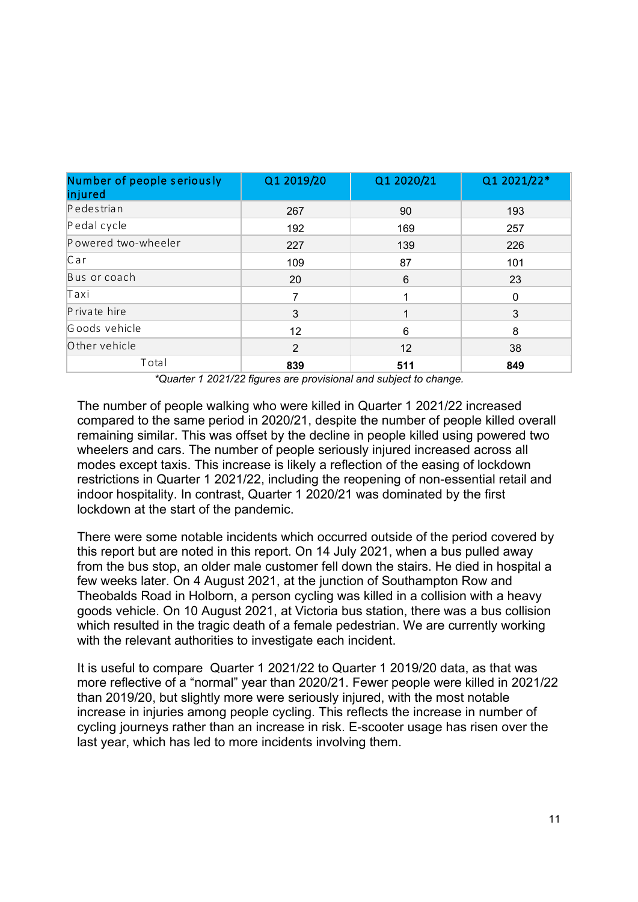| Number of people seriously injured | Q1 2019/20 | Q1 2020/21 | Q1 2021/22* |
|---|---|---|---|
| Pedestrian | 267 | 90 | 193 |
| Pedal cycle | 192 | 169 | 257 |
| Powered two-wheeler | 227 | 139 | 226 |
| Car | 109 | 87 | 101 |
| Bus or coach | 20 | 6 | 23 |
| Taxi | 7 | 1 | 0 |
| Private hire | 3 | 1 | 3 |
| Goods vehicle | 12 | 6 | 8 |
| Other vehicle | 2 | 12 | 38 |
| Total | **839** | **511** | **849** |

*\*Quarter 1 2021/22 figures are provisional and subject to change.*

The number of people walking who were killed in Quarter 1 2021/22 increased compared to the same period in 2020/21, despite the number of people killed overall remaining similar. This was offset by the decline in people killed using powered two wheelers and cars. The number of people seriously injured increased across all modes except taxis. This increase is likely a reflection of the easing of lockdown restrictions in Quarter 1 2021/22, including the reopening of non-essential retail and indoor hospitality. In contrast, Quarter 1 2020/21 was dominated by the first lockdown at the start of the pandemic.

There were some notable incidents which occurred outside of the period covered by this report but are noted in this report. On 14 July 2021, when a bus pulled away from the bus stop, an older male customer fell down the stairs. He died in hospital a few weeks later. On 4 August 2021, at the junction of Southampton Row and Theobalds Road in Holborn, a person cycling was killed in a collision with a heavy goods vehicle. On 10 August 2021, at Victoria bus station, there was a bus collision which resulted in the tragic death of a female pedestrian. We are currently working with the relevant authorities to investigate each incident.

It is useful to compare Quarter 1 2021/22 to Quarter 1 2019/20 data, as that was more reflective of a "normal" year than 2020/21. Fewer people were killed in 2021/22 than 2019/20, but slightly more were seriously injured, with the most notable increase in injuries among people cycling. This reflects the increase in number of cycling journeys rather than an increase in risk. E-scooter usage has risen over the last year, which has led to more incidents involving them.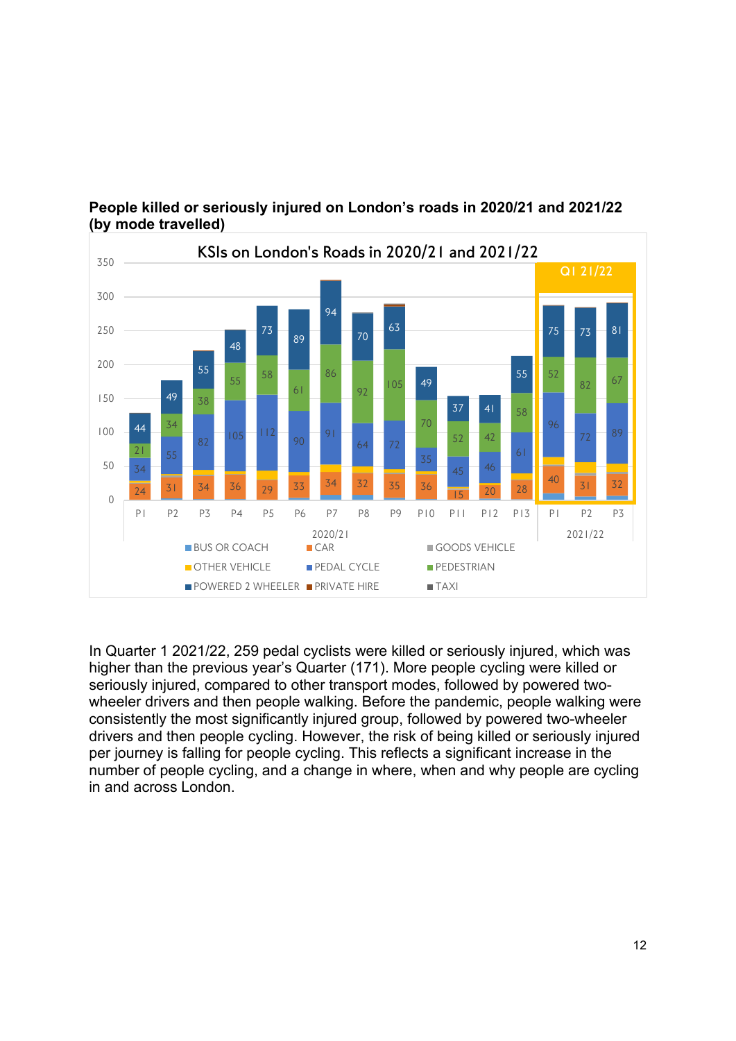**People killed or seriously injured on London's roads in 2020/21 and 2021/22 (by mode travelled)**

In Quarter 1 2021/22, 259 pedal cyclists were killed or seriously injured, which was higher than the previous year's Quarter (171). More people cycling were killed or seriously injured, compared to other transport modes, followed by powered two-wheeler drivers and then people walking. Before the pandemic, people walking were consistently the most significantly injured group, followed by powered two-wheeler drivers and then people cycling. However, the risk of being killed or seriously injured per journey is falling for people cycling. This reflects a significant increase in the number of people cycling, and a change in where, when and why people are cycling in and across London.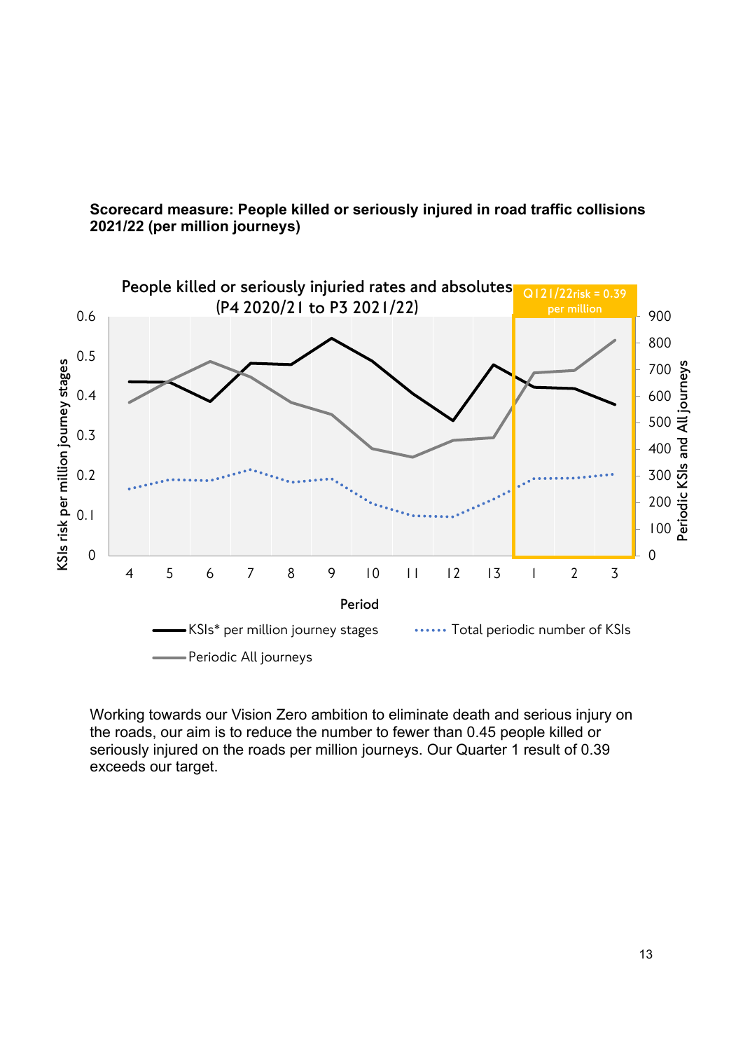**Scorecard measure: People killed or seriously injured in road traffic collisions 2021/22 (per million journeys)**

People killed or seriously injuried rates and absolutes (P4 2020/21 to P3 2021/22)

Q1 21/22risk = 0.39 per million

KSIs risk per million journey stages

Periodic KSIs and All journeys

Period

KSIs* per million journey stages

Total periodic number of KSIs

Periodic All journeys

Working towards our Vision Zero ambition to eliminate death and serious injury on the roads, our aim is to reduce the number to fewer than 0.45 people killed or seriously injured on the roads per million journeys. Our Quarter 1 result of 0.39 exceeds our target.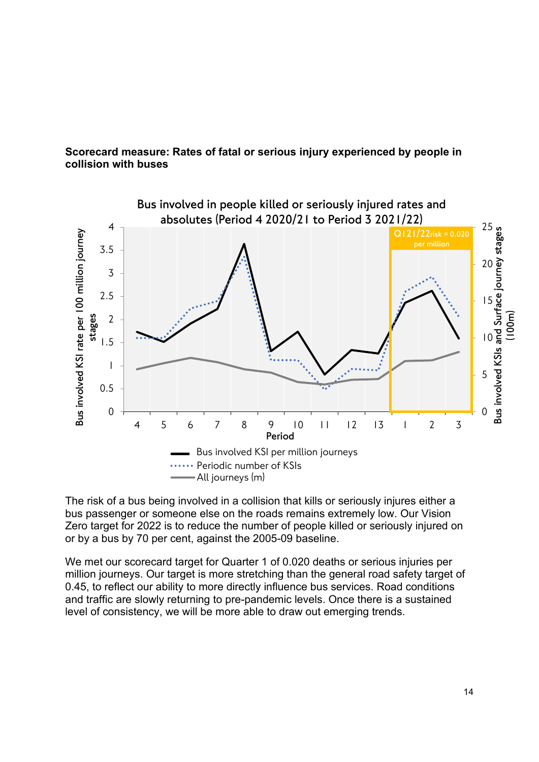**Scorecard measure: Rates of fatal or serious injury experienced by people in collision with buses**

Bus involved in people killed or seriously injured rates and absolutes (Period 4 2020/21 to Period 3 2021/22)

The risk of a bus being involved in a collision that kills or seriously injures either a bus passenger or someone else on the roads remains extremely low. Our Vision Zero target for 2022 is to reduce the number of people killed or seriously injured on or by a bus by 70 per cent, against the 2005-09 baseline.

We met our scorecard target for Quarter 1 of 0.020 deaths or serious injuries per million journeys. Our target is more stretching than the general road safety target of 0.45, to reflect our ability to more directly influence bus services. Road conditions and traffic are slowly returning to pre-pandemic levels. Once there is a sustained level of consistency, we will be more able to draw out emerging trends.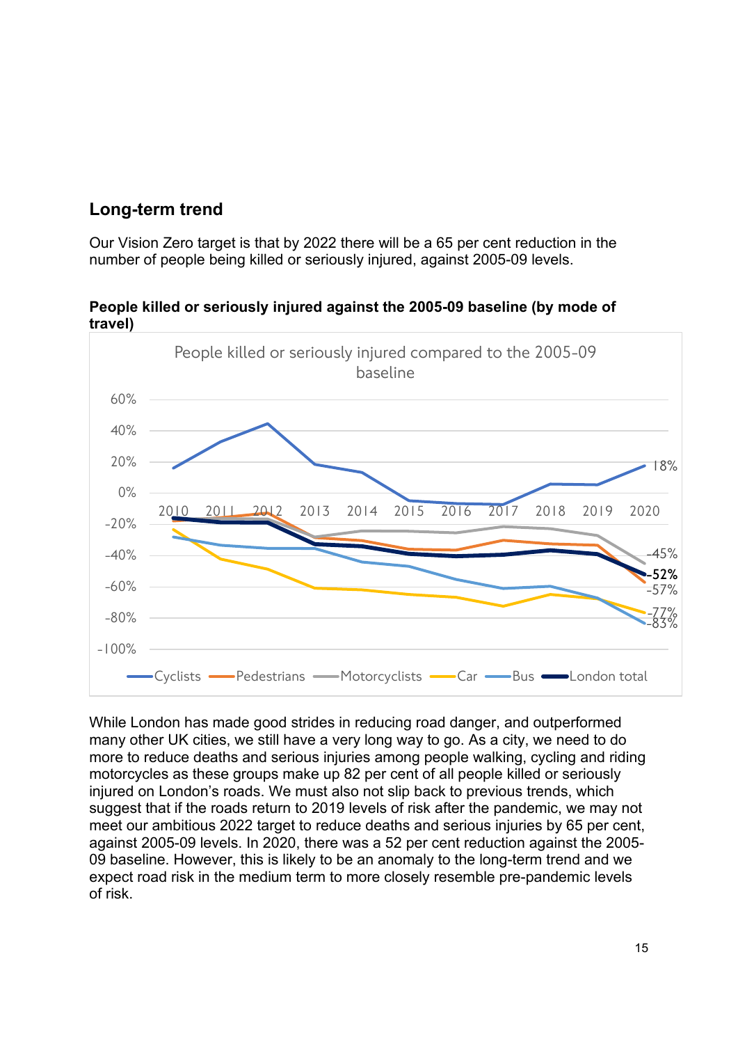## Long-term trend

Our Vision Zero target is that by 2022 there will be a 65 per cent reduction in the number of people being killed or seriously injured, against 2005-09 levels.

**People killed or seriously injured against the 2005-09 baseline (by mode of travel)**

While London has made good strides in reducing road danger, and outperformed many other UK cities, we still have a very long way to go. As a city, we need to do more to reduce deaths and serious injuries among people walking, cycling and riding motorcycles as these groups make up 82 per cent of all people killed or seriously injured on London's roads. We must also not slip back to previous trends, which suggest that if the roads return to 2019 levels of risk after the pandemic, we may not meet our ambitious 2022 target to reduce deaths and serious injuries by 65 per cent, against 2005-09 levels. In 2020, there was a 52 per cent reduction against the 2005-09 baseline. However, this is likely to be an anomaly to the long-term trend and we expect road risk in the medium term to more closely resemble pre-pandemic levels of risk.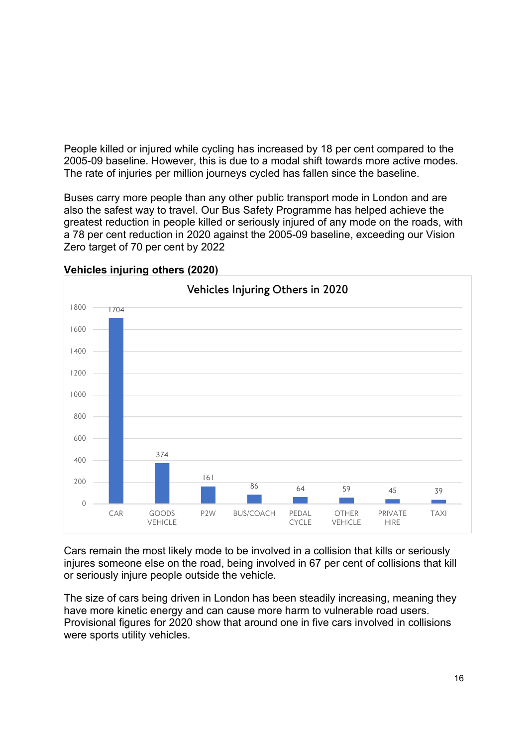People killed or injured while cycling has increased by 18 per cent compared to the 2005-09 baseline. However, this is due to a modal shift towards more active modes. The rate of injuries per million journeys cycled has fallen since the baseline.

Buses carry more people than any other public transport mode in London and are also the safest way to travel. Our Bus Safety Programme has helped achieve the greatest reduction in people killed or seriously injured of any mode on the roads, with a 78 per cent reduction in 2020 against the 2005-09 baseline, exceeding our Vision Zero target of 70 per cent by 2022

**Vehicles injuring others (2020)**

Vehicles Injuring Others in 2020

| Vehicle | Number |
|---|---|
| CAR | 1704 |
| GOODS VEHICLE | 374 |
| P2W | 161 |
| BUS/COACH | 86 |
| PEDAL CYCLE | 64 |
| OTHER VEHICLE | 59 |
| PRIVATE HIRE | 45 |
| TAXI | 39 |

Cars remain the most likely mode to be involved in a collision that kills or seriously injures someone else on the road, being involved in 67 per cent of collisions that kill or seriously injure people outside the vehicle.

The size of cars being driven in London has been steadily increasing, meaning they have more kinetic energy and can cause more harm to vulnerable road users. Provisional figures for 2020 show that around one in five cars involved in collisions were sports utility vehicles.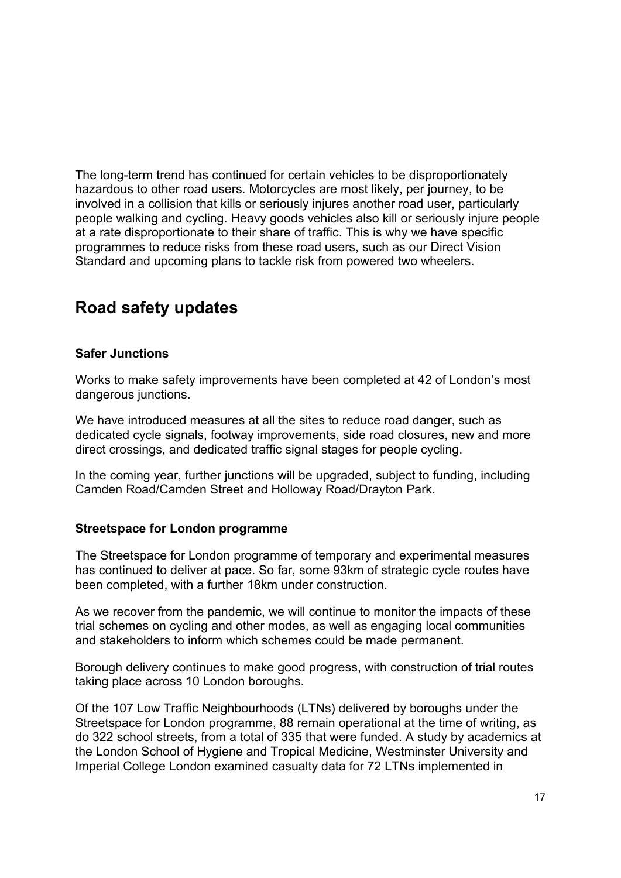The long-term trend has continued for certain vehicles to be disproportionately hazardous to other road users. Motorcycles are most likely, per journey, to be involved in a collision that kills or seriously injures another road user, particularly people walking and cycling. Heavy goods vehicles also kill or seriously injure people at a rate disproportionate to their share of traffic. This is why we have specific programmes to reduce risks from these road users, such as our Direct Vision Standard and upcoming plans to tackle risk from powered two wheelers.

## Road safety updates

**Safer Junctions**

Works to make safety improvements have been completed at 42 of London's most dangerous junctions.

We have introduced measures at all the sites to reduce road danger, such as dedicated cycle signals, footway improvements, side road closures, new and more direct crossings, and dedicated traffic signal stages for people cycling.

In the coming year, further junctions will be upgraded, subject to funding, including Camden Road/Camden Street and Holloway Road/Drayton Park.

**Streetspace for London programme**

The Streetspace for London programme of temporary and experimental measures has continued to deliver at pace. So far, some 93km of strategic cycle routes have been completed, with a further 18km under construction.

As we recover from the pandemic, we will continue to monitor the impacts of these trial schemes on cycling and other modes, as well as engaging local communities and stakeholders to inform which schemes could be made permanent.

Borough delivery continues to make good progress, with construction of trial routes taking place across 10 London boroughs.

Of the 107 Low Traffic Neighbourhoods (LTNs) delivered by boroughs under the Streetspace for London programme, 88 remain operational at the time of writing, as do 322 school streets, from a total of 335 that were funded. A study by academics at the London School of Hygiene and Tropical Medicine, Westminster University and Imperial College London examined casualty data for 72 LTNs implemented in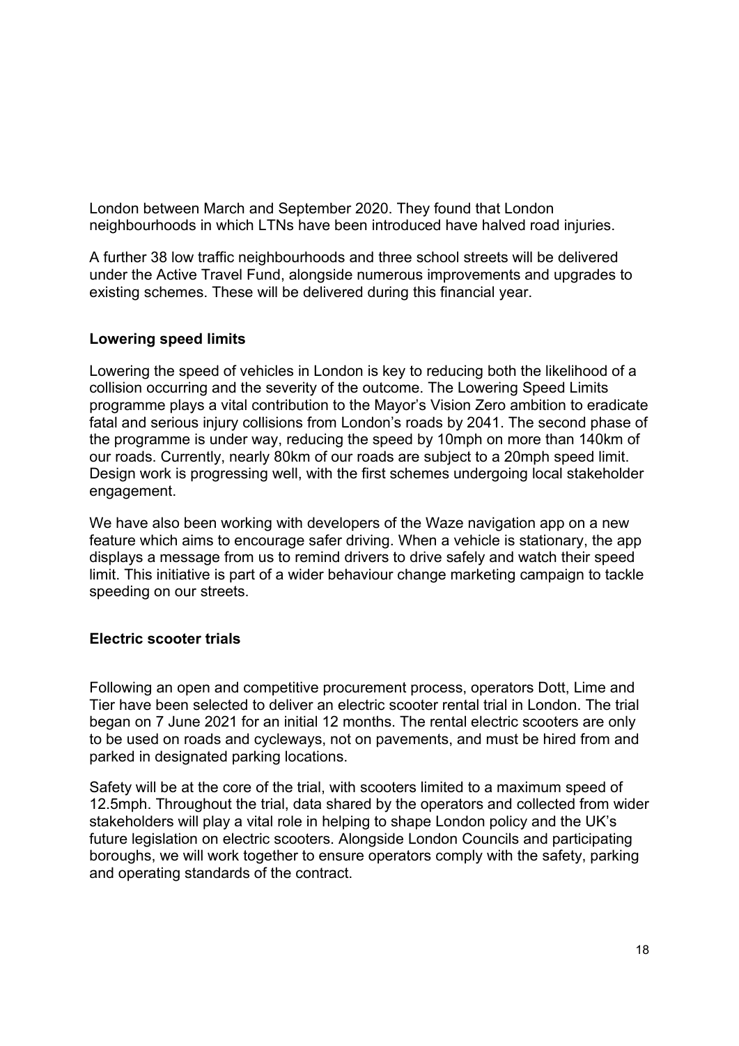London between March and September 2020. They found that London neighbourhoods in which LTNs have been introduced have halved road injuries.

A further 38 low traffic neighbourhoods and three school streets will be delivered under the Active Travel Fund, alongside numerous improvements and upgrades to existing schemes. These will be delivered during this financial year.

**Lowering speed limits**

Lowering the speed of vehicles in London is key to reducing both the likelihood of a collision occurring and the severity of the outcome. The Lowering Speed Limits programme plays a vital contribution to the Mayor's Vision Zero ambition to eradicate fatal and serious injury collisions from London's roads by 2041. The second phase of the programme is under way, reducing the speed by 10mph on more than 140km of our roads. Currently, nearly 80km of our roads are subject to a 20mph speed limit. Design work is progressing well, with the first schemes undergoing local stakeholder engagement.

We have also been working with developers of the Waze navigation app on a new feature which aims to encourage safer driving. When a vehicle is stationary, the app displays a message from us to remind drivers to drive safely and watch their speed limit. This initiative is part of a wider behaviour change marketing campaign to tackle speeding on our streets.

**Electric scooter trials**

Following an open and competitive procurement process, operators Dott, Lime and Tier have been selected to deliver an electric scooter rental trial in London. The trial began on 7 June 2021 for an initial 12 months. The rental electric scooters are only to be used on roads and cycleways, not on pavements, and must be hired from and parked in designated parking locations.

Safety will be at the core of the trial, with scooters limited to a maximum speed of 12.5mph. Throughout the trial, data shared by the operators and collected from wider stakeholders will play a vital role in helping to shape London policy and the UK's future legislation on electric scooters. Alongside London Councils and participating boroughs, we will work together to ensure operators comply with the safety, parking and operating standards of the contract.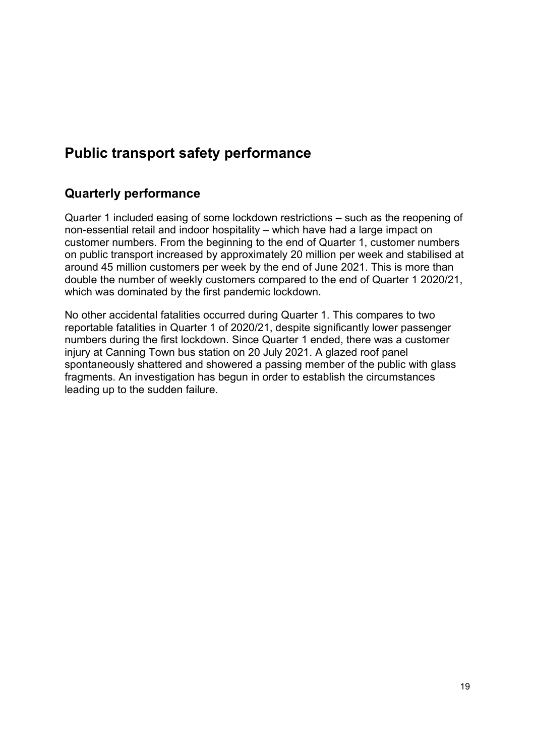## Public transport safety performance

### Quarterly performance

Quarter 1 included easing of some lockdown restrictions – such as the reopening of non-essential retail and indoor hospitality – which have had a large impact on customer numbers. From the beginning to the end of Quarter 1, customer numbers on public transport increased by approximately 20 million per week and stabilised at around 45 million customers per week by the end of June 2021. This is more than double the number of weekly customers compared to the end of Quarter 1 2020/21, which was dominated by the first pandemic lockdown.

No other accidental fatalities occurred during Quarter 1. This compares to two reportable fatalities in Quarter 1 of 2020/21, despite significantly lower passenger numbers during the first lockdown. Since Quarter 1 ended, there was a customer injury at Canning Town bus station on 20 July 2021. A glazed roof panel spontaneously shattered and showered a passing member of the public with glass fragments. An investigation has begun in order to establish the circumstances leading up to the sudden failure.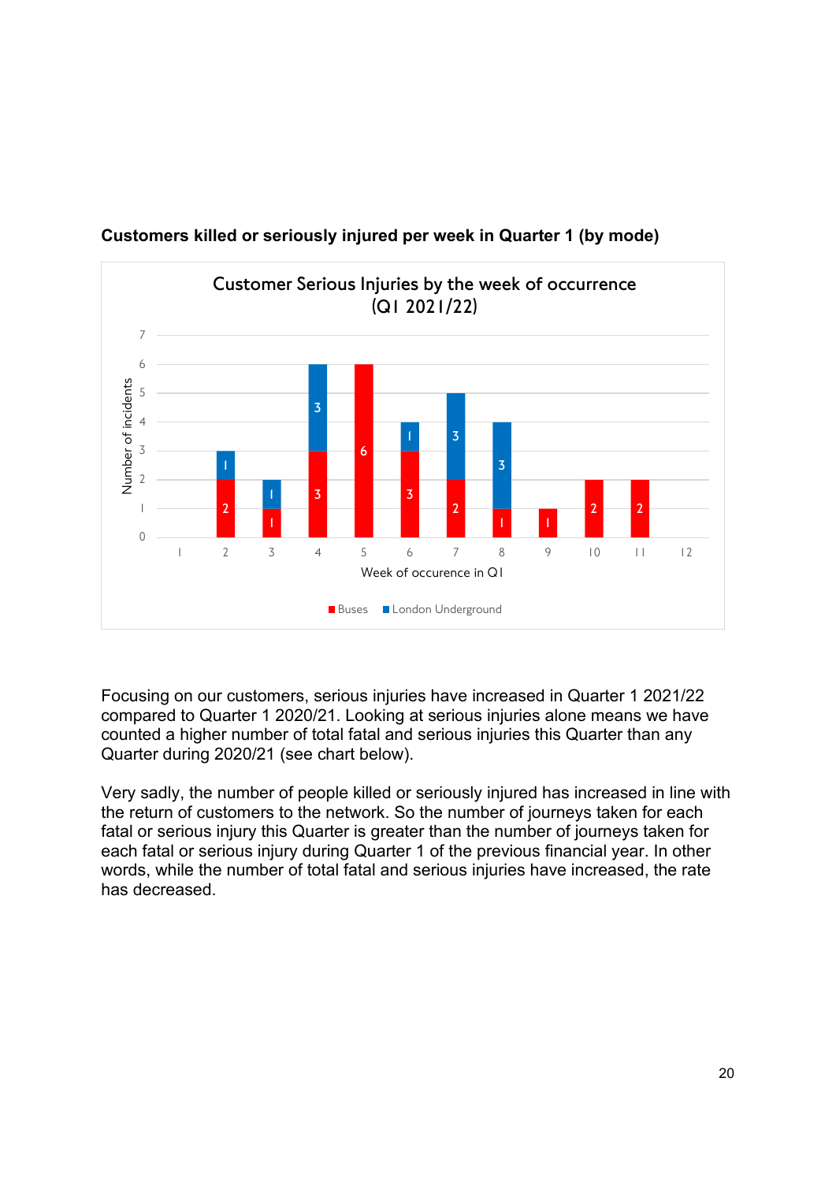**Customers killed or seriously injured per week in Quarter 1 (by mode)**

Customer Serious Injuries by the week of occurrence (Q1 2021/22)

| Week of occurence in Q1 | Buses | London Underground |
|---|---|---|
| 1 | | |
| 2 | 2 | 1 |
| 3 | 1 | 1 |
| 4 | 3 | 3 |
| 5 | 6 | |
| 6 | 3 | 1 |
| 7 | 2 | 3 |
| 8 | 1 | 3 |
| 9 | 1 | |
| 10 | 2 | |
| 11 | 2 | |
| 12 | | |

Focusing on our customers, serious injuries have increased in Quarter 1 2021/22 compared to Quarter 1 2020/21. Looking at serious injuries alone means we have counted a higher number of total fatal and serious injuries this Quarter than any Quarter during 2020/21 (see chart below).

Very sadly, the number of people killed or seriously injured has increased in line with the return of customers to the network. So the number of journeys taken for each fatal or serious injury this Quarter is greater than the number of journeys taken for each fatal or serious injury during Quarter 1 of the previous financial year. In other words, while the number of total fatal and serious injuries have increased, the rate has decreased.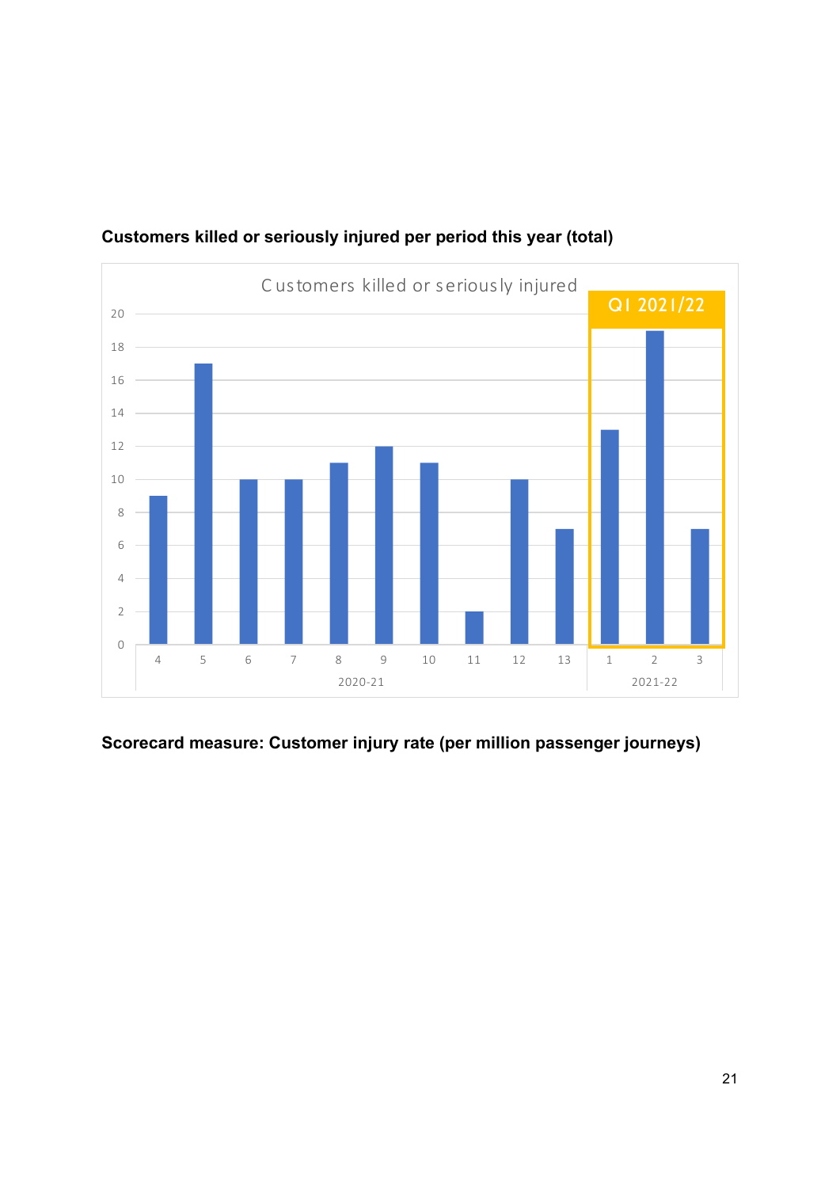**Customers killed or seriously injured per period this year (total)**

| Year | Period | Customers killed or seriously injured |
|---|---|---|
| 2020-21 | 4 | 9 |
| 2020-21 | 5 | 17 |
| 2020-21 | 6 | 10 |
| 2020-21 | 7 | 10 |
| 2020-21 | 8 | 11 |
| 2020-21 | 9 | 12 |
| 2020-21 | 10 | 11 |
| 2020-21 | 11 | 2 |
| 2020-21 | 12 | 10 |
| 2020-21 | 13 | 7 |
| 2021-22 (Q1 2021/22) | 1 | 13 |
| 2021-22 (Q1 2021/22) | 2 | 19 |
| 2021-22 (Q1 2021/22) | 3 | 7 |

**Scorecard measure: Customer injury rate (per million passenger journeys)**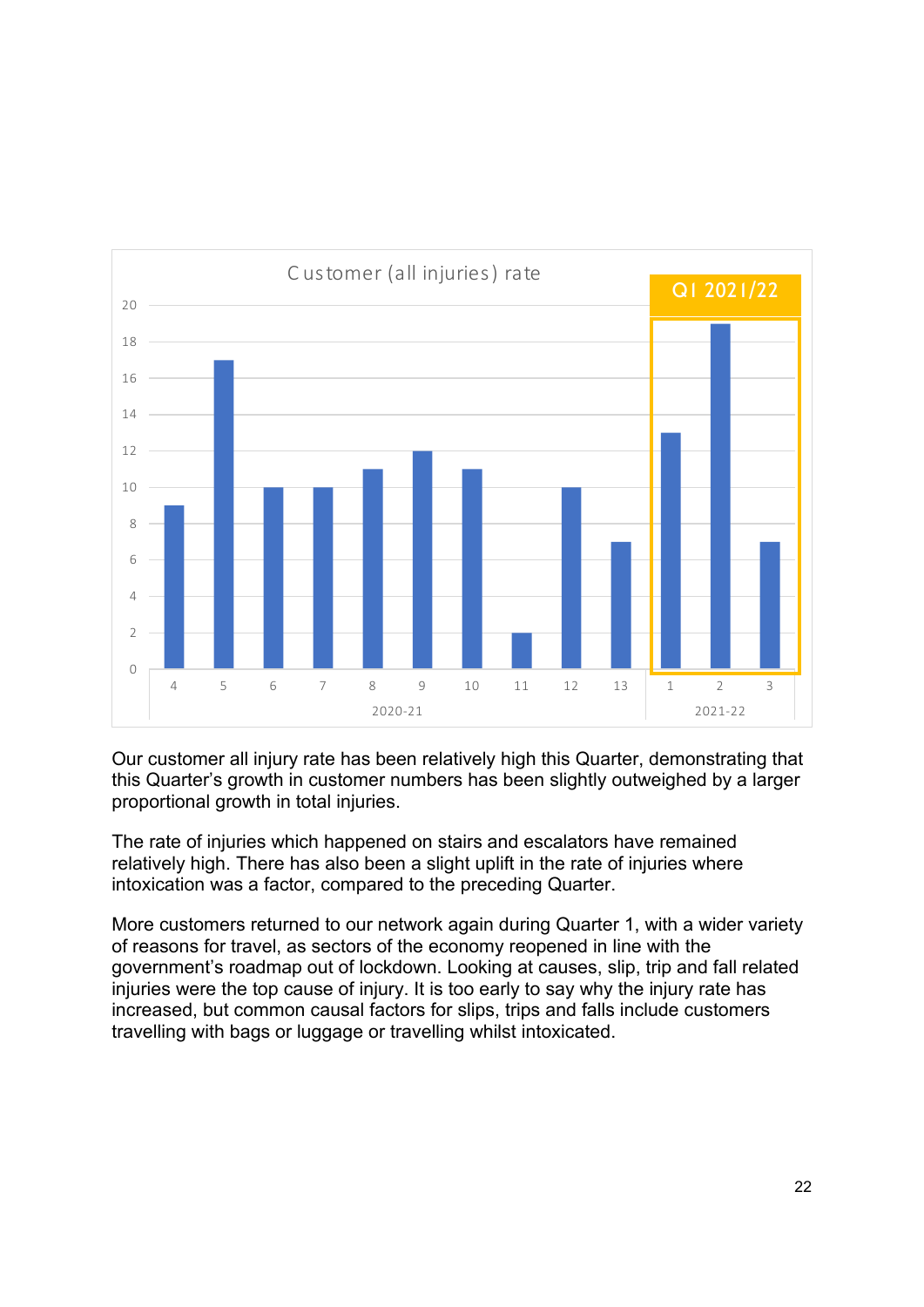Customer (all injuries) rate

Q1 2021/22

| Year | Period | Rate |
| --- | --- | --- |
| 2020-21 | 4 | 9 |
| 2020-21 | 5 | 17 |
| 2020-21 | 6 | 10 |
| 2020-21 | 7 | 10 |
| 2020-21 | 8 | 11 |
| 2020-21 | 9 | 12 |
| 2020-21 | 10 | 11 |
| 2020-21 | 11 | 2 |
| 2020-21 | 12 | 10 |
| 2020-21 | 13 | 7 |
| 2021-22 | 1 | 13 |
| 2021-22 | 2 | 19 |
| 2021-22 | 3 | 7 |

Our customer all injury rate has been relatively high this Quarter, demonstrating that this Quarter's growth in customer numbers has been slightly outweighed by a larger proportional growth in total injuries.

The rate of injuries which happened on stairs and escalators have remained relatively high. There has also been a slight uplift in the rate of injuries where intoxication was a factor, compared to the preceding Quarter.

More customers returned to our network again during Quarter 1, with a wider variety of reasons for travel, as sectors of the economy reopened in line with the government's roadmap out of lockdown. Looking at causes, slip, trip and fall related injuries were the top cause of injury. It is too early to say why the injury rate has increased, but common causal factors for slips, trips and falls include customers travelling with bags or luggage or travelling whilst intoxicated.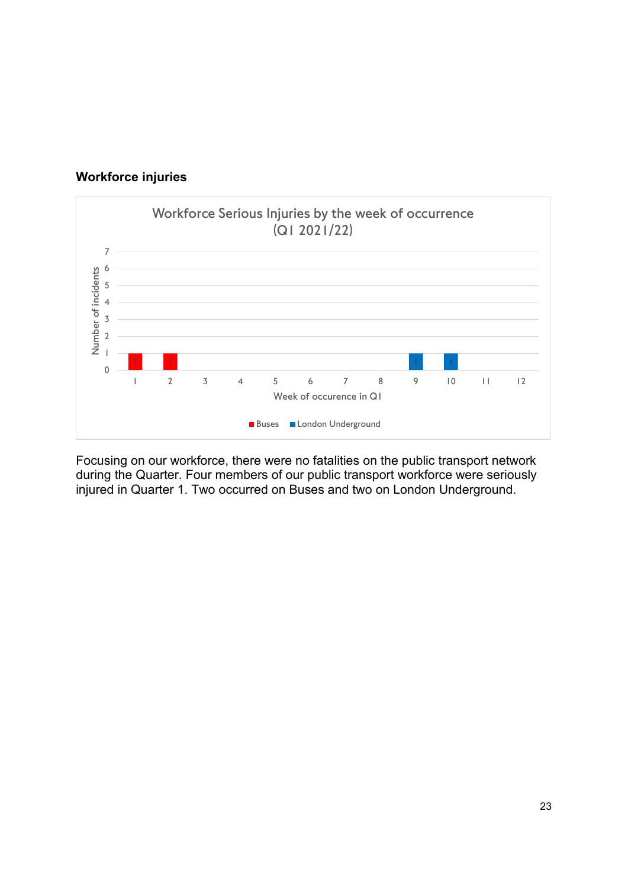## Workforce injuries

Workforce Serious Injuries by the week of occurrence (Q1 2021/22)

| Week of occurence in Q1 | 1 | 2 | 3 | 4 | 5 | 6 | 7 | 8 | 9 | 10 | 11 | 12 |
|---|---|---|---|---|---|---|---|---|---|---|---|---|
| Buses | 1 | 1 | | | | | | | | | | |
| London Underground | | | | | | | | | 1 | 1 | | |

Focusing on our workforce, there were no fatalities on the public transport network during the Quarter. Four members of our public transport workforce were seriously injured in Quarter 1. Two occurred on Buses and two on London Underground.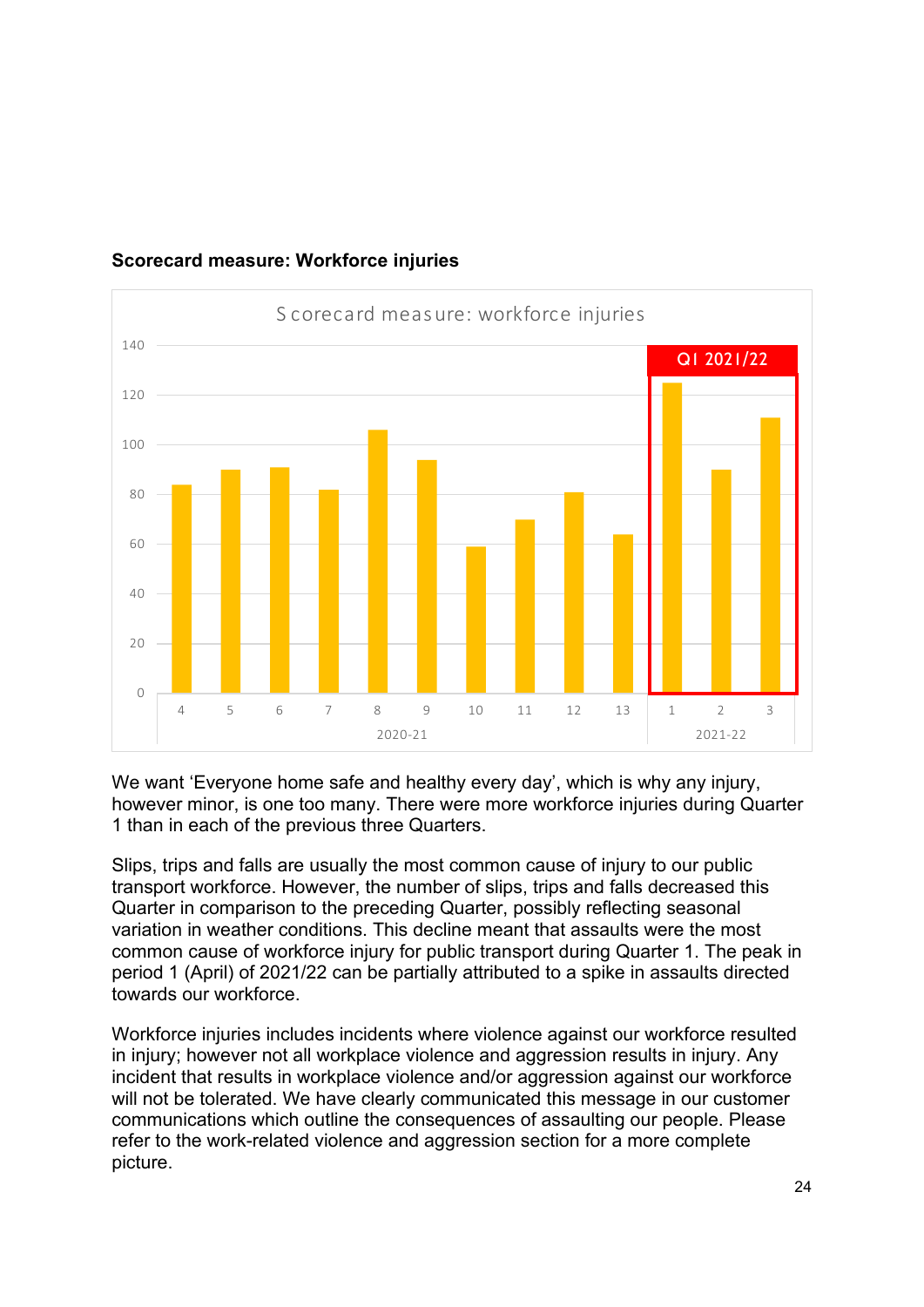**Scorecard measure: Workforce injuries**

We want ‘Everyone home safe and healthy every day’, which is why any injury, however minor, is one too many. There were more workforce injuries during Quarter 1 than in each of the previous three Quarters.

Slips, trips and falls are usually the most common cause of injury to our public transport workforce. However, the number of slips, trips and falls decreased this Quarter in comparison to the preceding Quarter, possibly reflecting seasonal variation in weather conditions. This decline meant that assaults were the most common cause of workforce injury for public transport during Quarter 1. The peak in period 1 (April) of 2021/22 can be partially attributed to a spike in assaults directed towards our workforce.

Workforce injuries includes incidents where violence against our workforce resulted in injury; however not all workplace violence and aggression results in injury. Any incident that results in workplace violence and/or aggression against our workforce will not be tolerated. We have clearly communicated this message in our customer communications which outline the consequences of assaulting our people. Please refer to the work-related violence and aggression section for a more complete picture.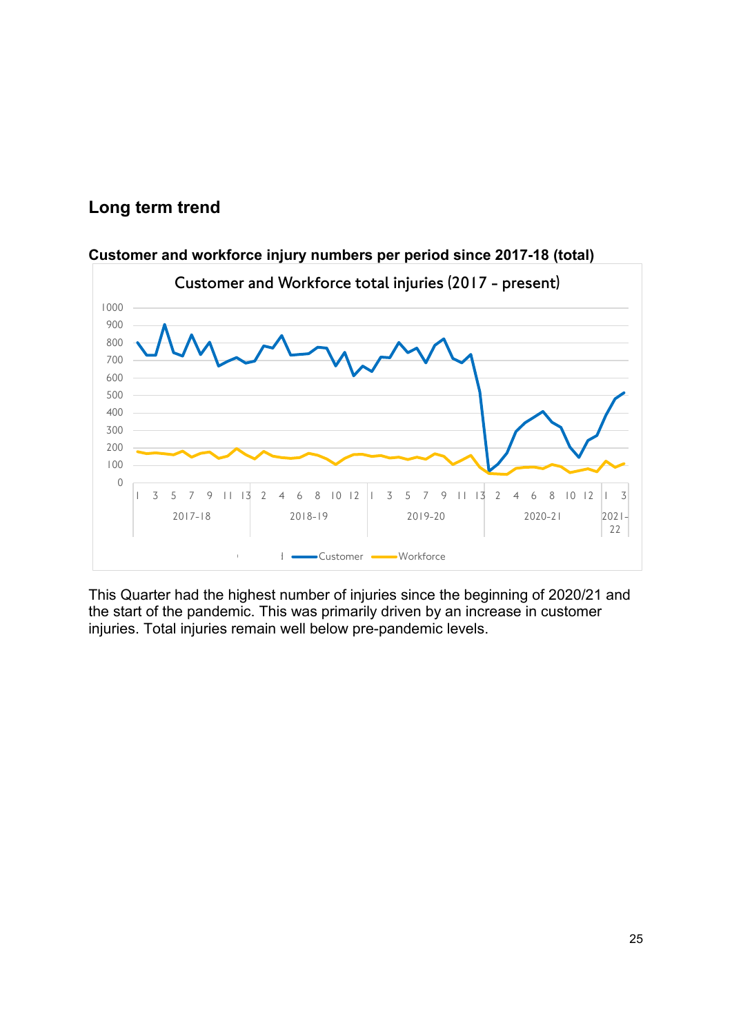## Long term trend

**Customer and workforce injury numbers per period since 2017-18 (total)**

This Quarter had the highest number of injuries since the beginning of 2020/21 and the start of the pandemic. This was primarily driven by an increase in customer injuries. Total injuries remain well below pre-pandemic levels.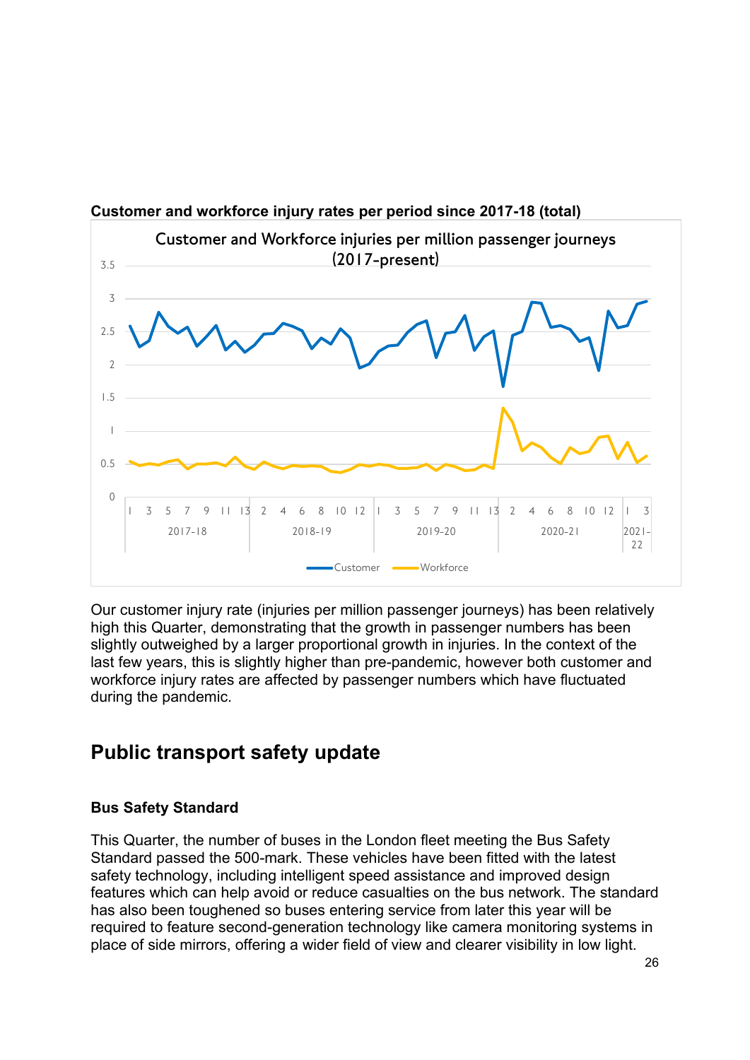**Customer and workforce injury rates per period since 2017-18 (total)**

Our customer injury rate (injuries per million passenger journeys) has been relatively high this Quarter, demonstrating that the growth in passenger numbers has been slightly outweighed by a larger proportional growth in injuries. In the context of the last few years, this is slightly higher than pre-pandemic, however both customer and workforce injury rates are affected by passenger numbers which have fluctuated during the pandemic.

## Public transport safety update

### Bus Safety Standard

This Quarter, the number of buses in the London fleet meeting the Bus Safety Standard passed the 500-mark. These vehicles have been fitted with the latest safety technology, including intelligent speed assistance and improved design features which can help avoid or reduce casualties on the bus network. The standard has also been toughened so buses entering service from later this year will be required to feature second-generation technology like camera monitoring systems in place of side mirrors, offering a wider field of view and clearer visibility in low light.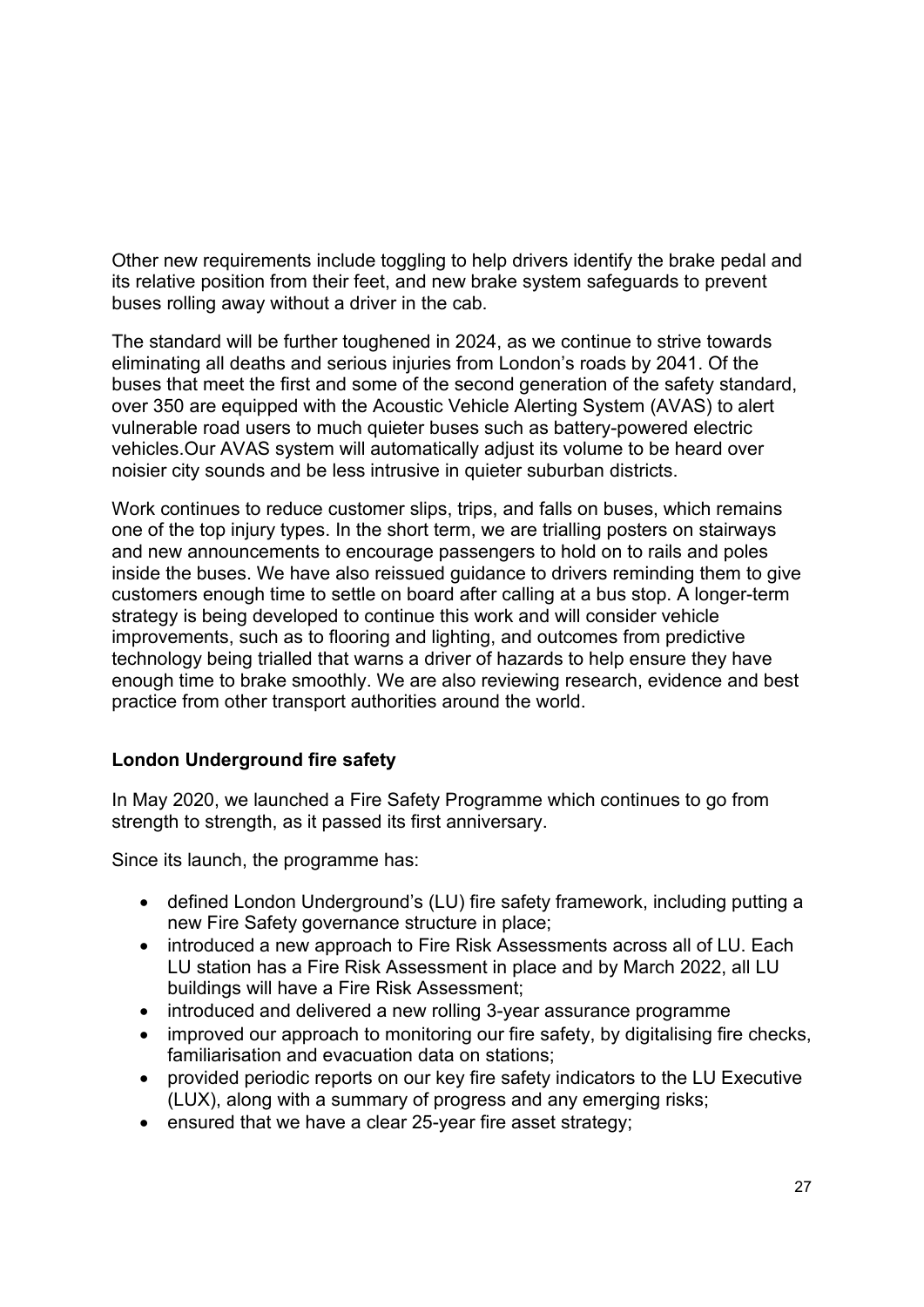Other new requirements include toggling to help drivers identify the brake pedal and its relative position from their feet, and new brake system safeguards to prevent buses rolling away without a driver in the cab.

The standard will be further toughened in 2024, as we continue to strive towards eliminating all deaths and serious injuries from London's roads by 2041. Of the buses that meet the first and some of the second generation of the safety standard, over 350 are equipped with the Acoustic Vehicle Alerting System (AVAS) to alert vulnerable road users to much quieter buses such as battery-powered electric vehicles.Our AVAS system will automatically adjust its volume to be heard over noisier city sounds and be less intrusive in quieter suburban districts.

Work continues to reduce customer slips, trips, and falls on buses, which remains one of the top injury types. In the short term, we are trialling posters on stairways and new announcements to encourage passengers to hold on to rails and poles inside the buses. We have also reissued guidance to drivers reminding them to give customers enough time to settle on board after calling at a bus stop. A longer-term strategy is being developed to continue this work and will consider vehicle improvements, such as to flooring and lighting, and outcomes from predictive technology being trialled that warns a driver of hazards to help ensure they have enough time to brake smoothly. We are also reviewing research, evidence and best practice from other transport authorities around the world.

**London Underground fire safety**

In May 2020, we launched a Fire Safety Programme which continues to go from strength to strength, as it passed its first anniversary.

Since its launch, the programme has:

- defined London Underground's (LU) fire safety framework, including putting a new Fire Safety governance structure in place;
- introduced a new approach to Fire Risk Assessments across all of LU. Each LU station has a Fire Risk Assessment in place and by March 2022, all LU buildings will have a Fire Risk Assessment;
- introduced and delivered a new rolling 3-year assurance programme
- improved our approach to monitoring our fire safety, by digitalising fire checks, familiarisation and evacuation data on stations;
- provided periodic reports on our key fire safety indicators to the LU Executive (LUX), along with a summary of progress and any emerging risks;
- ensured that we have a clear 25-year fire asset strategy;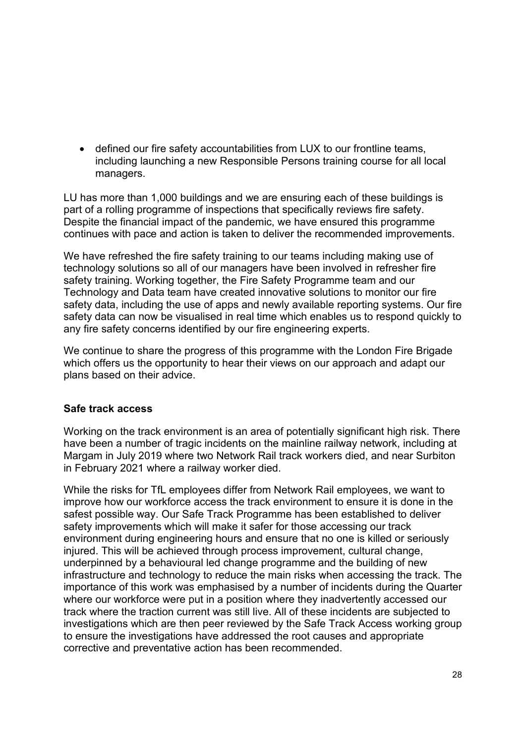- defined our fire safety accountabilities from LUX to our frontline teams, including launching a new Responsible Persons training course for all local managers.

LU has more than 1,000 buildings and we are ensuring each of these buildings is part of a rolling programme of inspections that specifically reviews fire safety. Despite the financial impact of the pandemic, we have ensured this programme continues with pace and action is taken to deliver the recommended improvements.

We have refreshed the fire safety training to our teams including making use of technology solutions so all of our managers have been involved in refresher fire safety training. Working together, the Fire Safety Programme team and our Technology and Data team have created innovative solutions to monitor our fire safety data, including the use of apps and newly available reporting systems. Our fire safety data can now be visualised in real time which enables us to respond quickly to any fire safety concerns identified by our fire engineering experts.

We continue to share the progress of this programme with the London Fire Brigade which offers us the opportunity to hear their views on our approach and adapt our plans based on their advice.

**Safe track access**

Working on the track environment is an area of potentially significant high risk. There have been a number of tragic incidents on the mainline railway network, including at Margam in July 2019 where two Network Rail track workers died, and near Surbiton in February 2021 where a railway worker died.

While the risks for TfL employees differ from Network Rail employees, we want to improve how our workforce access the track environment to ensure it is done in the safest possible way. Our Safe Track Programme has been established to deliver safety improvements which will make it safer for those accessing our track environment during engineering hours and ensure that no one is killed or seriously injured. This will be achieved through process improvement, cultural change, underpinned by a behavioural led change programme and the building of new infrastructure and technology to reduce the main risks when accessing the track. The importance of this work was emphasised by a number of incidents during the Quarter where our workforce were put in a position where they inadvertently accessed our track where the traction current was still live. All of these incidents are subjected to investigations which are then peer reviewed by the Safe Track Access working group to ensure the investigations have addressed the root causes and appropriate corrective and preventative action has been recommended.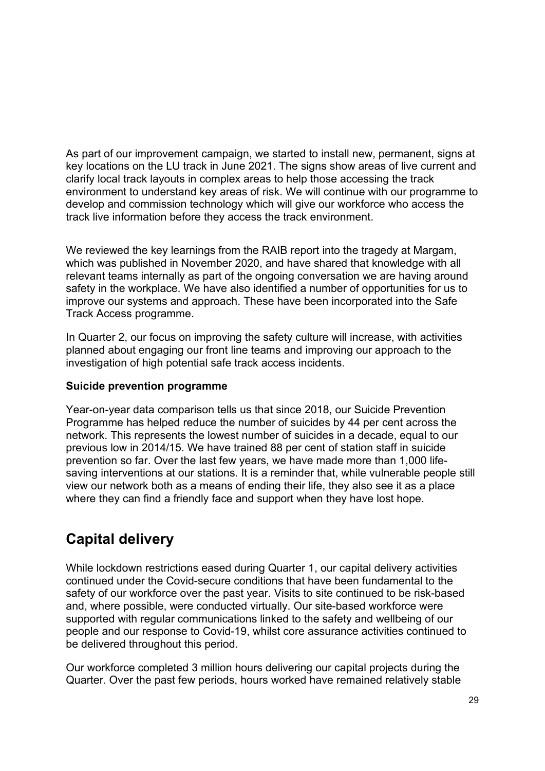As part of our improvement campaign, we started to install new, permanent, signs at key locations on the LU track in June 2021. The signs show areas of live current and clarify local track layouts in complex areas to help those accessing the track environment to understand key areas of risk. We will continue with our programme to develop and commission technology which will give our workforce who access the track live information before they access the track environment.

We reviewed the key learnings from the RAIB report into the tragedy at Margam, which was published in November 2020, and have shared that knowledge with all relevant teams internally as part of the ongoing conversation we are having around safety in the workplace. We have also identified a number of opportunities for us to improve our systems and approach. These have been incorporated into the Safe Track Access programme.

In Quarter 2, our focus on improving the safety culture will increase, with activities planned about engaging our front line teams and improving our approach to the investigation of high potential safe track access incidents.

**Suicide prevention programme**

Year-on-year data comparison tells us that since 2018, our Suicide Prevention Programme has helped reduce the number of suicides by 44 per cent across the network. This represents the lowest number of suicides in a decade, equal to our previous low in 2014/15. We have trained 88 per cent of station staff in suicide prevention so far. Over the last few years, we have made more than 1,000 life-saving interventions at our stations. It is a reminder that, while vulnerable people still view our network both as a means of ending their life, they also see it as a place where they can find a friendly face and support when they have lost hope.

## Capital delivery

While lockdown restrictions eased during Quarter 1, our capital delivery activities continued under the Covid-secure conditions that have been fundamental to the safety of our workforce over the past year. Visits to site continued to be risk-based and, where possible, were conducted virtually. Our site-based workforce were supported with regular communications linked to the safety and wellbeing of our people and our response to Covid-19, whilst core assurance activities continued to be delivered throughout this period.

Our workforce completed 3 million hours delivering our capital projects during the Quarter. Over the past few periods, hours worked have remained relatively stable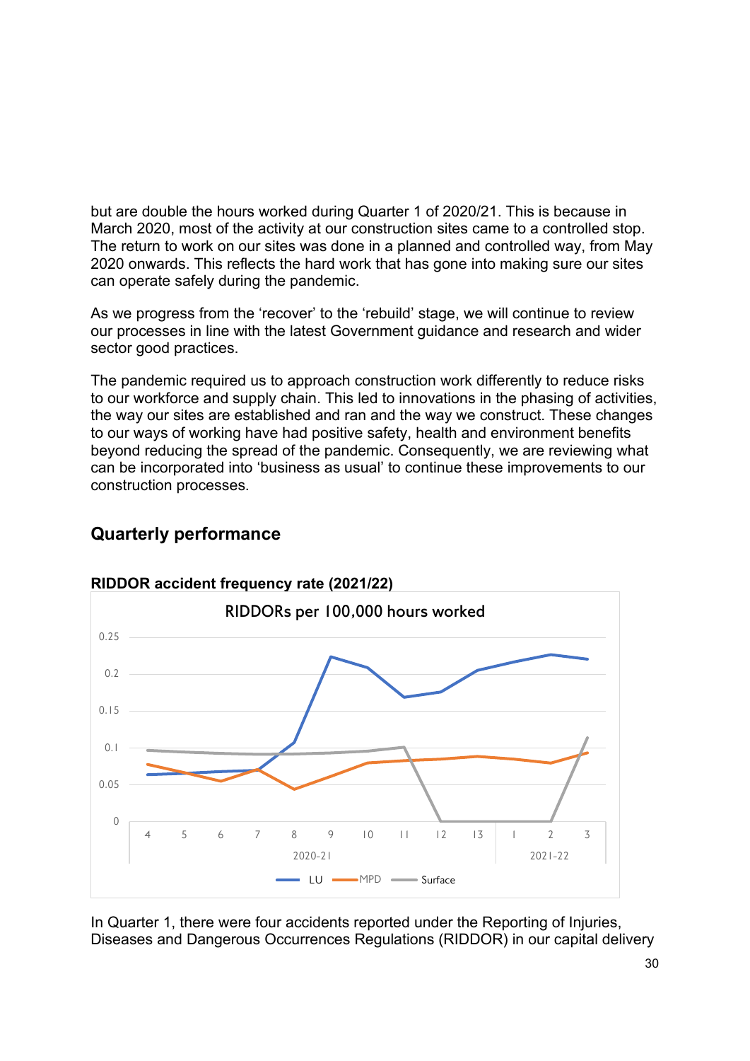but are double the hours worked during Quarter 1 of 2020/21. This is because in March 2020, most of the activity at our construction sites came to a controlled stop. The return to work on our sites was done in a planned and controlled way, from May 2020 onwards. This reflects the hard work that has gone into making sure our sites can operate safely during the pandemic.

As we progress from the 'recover' to the 'rebuild' stage, we will continue to review our processes in line with the latest Government guidance and research and wider sector good practices.

The pandemic required us to approach construction work differently to reduce risks to our workforce and supply chain. This led to innovations in the phasing of activities, the way our sites are established and ran and the way we construct. These changes to our ways of working have had positive safety, health and environment benefits beyond reducing the spread of the pandemic. Consequently, we are reviewing what can be incorporated into 'business as usual' to continue these improvements to our construction processes.

## Quarterly performance

**RIDDOR accident frequency rate (2021/22)**

RIDDORs per 100,000 hours worked

In Quarter 1, there were four accidents reported under the Reporting of Injuries, Diseases and Dangerous Occurrences Regulations (RIDDOR) in our capital delivery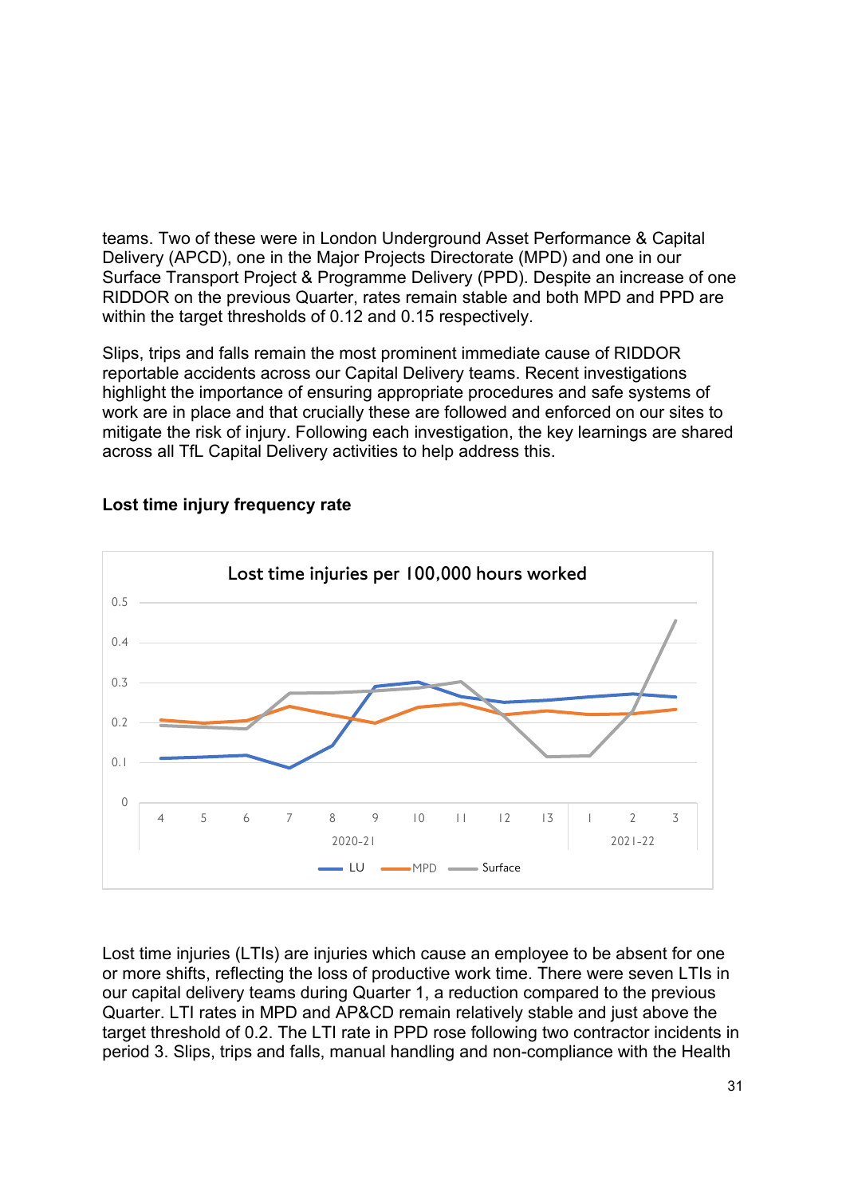teams. Two of these were in London Underground Asset Performance & Capital Delivery (APCD), one in the Major Projects Directorate (MPD) and one in our Surface Transport Project & Programme Delivery (PPD). Despite an increase of one RIDDOR on the previous Quarter, rates remain stable and both MPD and PPD are within the target thresholds of 0.12 and 0.15 respectively.

Slips, trips and falls remain the most prominent immediate cause of RIDDOR reportable accidents across our Capital Delivery teams. Recent investigations highlight the importance of ensuring appropriate procedures and safe systems of work are in place and that crucially these are followed and enforced on our sites to mitigate the risk of injury. Following each investigation, the key learnings are shared across all TfL Capital Delivery activities to help address this.

**Lost time injury frequency rate**

Lost time injuries per 100,000 hours worked

Lost time injuries (LTIs) are injuries which cause an employee to be absent for one or more shifts, reflecting the loss of productive work time. There were seven LTIs in our capital delivery teams during Quarter 1, a reduction compared to the previous Quarter. LTI rates in MPD and AP&CD remain relatively stable and just above the target threshold of 0.2. The LTI rate in PPD rose following two contractor incidents in period 3. Slips, trips and falls, manual handling and non-compliance with the Health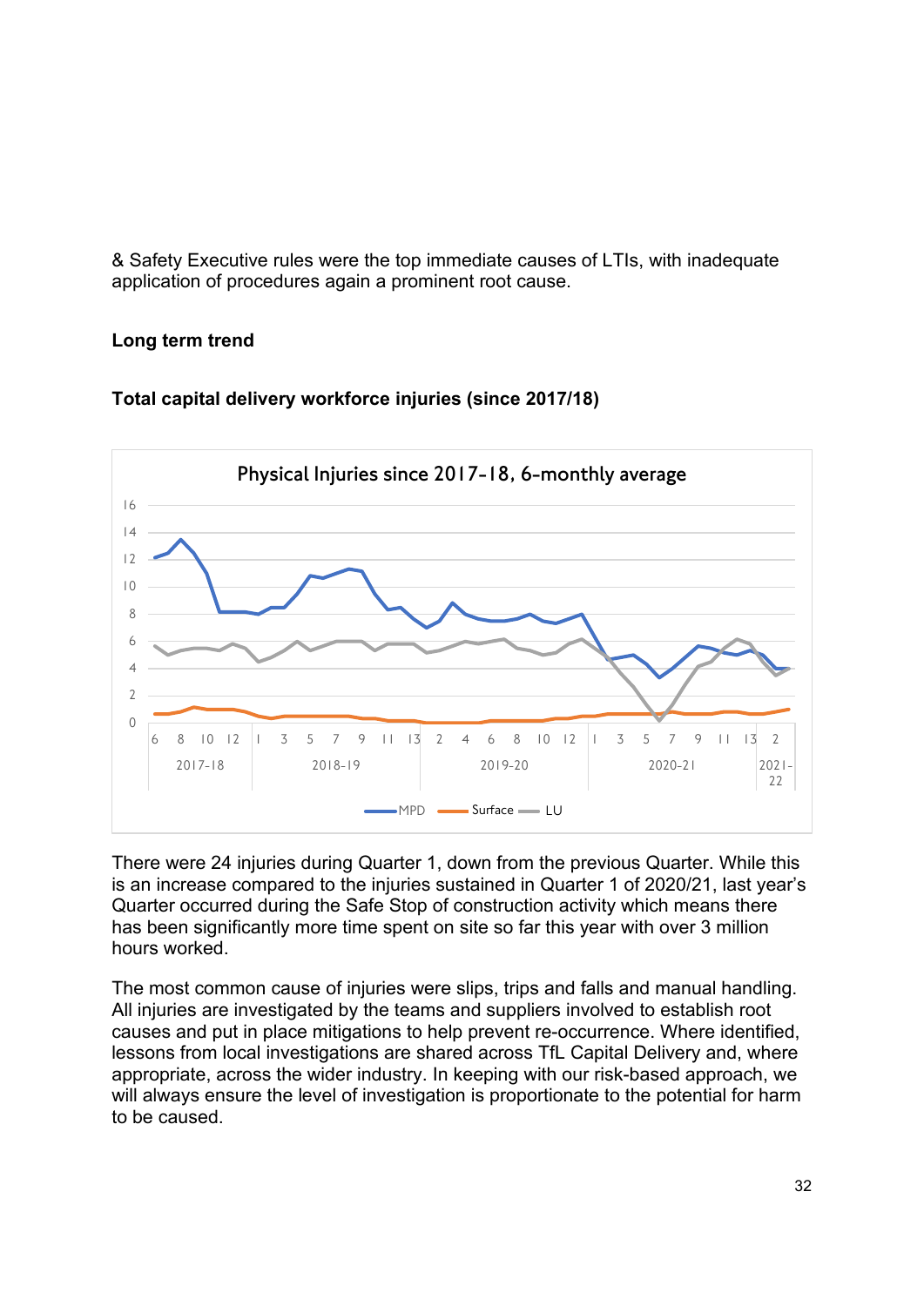& Safety Executive rules were the top immediate causes of LTIs, with inadequate application of procedures again a prominent root cause.

**Long term trend**

**Total capital delivery workforce injuries (since 2017/18)**

There were 24 injuries during Quarter 1, down from the previous Quarter. While this is an increase compared to the injuries sustained in Quarter 1 of 2020/21, last year's Quarter occurred during the Safe Stop of construction activity which means there has been significantly more time spent on site so far this year with over 3 million hours worked.

The most common cause of injuries were slips, trips and falls and manual handling. All injuries are investigated by the teams and suppliers involved to establish root causes and put in place mitigations to help prevent re-occurrence. Where identified, lessons from local investigations are shared across TfL Capital Delivery and, where appropriate, across the wider industry. In keeping with our risk-based approach, we will always ensure the level of investigation is proportionate to the potential for harm to be caused.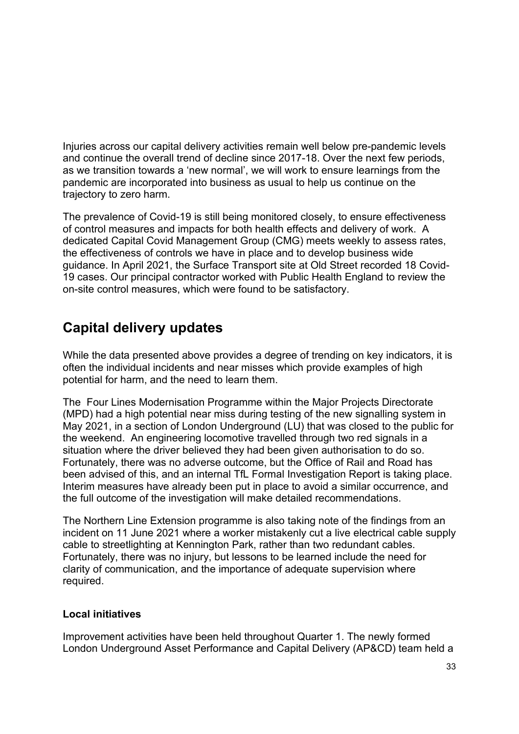Injuries across our capital delivery activities remain well below pre-pandemic levels and continue the overall trend of decline since 2017-18. Over the next few periods, as we transition towards a 'new normal', we will work to ensure learnings from the pandemic are incorporated into business as usual to help us continue on the trajectory to zero harm.

The prevalence of Covid-19 is still being monitored closely, to ensure effectiveness of control measures and impacts for both health effects and delivery of work. A dedicated Capital Covid Management Group (CMG) meets weekly to assess rates, the effectiveness of controls we have in place and to develop business wide guidance. In April 2021, the Surface Transport site at Old Street recorded 18 Covid-19 cases. Our principal contractor worked with Public Health England to review the on-site control measures, which were found to be satisfactory.

## Capital delivery updates

While the data presented above provides a degree of trending on key indicators, it is often the individual incidents and near misses which provide examples of high potential for harm, and the need to learn them.

The Four Lines Modernisation Programme within the Major Projects Directorate (MPD) had a high potential near miss during testing of the new signalling system in May 2021, in a section of London Underground (LU) that was closed to the public for the weekend. An engineering locomotive travelled through two red signals in a situation where the driver believed they had been given authorisation to do so. Fortunately, there was no adverse outcome, but the Office of Rail and Road has been advised of this, and an internal TfL Formal Investigation Report is taking place. Interim measures have already been put in place to avoid a similar occurrence, and the full outcome of the investigation will make detailed recommendations.

The Northern Line Extension programme is also taking note of the findings from an incident on 11 June 2021 where a worker mistakenly cut a live electrical cable supply cable to streetlighting at Kennington Park, rather than two redundant cables. Fortunately, there was no injury, but lessons to be learned include the need for clarity of communication, and the importance of adequate supervision where required.

### Local initiatives

Improvement activities have been held throughout Quarter 1. The newly formed London Underground Asset Performance and Capital Delivery (AP&CD) team held a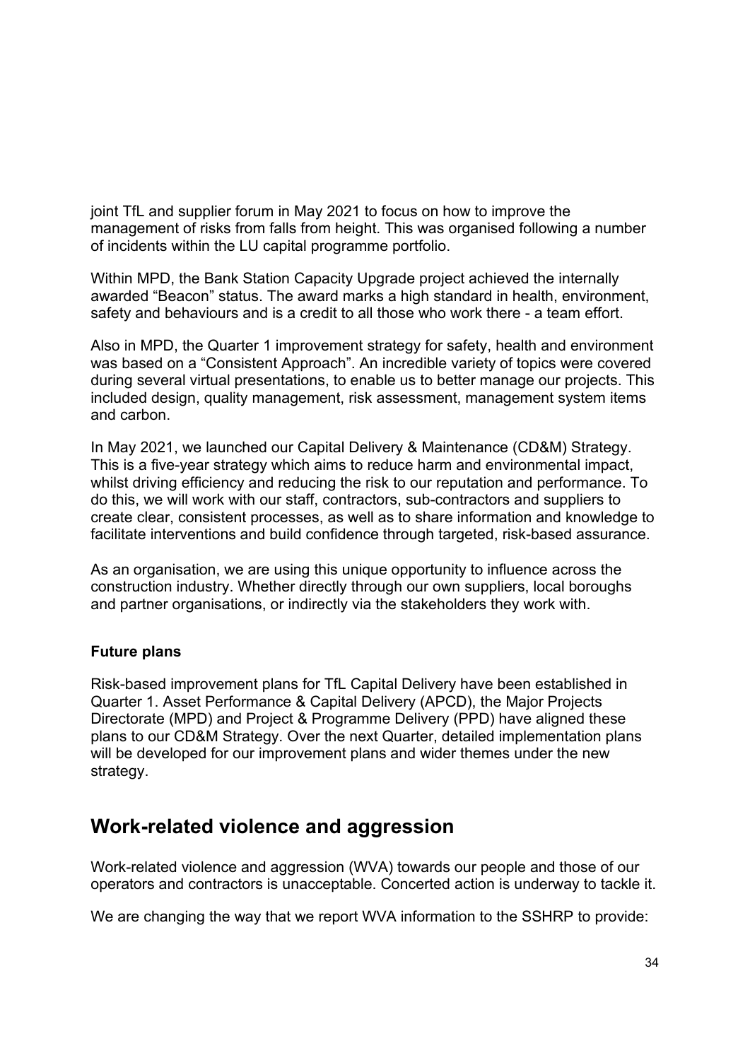joint TfL and supplier forum in May 2021 to focus on how to improve the management of risks from falls from height. This was organised following a number of incidents within the LU capital programme portfolio.

Within MPD, the Bank Station Capacity Upgrade project achieved the internally awarded "Beacon" status. The award marks a high standard in health, environment, safety and behaviours and is a credit to all those who work there - a team effort.

Also in MPD, the Quarter 1 improvement strategy for safety, health and environment was based on a "Consistent Approach". An incredible variety of topics were covered during several virtual presentations, to enable us to better manage our projects. This included design, quality management, risk assessment, management system items and carbon.

In May 2021, we launched our Capital Delivery & Maintenance (CD&M) Strategy. This is a five-year strategy which aims to reduce harm and environmental impact, whilst driving efficiency and reducing the risk to our reputation and performance. To do this, we will work with our staff, contractors, sub-contractors and suppliers to create clear, consistent processes, as well as to share information and knowledge to facilitate interventions and build confidence through targeted, risk-based assurance.

As an organisation, we are using this unique opportunity to influence across the construction industry. Whether directly through our own suppliers, local boroughs and partner organisations, or indirectly via the stakeholders they work with.

**Future plans**

Risk-based improvement plans for TfL Capital Delivery have been established in Quarter 1. Asset Performance & Capital Delivery (APCD), the Major Projects Directorate (MPD) and Project & Programme Delivery (PPD) have aligned these plans to our CD&M Strategy. Over the next Quarter, detailed implementation plans will be developed for our improvement plans and wider themes under the new strategy.

## Work-related violence and aggression

Work-related violence and aggression (WVA) towards our people and those of our operators and contractors is unacceptable. Concerted action is underway to tackle it.

We are changing the way that we report WVA information to the SSHRP to provide: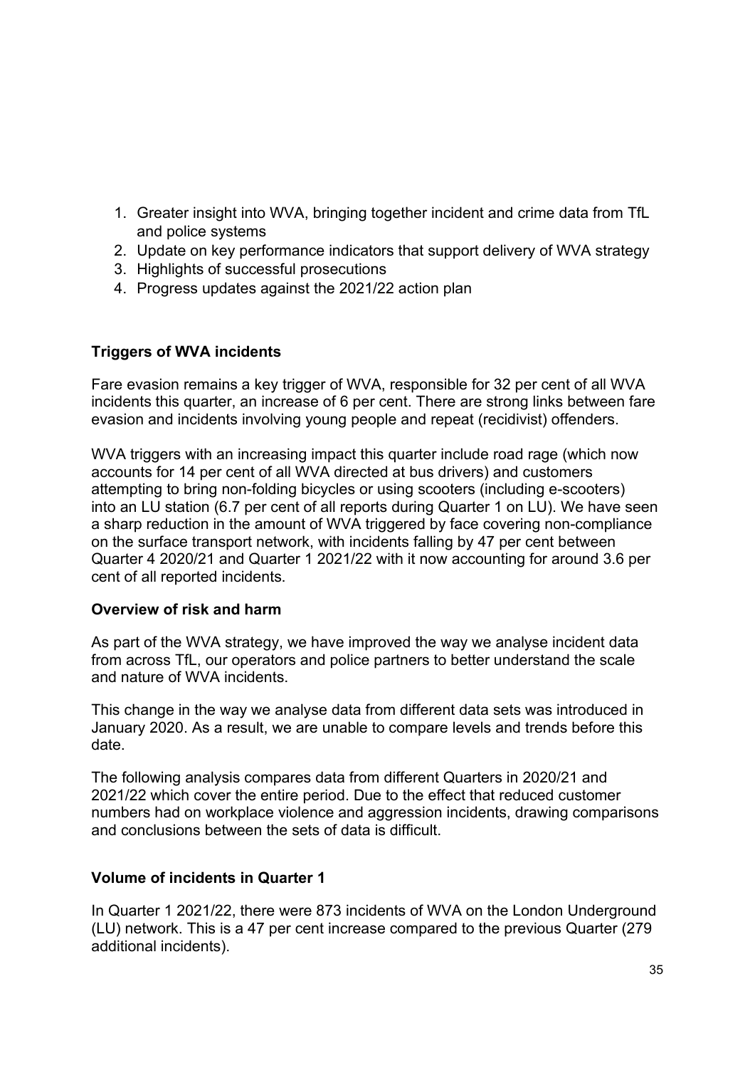1. Greater insight into WVA, bringing together incident and crime data from TfL and police systems
2. Update on key performance indicators that support delivery of WVA strategy
3. Highlights of successful prosecutions
4. Progress updates against the 2021/22 action plan

**Triggers of WVA incidents**

Fare evasion remains a key trigger of WVA, responsible for 32 per cent of all WVA incidents this quarter, an increase of 6 per cent. There are strong links between fare evasion and incidents involving young people and repeat (recidivist) offenders.

WVA triggers with an increasing impact this quarter include road rage (which now accounts for 14 per cent of all WVA directed at bus drivers) and customers attempting to bring non-folding bicycles or using scooters (including e-scooters) into an LU station (6.7 per cent of all reports during Quarter 1 on LU). We have seen a sharp reduction in the amount of WVA triggered by face covering non-compliance on the surface transport network, with incidents falling by 47 per cent between Quarter 4 2020/21 and Quarter 1 2021/22 with it now accounting for around 3.6 per cent of all reported incidents.

**Overview of risk and harm**

As part of the WVA strategy, we have improved the way we analyse incident data from across TfL, our operators and police partners to better understand the scale and nature of WVA incidents.

This change in the way we analyse data from different data sets was introduced in January 2020. As a result, we are unable to compare levels and trends before this date.

The following analysis compares data from different Quarters in 2020/21 and 2021/22 which cover the entire period. Due to the effect that reduced customer numbers had on workplace violence and aggression incidents, drawing comparisons and conclusions between the sets of data is difficult.

**Volume of incidents in Quarter 1**

In Quarter 1 2021/22, there were 873 incidents of WVA on the London Underground (LU) network. This is a 47 per cent increase compared to the previous Quarter (279 additional incidents).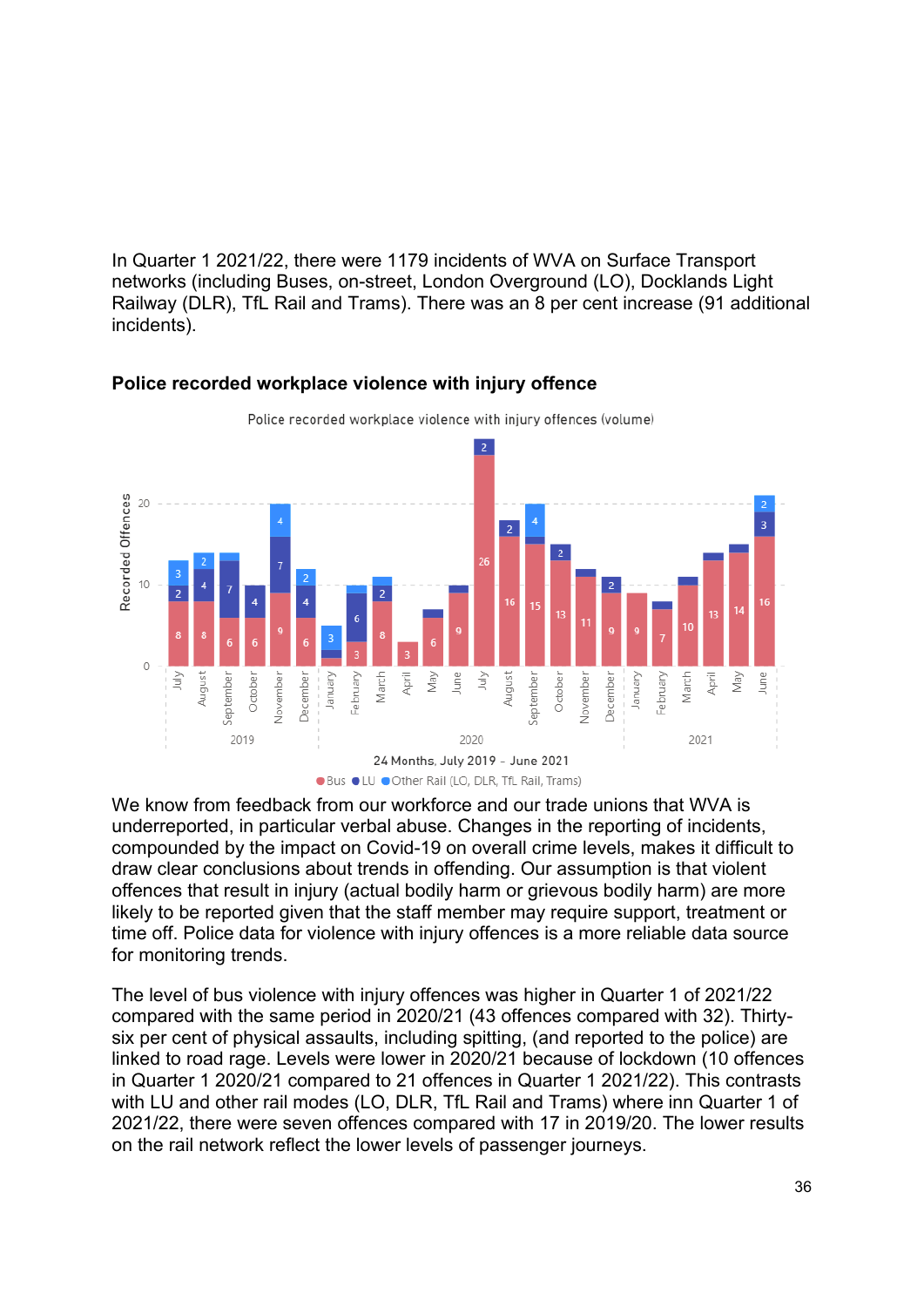In Quarter 1 2021/22, there were 1179 incidents of WVA on Surface Transport networks (including Buses, on-street, London Overground (LO), Docklands Light Railway (DLR), TfL Rail and Trams). There was an 8 per cent increase (91 additional incidents).

### Police recorded workplace violence with injury offence

We know from feedback from our workforce and our trade unions that WVA is underreported, in particular verbal abuse. Changes in the reporting of incidents, compounded by the impact on Covid-19 on overall crime levels, makes it difficult to draw clear conclusions about trends in offending. Our assumption is that violent offences that result in injury (actual bodily harm or grievous bodily harm) are more likely to be reported given that the staff member may require support, treatment or time off. Police data for violence with injury offences is a more reliable data source for monitoring trends.

The level of bus violence with injury offences was higher in Quarter 1 of 2021/22 compared with the same period in 2020/21 (43 offences compared with 32). Thirty-six per cent of physical assaults, including spitting, (and reported to the police) are linked to road rage. Levels were lower in 2020/21 because of lockdown (10 offences in Quarter 1 2020/21 compared to 21 offences in Quarter 1 2021/22). This contrasts with LU and other rail modes (LO, DLR, TfL Rail and Trams) where inn Quarter 1 of 2021/22, there were seven offences compared with 17 in 2019/20. The lower results on the rail network reflect the lower levels of passenger journeys.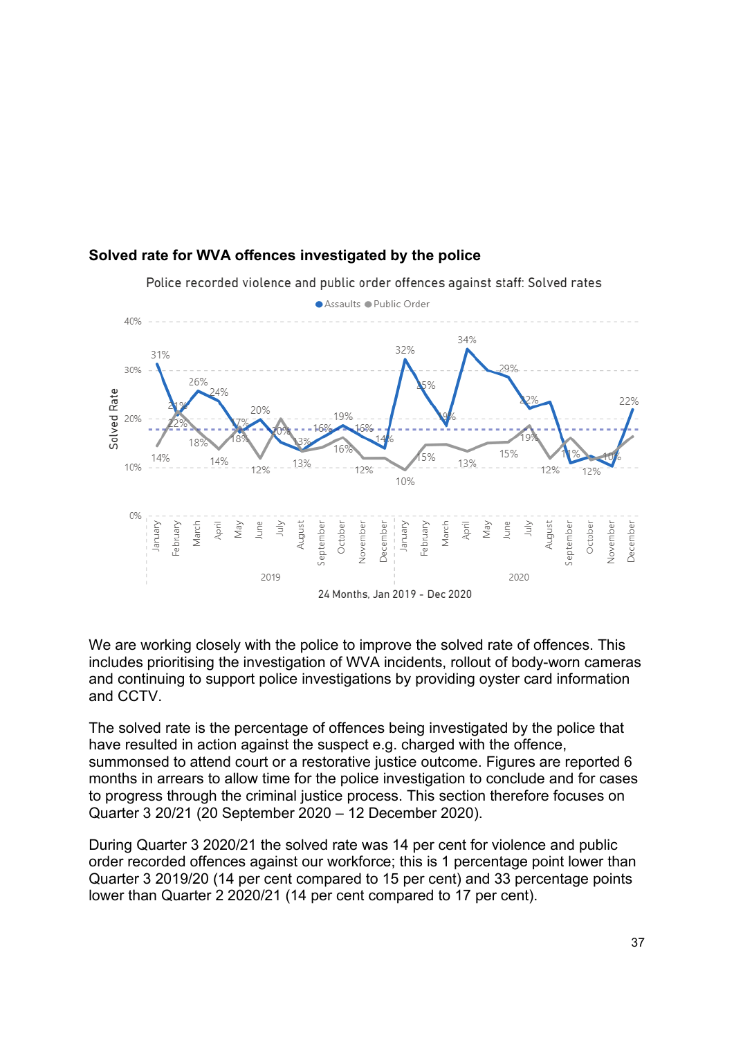**Solved rate for WVA offences investigated by the police**

We are working closely with the police to improve the solved rate of offences. This includes prioritising the investigation of WVA incidents, rollout of body-worn cameras and continuing to support police investigations by providing oyster card information and CCTV.

The solved rate is the percentage of offences being investigated by the police that have resulted in action against the suspect e.g. charged with the offence, summonsed to attend court or a restorative justice outcome. Figures are reported 6 months in arrears to allow time for the police investigation to conclude and for cases to progress through the criminal justice process. This section therefore focuses on Quarter 3 20/21 (20 September 2020 – 12 December 2020).

During Quarter 3 2020/21 the solved rate was 14 per cent for violence and public order recorded offences against our workforce; this is 1 percentage point lower than Quarter 3 2019/20 (14 per cent compared to 15 per cent) and 33 percentage points lower than Quarter 2 2020/21 (14 per cent compared to 17 per cent).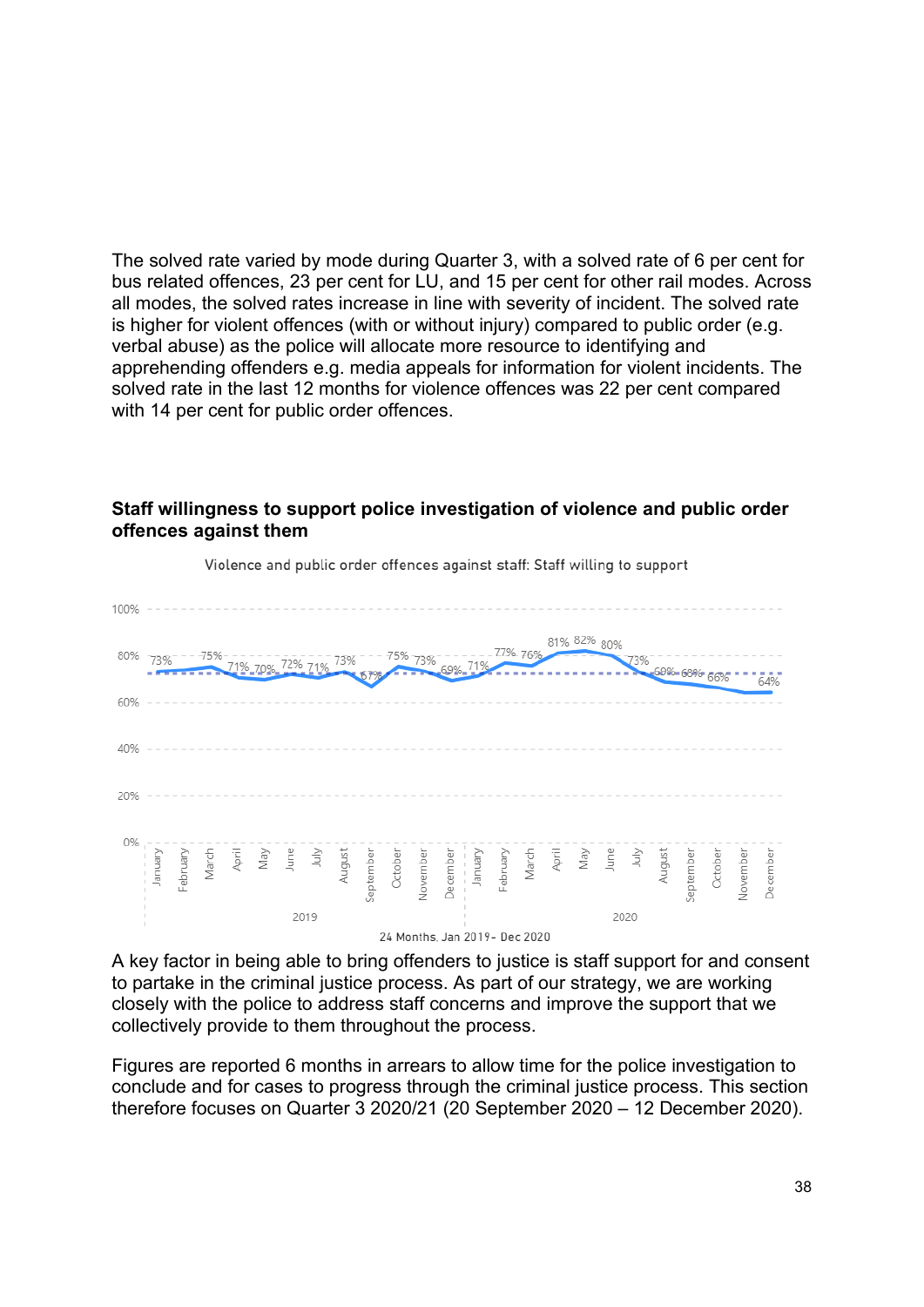The solved rate varied by mode during Quarter 3, with a solved rate of 6 per cent for bus related offences, 23 per cent for LU, and 15 per cent for other rail modes. Across all modes, the solved rates increase in line with severity of incident. The solved rate is higher for violent offences (with or without injury) compared to public order (e.g. verbal abuse) as the police will allocate more resource to identifying and apprehending offenders e.g. media appeals for information for violent incidents. The solved rate in the last 12 months for violence offences was 22 per cent compared with 14 per cent for public order offences.

**Staff willingness to support police investigation of violence and public order offences against them**

A key factor in being able to bring offenders to justice is staff support for and consent to partake in the criminal justice process. As part of our strategy, we are working closely with the police to address staff concerns and improve the support that we collectively provide to them throughout the process.

Figures are reported 6 months in arrears to allow time for the police investigation to conclude and for cases to progress through the criminal justice process. This section therefore focuses on Quarter 3 2020/21 (20 September 2020 – 12 December 2020).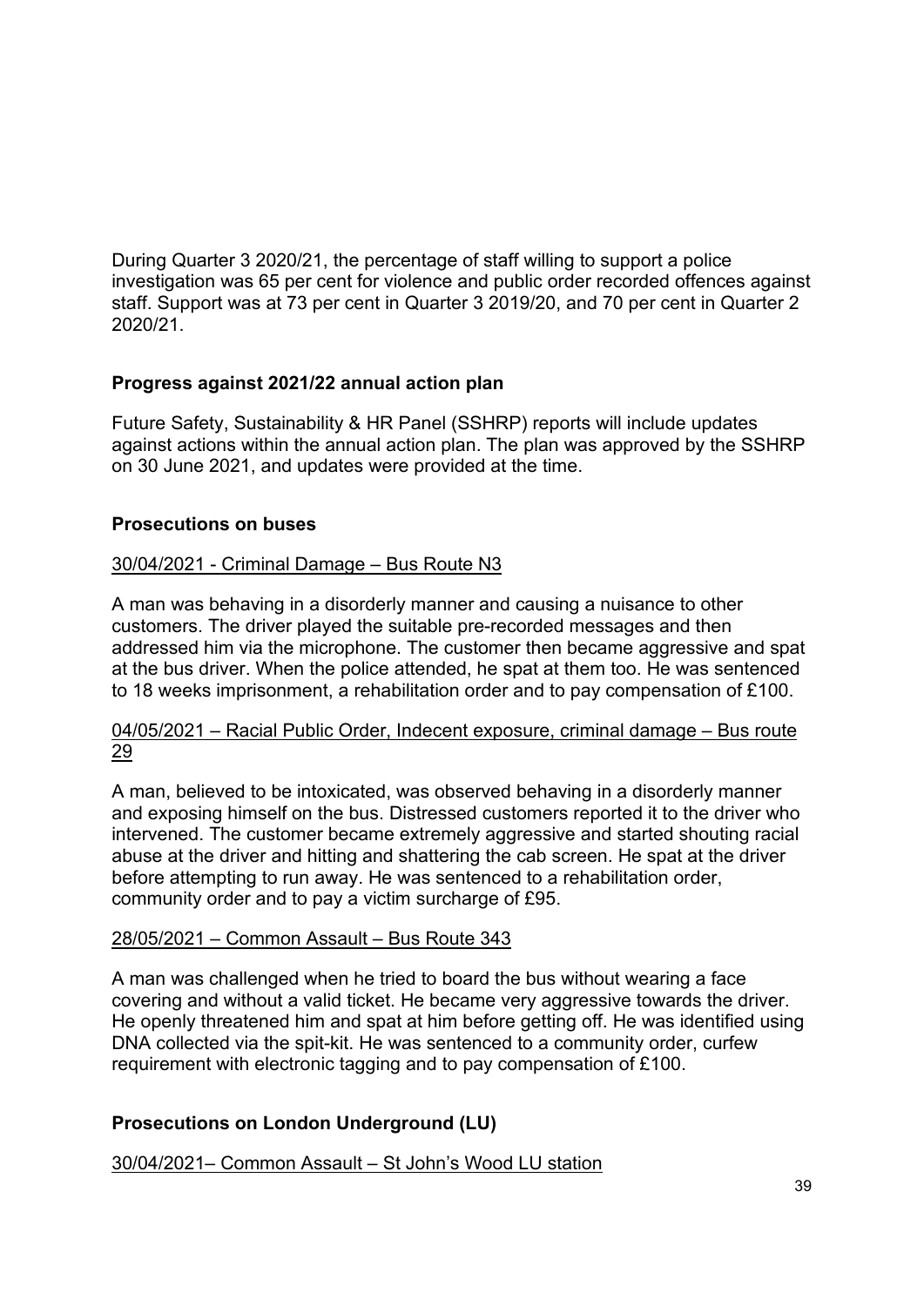During Quarter 3 2020/21, the percentage of staff willing to support a police investigation was 65 per cent for violence and public order recorded offences against staff. Support was at 73 per cent in Quarter 3 2019/20, and 70 per cent in Quarter 2 2020/21.

**Progress against 2021/22 annual action plan**

Future Safety, Sustainability & HR Panel (SSHRP) reports will include updates against actions within the annual action plan. The plan was approved by the SSHRP on 30 June 2021, and updates were provided at the time.

**Prosecutions on buses**

<u>30/04/2021 - Criminal Damage – Bus Route N3</u>

A man was behaving in a disorderly manner and causing a nuisance to other customers. The driver played the suitable pre-recorded messages and then addressed him via the microphone. The customer then became aggressive and spat at the bus driver. When the police attended, he spat at them too. He was sentenced to 18 weeks imprisonment, a rehabilitation order and to pay compensation of £100.

<u>04/05/2021 – Racial Public Order, Indecent exposure, criminal damage – Bus route 29</u>

A man, believed to be intoxicated, was observed behaving in a disorderly manner and exposing himself on the bus. Distressed customers reported it to the driver who intervened. The customer became extremely aggressive and started shouting racial abuse at the driver and hitting and shattering the cab screen. He spat at the driver before attempting to run away. He was sentenced to a rehabilitation order, community order and to pay a victim surcharge of £95.

<u>28/05/2021 – Common Assault – Bus Route 343</u>

A man was challenged when he tried to board the bus without wearing a face covering and without a valid ticket. He became very aggressive towards the driver. He openly threatened him and spat at him before getting off. He was identified using DNA collected via the spit-kit. He was sentenced to a community order, curfew requirement with electronic tagging and to pay compensation of £100.

**Prosecutions on London Underground (LU)**

<u>30/04/2021– Common Assault – St John's Wood LU station</u>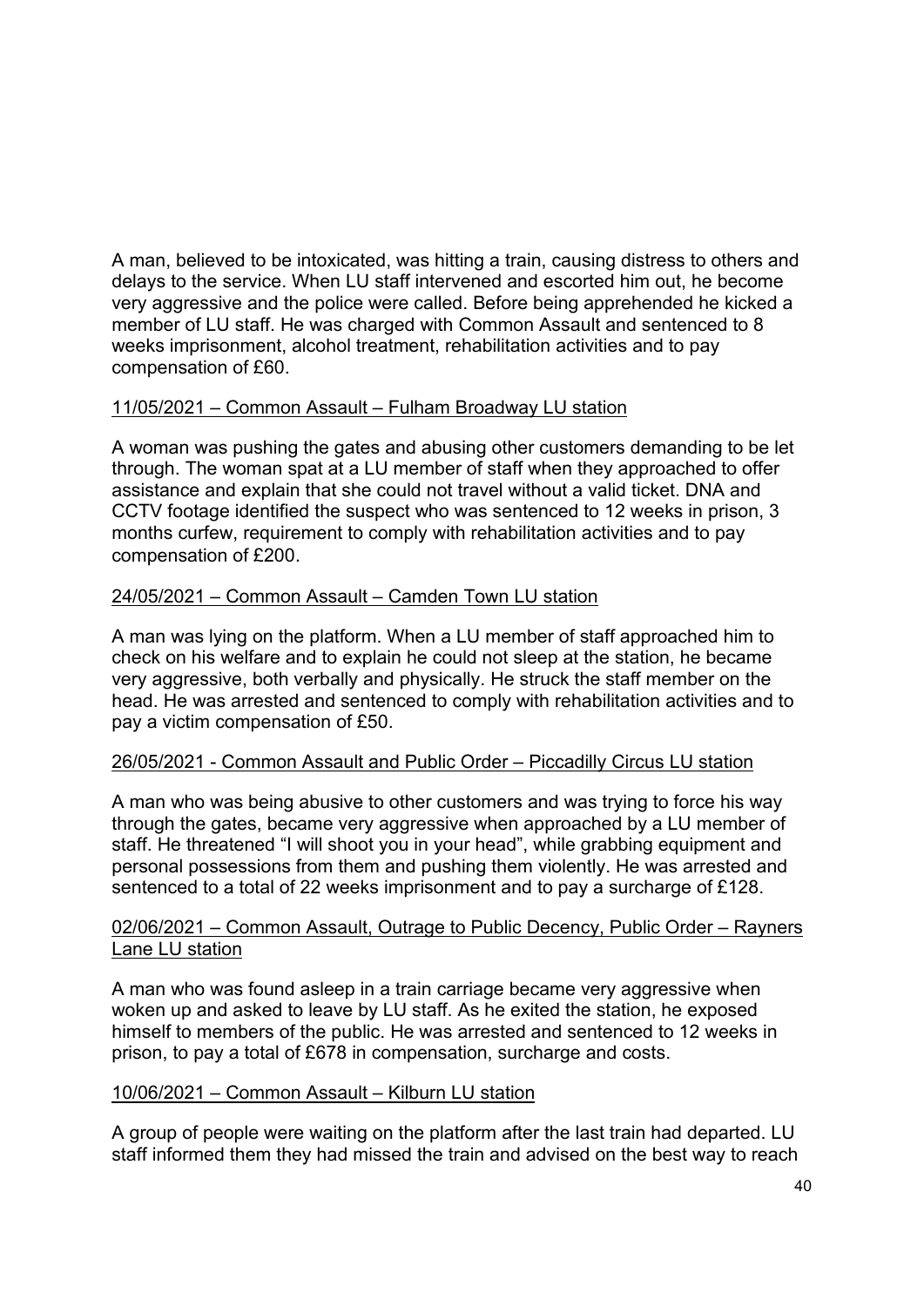A man, believed to be intoxicated, was hitting a train, causing distress to others and delays to the service. When LU staff intervened and escorted him out, he become very aggressive and the police were called. Before being apprehended he kicked a member of LU staff. He was charged with Common Assault and sentenced to 8 weeks imprisonment, alcohol treatment, rehabilitation activities and to pay compensation of £60.

<u>11/05/2021 – Common Assault – Fulham Broadway LU station</u>

A woman was pushing the gates and abusing other customers demanding to be let through. The woman spat at a LU member of staff when they approached to offer assistance and explain that she could not travel without a valid ticket. DNA and CCTV footage identified the suspect who was sentenced to 12 weeks in prison, 3 months curfew, requirement to comply with rehabilitation activities and to pay compensation of £200.

<u>24/05/2021 – Common Assault – Camden Town LU station</u>

A man was lying on the platform. When a LU member of staff approached him to check on his welfare and to explain he could not sleep at the station, he became very aggressive, both verbally and physically. He struck the staff member on the head. He was arrested and sentenced to comply with rehabilitation activities and to pay a victim compensation of £50.

<u>26/05/2021 - Common Assault and Public Order – Piccadilly Circus LU station</u>

A man who was being abusive to other customers and was trying to force his way through the gates, became very aggressive when approached by a LU member of staff. He threatened "I will shoot you in your head", while grabbing equipment and personal possessions from them and pushing them violently. He was arrested and sentenced to a total of 22 weeks imprisonment and to pay a surcharge of £128.

<u>02/06/2021 – Common Assault, Outrage to Public Decency, Public Order – Rayners Lane LU station</u>

A man who was found asleep in a train carriage became very aggressive when woken up and asked to leave by LU staff. As he exited the station, he exposed himself to members of the public. He was arrested and sentenced to 12 weeks in prison, to pay a total of £678 in compensation, surcharge and costs.

<u>10/06/2021 – Common Assault – Kilburn LU station</u>

A group of people were waiting on the platform after the last train had departed. LU staff informed them they had missed the train and advised on the best way to reach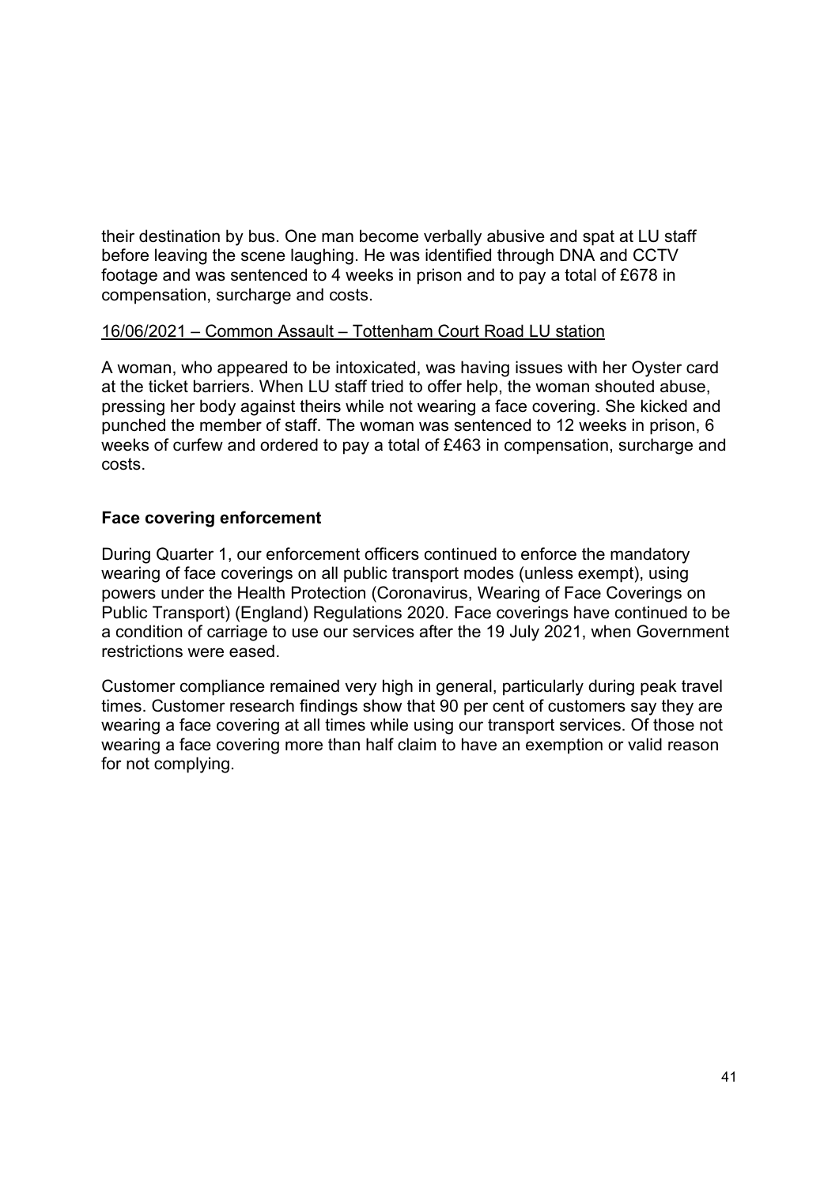their destination by bus. One man become verbally abusive and spat at LU staff before leaving the scene laughing. He was identified through DNA and CCTV footage and was sentenced to 4 weeks in prison and to pay a total of £678 in compensation, surcharge and costs.

<u>16/06/2021 – Common Assault – Tottenham Court Road LU station</u>

A woman, who appeared to be intoxicated, was having issues with her Oyster card at the ticket barriers. When LU staff tried to offer help, the woman shouted abuse, pressing her body against theirs while not wearing a face covering. She kicked and punched the member of staff. The woman was sentenced to 12 weeks in prison, 6 weeks of curfew and ordered to pay a total of £463 in compensation, surcharge and costs.

**Face covering enforcement**

During Quarter 1, our enforcement officers continued to enforce the mandatory wearing of face coverings on all public transport modes (unless exempt), using powers under the Health Protection (Coronavirus, Wearing of Face Coverings on Public Transport) (England) Regulations 2020. Face coverings have continued to be a condition of carriage to use our services after the 19 July 2021, when Government restrictions were eased.

Customer compliance remained very high in general, particularly during peak travel times. Customer research findings show that 90 per cent of customers say they are wearing a face covering at all times while using our transport services. Of those not wearing a face covering more than half claim to have an exemption or valid reason for not complying.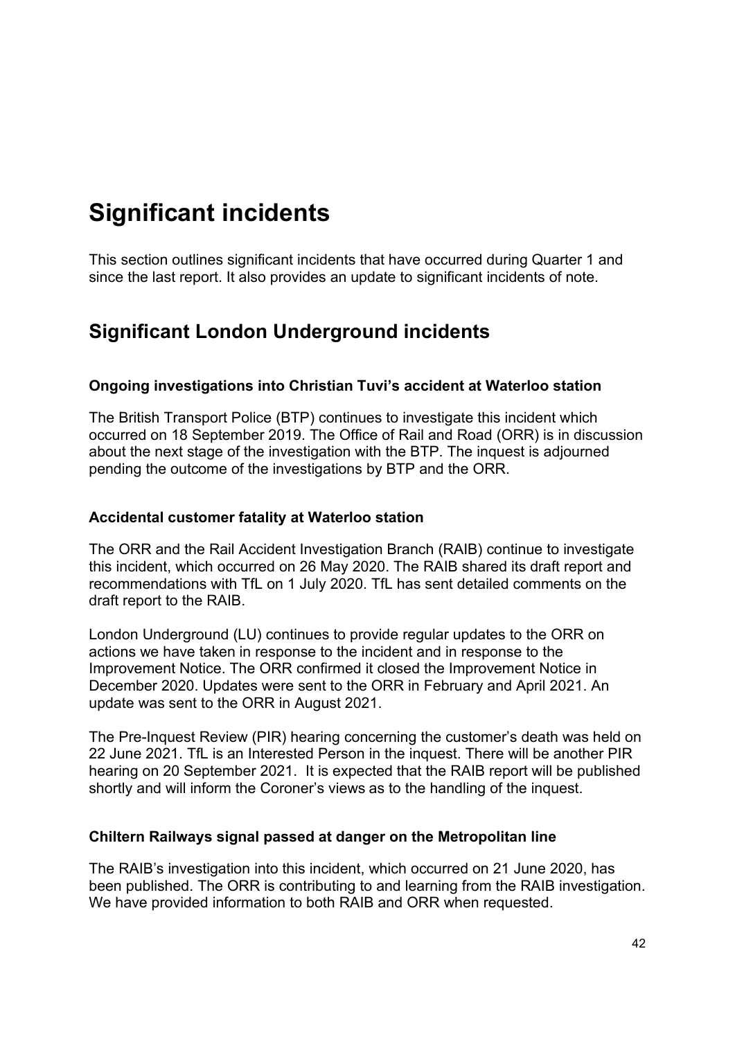# Significant incidents

This section outlines significant incidents that have occurred during Quarter 1 and since the last report. It also provides an update to significant incidents of note.

## Significant London Underground incidents

### Ongoing investigations into Christian Tuvi's accident at Waterloo station

The British Transport Police (BTP) continues to investigate this incident which occurred on 18 September 2019. The Office of Rail and Road (ORR) is in discussion about the next stage of the investigation with the BTP. The inquest is adjourned pending the outcome of the investigations by BTP and the ORR.

### Accidental customer fatality at Waterloo station

The ORR and the Rail Accident Investigation Branch (RAIB) continue to investigate this incident, which occurred on 26 May 2020. The RAIB shared its draft report and recommendations with TfL on 1 July 2020. TfL has sent detailed comments on the draft report to the RAIB.

London Underground (LU) continues to provide regular updates to the ORR on actions we have taken in response to the incident and in response to the Improvement Notice. The ORR confirmed it closed the Improvement Notice in December 2020. Updates were sent to the ORR in February and April 2021. An update was sent to the ORR in August 2021.

The Pre-Inquest Review (PIR) hearing concerning the customer's death was held on 22 June 2021. TfL is an Interested Person in the inquest. There will be another PIR hearing on 20 September 2021. It is expected that the RAIB report will be published shortly and will inform the Coroner's views as to the handling of the inquest.

### Chiltern Railways signal passed at danger on the Metropolitan line

The RAIB's investigation into this incident, which occurred on 21 June 2020, has been published. The ORR is contributing to and learning from the RAIB investigation. We have provided information to both RAIB and ORR when requested.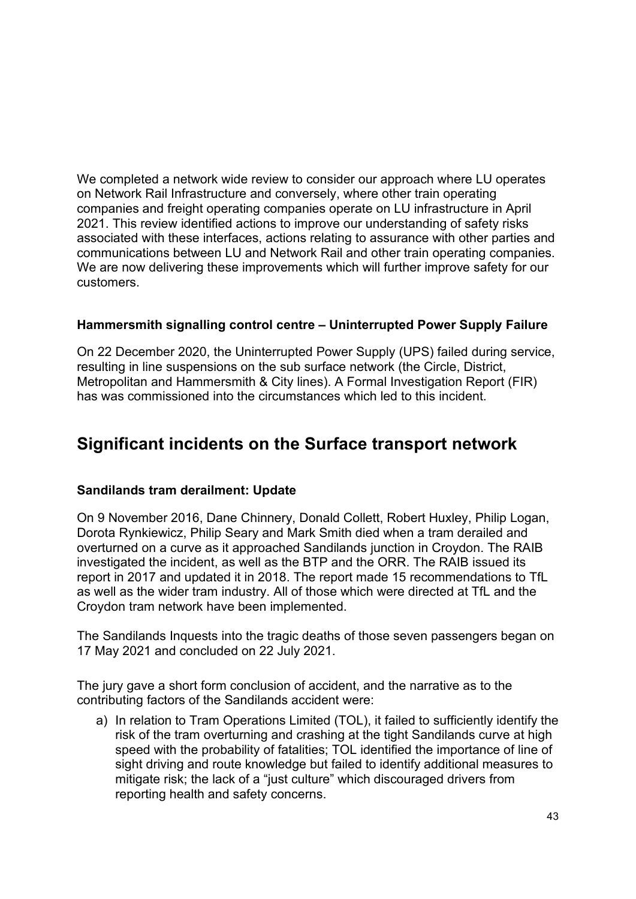We completed a network wide review to consider our approach where LU operates on Network Rail Infrastructure and conversely, where other train operating companies and freight operating companies operate on LU infrastructure in April 2021. This review identified actions to improve our understanding of safety risks associated with these interfaces, actions relating to assurance with other parties and communications between LU and Network Rail and other train operating companies. We are now delivering these improvements which will further improve safety for our customers.

**Hammersmith signalling control centre – Uninterrupted Power Supply Failure**

On 22 December 2020, the Uninterrupted Power Supply (UPS) failed during service, resulting in line suspensions on the sub surface network (the Circle, District, Metropolitan and Hammersmith & City lines). A Formal Investigation Report (FIR) has was commissioned into the circumstances which led to this incident.

## Significant incidents on the Surface transport network

**Sandilands tram derailment: Update**

On 9 November 2016, Dane Chinnery, Donald Collett, Robert Huxley, Philip Logan, Dorota Rynkiewicz, Philip Seary and Mark Smith died when a tram derailed and overturned on a curve as it approached Sandilands junction in Croydon. The RAIB investigated the incident, as well as the BTP and the ORR. The RAIB issued its report in 2017 and updated it in 2018. The report made 15 recommendations to TfL as well as the wider tram industry. All of those which were directed at TfL and the Croydon tram network have been implemented.

The Sandilands Inquests into the tragic deaths of those seven passengers began on 17 May 2021 and concluded on 22 July 2021.

The jury gave a short form conclusion of accident, and the narrative as to the contributing factors of the Sandilands accident were:

a) In relation to Tram Operations Limited (TOL), it failed to sufficiently identify the risk of the tram overturning and crashing at the tight Sandilands curve at high speed with the probability of fatalities; TOL identified the importance of line of sight driving and route knowledge but failed to identify additional measures to mitigate risk; the lack of a "just culture" which discouraged drivers from reporting health and safety concerns.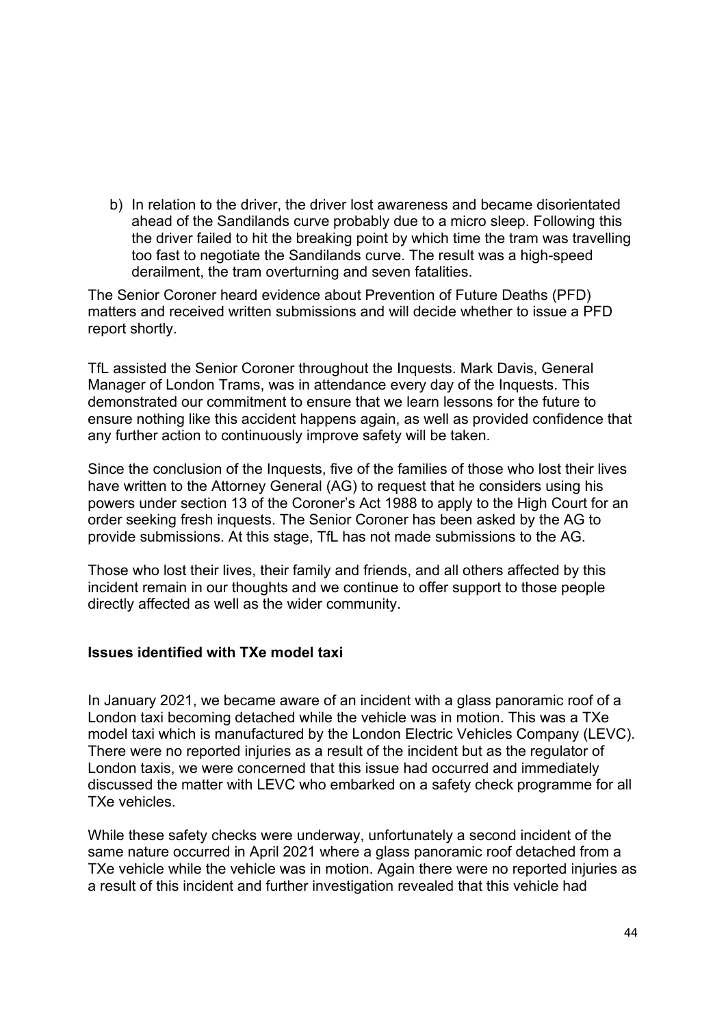b) In relation to the driver, the driver lost awareness and became disorientated ahead of the Sandilands curve probably due to a micro sleep. Following this the driver failed to hit the breaking point by which time the tram was travelling too fast to negotiate the Sandilands curve. The result was a high-speed derailment, the tram overturning and seven fatalities.

The Senior Coroner heard evidence about Prevention of Future Deaths (PFD) matters and received written submissions and will decide whether to issue a PFD report shortly.

TfL assisted the Senior Coroner throughout the Inquests. Mark Davis, General Manager of London Trams, was in attendance every day of the Inquests. This demonstrated our commitment to ensure that we learn lessons for the future to ensure nothing like this accident happens again, as well as provided confidence that any further action to continuously improve safety will be taken.

Since the conclusion of the Inquests, five of the families of those who lost their lives have written to the Attorney General (AG) to request that he considers using his powers under section 13 of the Coroner's Act 1988 to apply to the High Court for an order seeking fresh inquests. The Senior Coroner has been asked by the AG to provide submissions. At this stage, TfL has not made submissions to the AG.

Those who lost their lives, their family and friends, and all others affected by this incident remain in our thoughts and we continue to offer support to those people directly affected as well as the wider community.

**Issues identified with TXe model taxi**

In January 2021, we became aware of an incident with a glass panoramic roof of a London taxi becoming detached while the vehicle was in motion. This was a TXe model taxi which is manufactured by the London Electric Vehicles Company (LEVC). There were no reported injuries as a result of the incident but as the regulator of London taxis, we were concerned that this issue had occurred and immediately discussed the matter with LEVC who embarked on a safety check programme for all TXe vehicles.

While these safety checks were underway, unfortunately a second incident of the same nature occurred in April 2021 where a glass panoramic roof detached from a TXe vehicle while the vehicle was in motion. Again there were no reported injuries as a result of this incident and further investigation revealed that this vehicle had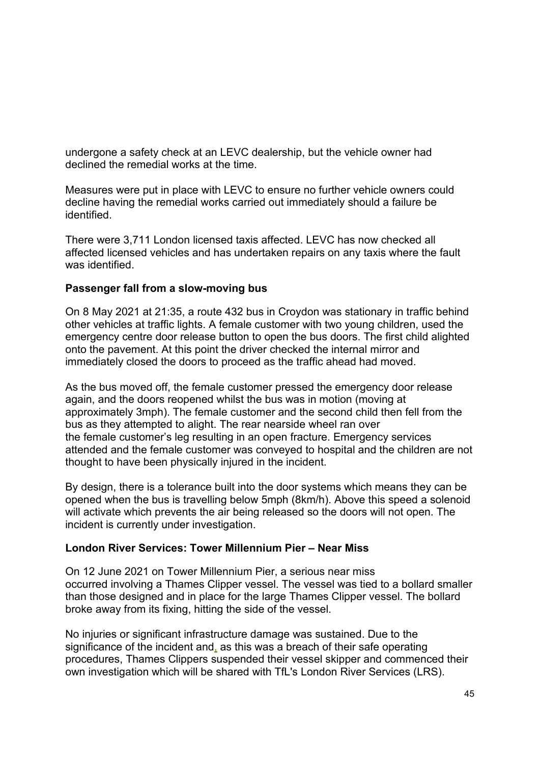undergone a safety check at an LEVC dealership, but the vehicle owner had declined the remedial works at the time.

Measures were put in place with LEVC to ensure no further vehicle owners could decline having the remedial works carried out immediately should a failure be identified.

There were 3,711 London licensed taxis affected. LEVC has now checked all affected licensed vehicles and has undertaken repairs on any taxis where the fault was identified.

**Passenger fall from a slow-moving bus**

On 8 May 2021 at 21:35, a route 432 bus in Croydon was stationary in traffic behind other vehicles at traffic lights. A female customer with two young children, used the emergency centre door release button to open the bus doors. The first child alighted onto the pavement. At this point the driver checked the internal mirror and immediately closed the doors to proceed as the traffic ahead had moved.

As the bus moved off, the female customer pressed the emergency door release again, and the doors reopened whilst the bus was in motion (moving at approximately 3mph). The female customer and the second child then fell from the bus as they attempted to alight. The rear nearside wheel ran over the female customer's leg resulting in an open fracture. Emergency services attended and the female customer was conveyed to hospital and the children are not thought to have been physically injured in the incident.

By design, there is a tolerance built into the door systems which means they can be opened when the bus is travelling below 5mph (8km/h). Above this speed a solenoid will activate which prevents the air being released so the doors will not open. The incident is currently under investigation.

**London River Services: Tower Millennium Pier – Near Miss**

On 12 June 2021 on Tower Millennium Pier, a serious near miss occurred involving a Thames Clipper vessel. The vessel was tied to a bollard smaller than those designed and in place for the large Thames Clipper vessel. The bollard broke away from its fixing, hitting the side of the vessel.

No injuries or significant infrastructure damage was sustained. Due to the significance of the incident and, as this was a breach of their safe operating procedures, Thames Clippers suspended their vessel skipper and commenced their own investigation which will be shared with TfL's London River Services (LRS).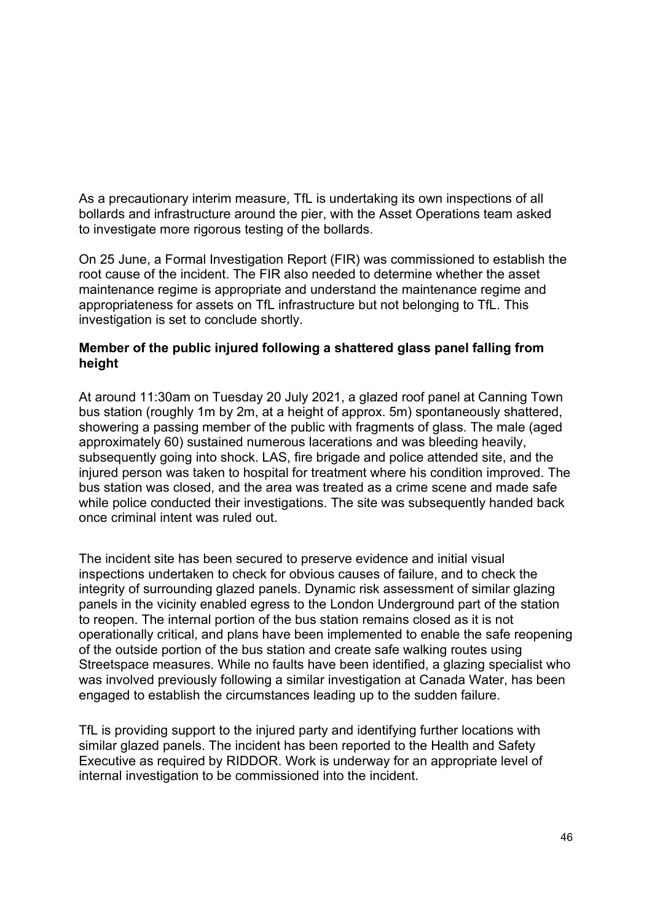As a precautionary interim measure, TfL is undertaking its own inspections of all bollards and infrastructure around the pier, with the Asset Operations team asked to investigate more rigorous testing of the bollards.

On 25 June, a Formal Investigation Report (FIR) was commissioned to establish the root cause of the incident. The FIR also needed to determine whether the asset maintenance regime is appropriate and understand the maintenance regime and appropriateness for assets on TfL infrastructure but not belonging to TfL. This investigation is set to conclude shortly.

**Member of the public injured following a shattered glass panel falling from height**

At around 11:30am on Tuesday 20 July 2021, a glazed roof panel at Canning Town bus station (roughly 1m by 2m, at a height of approx. 5m) spontaneously shattered, showering a passing member of the public with fragments of glass. The male (aged approximately 60) sustained numerous lacerations and was bleeding heavily, subsequently going into shock. LAS, fire brigade and police attended site, and the injured person was taken to hospital for treatment where his condition improved. The bus station was closed, and the area was treated as a crime scene and made safe while police conducted their investigations. The site was subsequently handed back once criminal intent was ruled out.

The incident site has been secured to preserve evidence and initial visual inspections undertaken to check for obvious causes of failure, and to check the integrity of surrounding glazed panels. Dynamic risk assessment of similar glazing panels in the vicinity enabled egress to the London Underground part of the station to reopen. The internal portion of the bus station remains closed as it is not operationally critical, and plans have been implemented to enable the safe reopening of the outside portion of the bus station and create safe walking routes using Streetspace measures. While no faults have been identified, a glazing specialist who was involved previously following a similar investigation at Canada Water, has been engaged to establish the circumstances leading up to the sudden failure.

TfL is providing support to the injured party and identifying further locations with similar glazed panels. The incident has been reported to the Health and Safety Executive as required by RIDDOR. Work is underway for an appropriate level of internal investigation to be commissioned into the incident.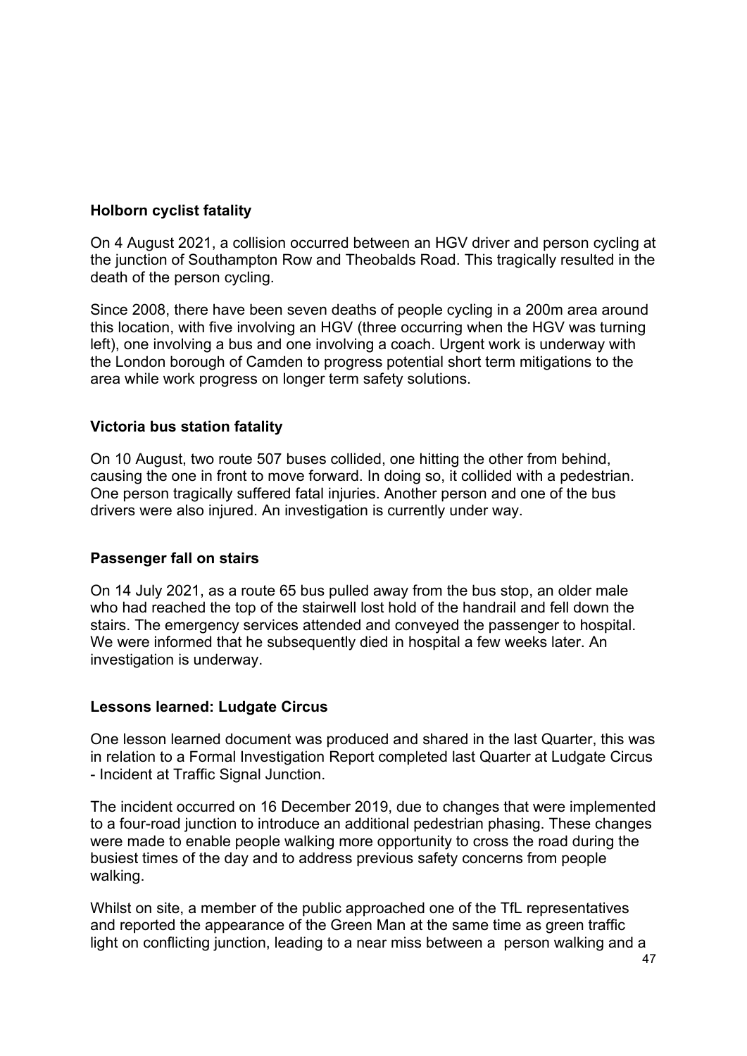**Holborn cyclist fatality**

On 4 August 2021, a collision occurred between an HGV driver and person cycling at the junction of Southampton Row and Theobalds Road. This tragically resulted in the death of the person cycling.

Since 2008, there have been seven deaths of people cycling in a 200m area around this location, with five involving an HGV (three occurring when the HGV was turning left), one involving a bus and one involving a coach. Urgent work is underway with the London borough of Camden to progress potential short term mitigations to the area while work progress on longer term safety solutions.

**Victoria bus station fatality**

On 10 August, two route 507 buses collided, one hitting the other from behind, causing the one in front to move forward. In doing so, it collided with a pedestrian. One person tragically suffered fatal injuries. Another person and one of the bus drivers were also injured. An investigation is currently under way.

**Passenger fall on stairs**

On 14 July 2021, as a route 65 bus pulled away from the bus stop, an older male who had reached the top of the stairwell lost hold of the handrail and fell down the stairs. The emergency services attended and conveyed the passenger to hospital. We were informed that he subsequently died in hospital a few weeks later. An investigation is underway.

**Lessons learned: Ludgate Circus**

One lesson learned document was produced and shared in the last Quarter, this was in relation to a Formal Investigation Report completed last Quarter at Ludgate Circus - Incident at Traffic Signal Junction.

The incident occurred on 16 December 2019, due to changes that were implemented to a four-road junction to introduce an additional pedestrian phasing. These changes were made to enable people walking more opportunity to cross the road during the busiest times of the day and to address previous safety concerns from people walking.

Whilst on site, a member of the public approached one of the TfL representatives and reported the appearance of the Green Man at the same time as green traffic light on conflicting junction, leading to a near miss between a person walking and a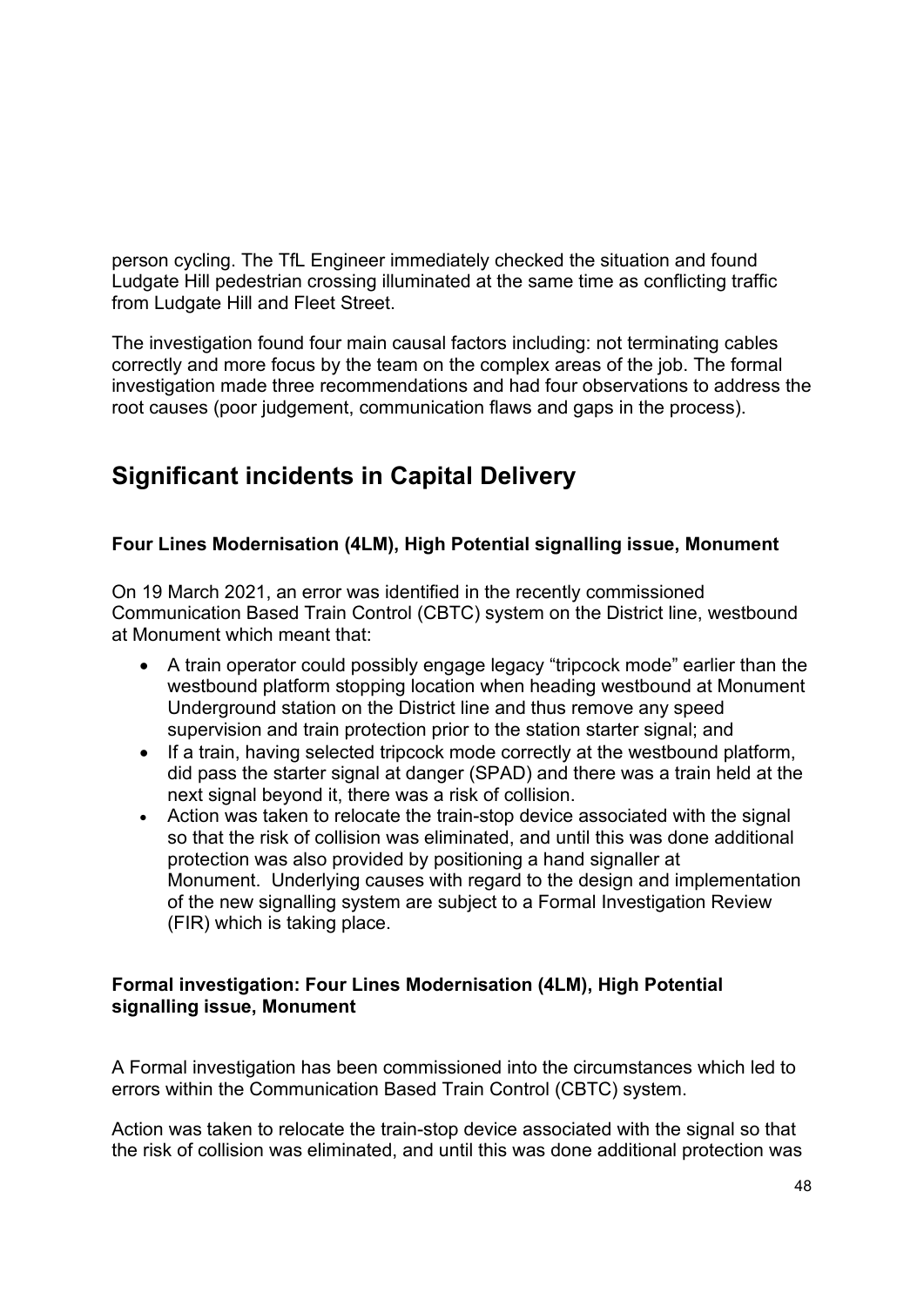person cycling. The TfL Engineer immediately checked the situation and found Ludgate Hill pedestrian crossing illuminated at the same time as conflicting traffic from Ludgate Hill and Fleet Street.

The investigation found four main causal factors including: not terminating cables correctly and more focus by the team on the complex areas of the job. The formal investigation made three recommendations and had four observations to address the root causes (poor judgement, communication flaws and gaps in the process).

## Significant incidents in Capital Delivery

**Four Lines Modernisation (4LM), High Potential signalling issue, Monument**

On 19 March 2021, an error was identified in the recently commissioned Communication Based Train Control (CBTC) system on the District line, westbound at Monument which meant that:

- A train operator could possibly engage legacy "tripcock mode" earlier than the westbound platform stopping location when heading westbound at Monument Underground station on the District line and thus remove any speed supervision and train protection prior to the station starter signal; and
- If a train, having selected tripcock mode correctly at the westbound platform, did pass the starter signal at danger (SPAD) and there was a train held at the next signal beyond it, there was a risk of collision.
- Action was taken to relocate the train-stop device associated with the signal so that the risk of collision was eliminated, and until this was done additional protection was also provided by positioning a hand signaller at Monument. Underlying causes with regard to the design and implementation of the new signalling system are subject to a Formal Investigation Review (FIR) which is taking place.

**Formal investigation: Four Lines Modernisation (4LM), High Potential signalling issue, Monument**

A Formal investigation has been commissioned into the circumstances which led to errors within the Communication Based Train Control (CBTC) system.

Action was taken to relocate the train-stop device associated with the signal so that the risk of collision was eliminated, and until this was done additional protection was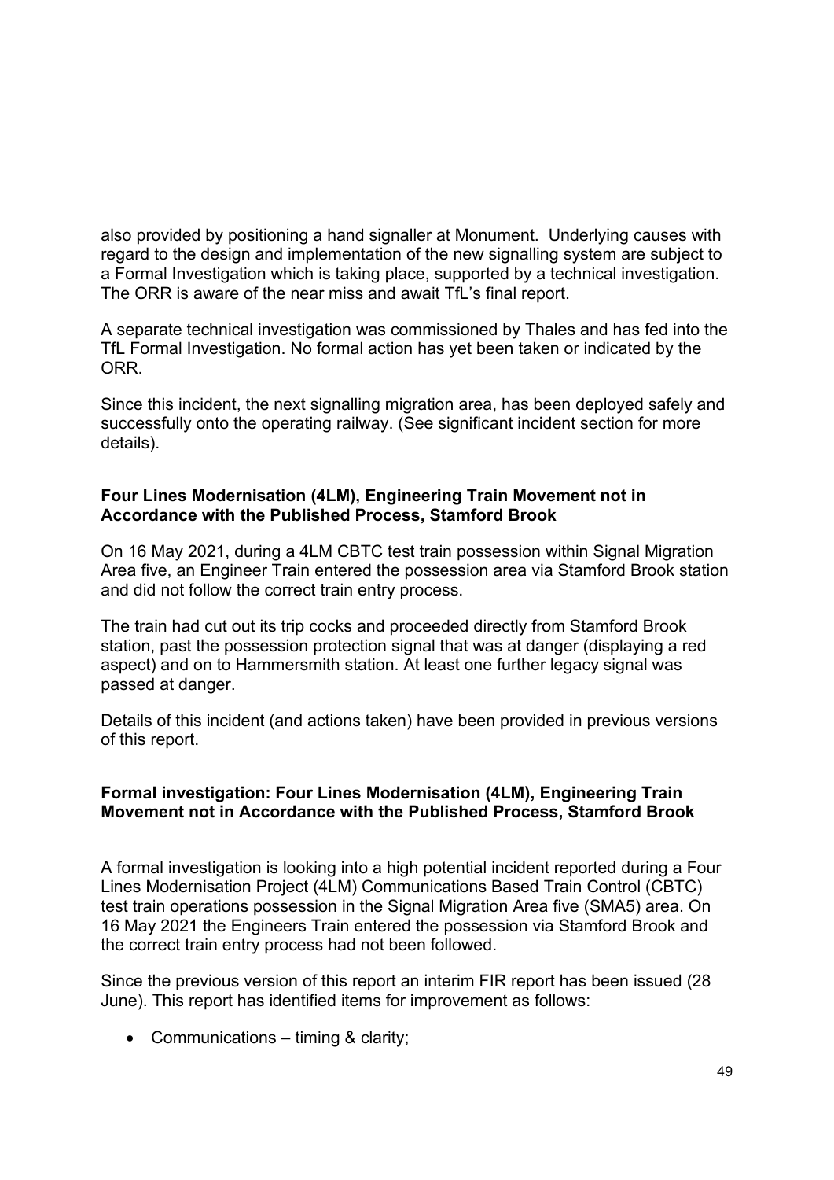also provided by positioning a hand signaller at Monument. Underlying causes with regard to the design and implementation of the new signalling system are subject to a Formal Investigation which is taking place, supported by a technical investigation. The ORR is aware of the near miss and await TfL's final report.

A separate technical investigation was commissioned by Thales and has fed into the TfL Formal Investigation. No formal action has yet been taken or indicated by the ORR.

Since this incident, the next signalling migration area, has been deployed safely and successfully onto the operating railway. (See significant incident section for more details).

**Four Lines Modernisation (4LM), Engineering Train Movement not in Accordance with the Published Process, Stamford Brook**

On 16 May 2021, during a 4LM CBTC test train possession within Signal Migration Area five, an Engineer Train entered the possession area via Stamford Brook station and did not follow the correct train entry process.

The train had cut out its trip cocks and proceeded directly from Stamford Brook station, past the possession protection signal that was at danger (displaying a red aspect) and on to Hammersmith station. At least one further legacy signal was passed at danger.

Details of this incident (and actions taken) have been provided in previous versions of this report.

**Formal investigation: Four Lines Modernisation (4LM), Engineering Train Movement not in Accordance with the Published Process, Stamford Brook**

A formal investigation is looking into a high potential incident reported during a Four Lines Modernisation Project (4LM) Communications Based Train Control (CBTC) test train operations possession in the Signal Migration Area five (SMA5) area. On 16 May 2021 the Engineers Train entered the possession via Stamford Brook and the correct train entry process had not been followed.

Since the previous version of this report an interim FIR report has been issued (28 June). This report has identified items for improvement as follows:

- Communications – timing & clarity;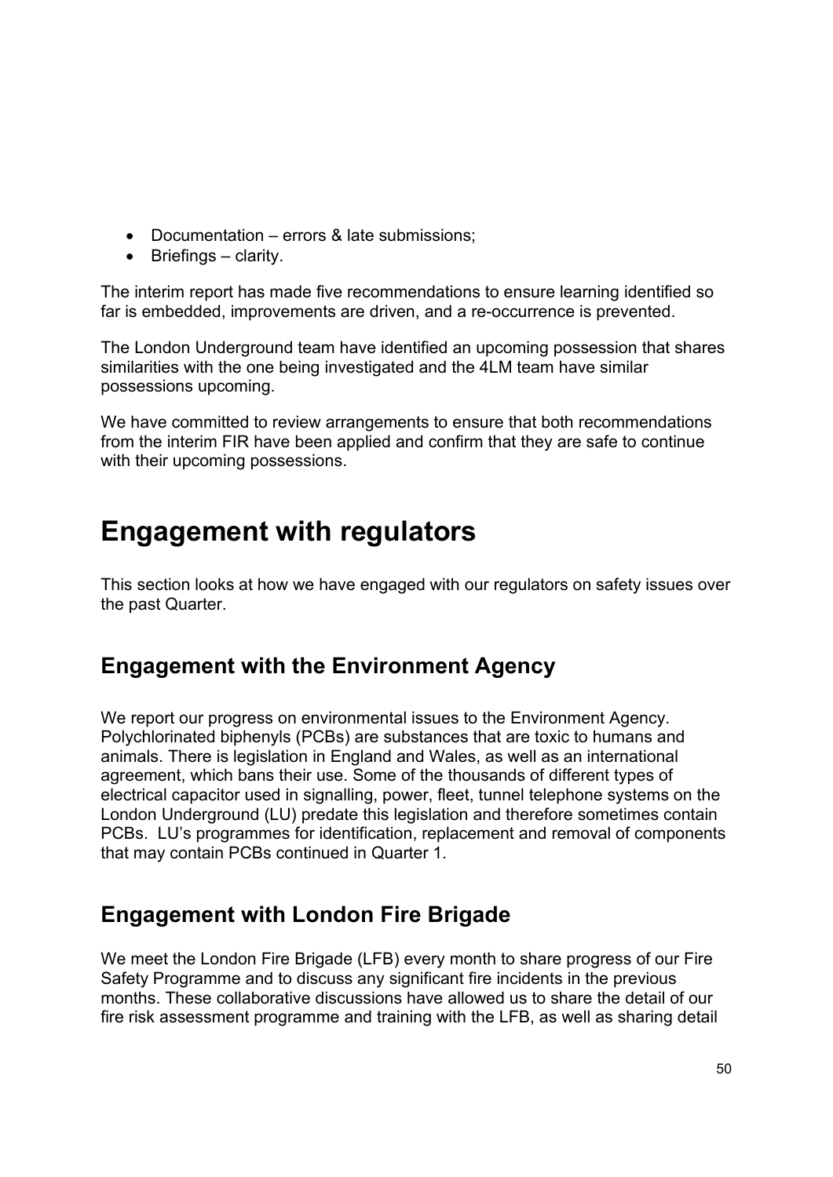- Documentation – errors & late submissions;
- Briefings – clarity.

The interim report has made five recommendations to ensure learning identified so far is embedded, improvements are driven, and a re-occurrence is prevented.

The London Underground team have identified an upcoming possession that shares similarities with the one being investigated and the 4LM team have similar possessions upcoming.

We have committed to review arrangements to ensure that both recommendations from the interim FIR have been applied and confirm that they are safe to continue with their upcoming possessions.

# Engagement with regulators

This section looks at how we have engaged with our regulators on safety issues over the past Quarter.

## Engagement with the Environment Agency

We report our progress on environmental issues to the Environment Agency. Polychlorinated biphenyls (PCBs) are substances that are toxic to humans and animals. There is legislation in England and Wales, as well as an international agreement, which bans their use. Some of the thousands of different types of electrical capacitor used in signalling, power, fleet, tunnel telephone systems on the London Underground (LU) predate this legislation and therefore sometimes contain PCBs. LU's programmes for identification, replacement and removal of components that may contain PCBs continued in Quarter 1.

## Engagement with London Fire Brigade

We meet the London Fire Brigade (LFB) every month to share progress of our Fire Safety Programme and to discuss any significant fire incidents in the previous months. These collaborative discussions have allowed us to share the detail of our fire risk assessment programme and training with the LFB, as well as sharing detail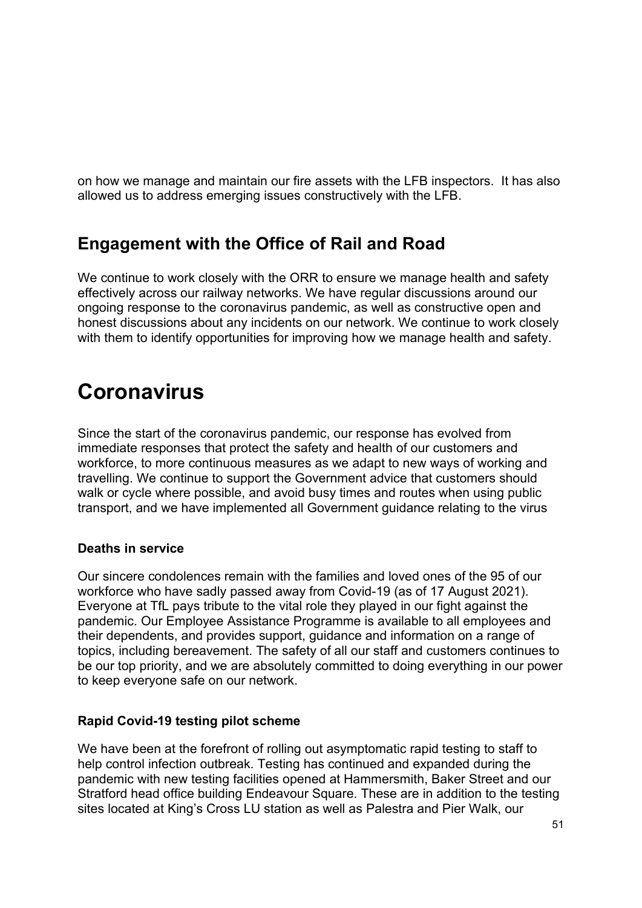on how we manage and maintain our fire assets with the LFB inspectors.  It has also allowed us to address emerging issues constructively with the LFB.

## Engagement with the Office of Rail and Road

We continue to work closely with the ORR to ensure we manage health and safety effectively across our railway networks. We have regular discussions around our ongoing response to the coronavirus pandemic, as well as constructive open and honest discussions about any incidents on our network. We continue to work closely with them to identify opportunities for improving how we manage health and safety.

# Coronavirus

Since the start of the coronavirus pandemic, our response has evolved from immediate responses that protect the safety and health of our customers and workforce, to more continuous measures as we adapt to new ways of working and travelling. We continue to support the Government advice that customers should walk or cycle where possible, and avoid busy times and routes when using public transport, and we have implemented all Government guidance relating to the virus

**Deaths in service**

Our sincere condolences remain with the families and loved ones of the 95 of our workforce who have sadly passed away from Covid-19 (as of 17 August 2021). Everyone at TfL pays tribute to the vital role they played in our fight against the pandemic. Our Employee Assistance Programme is available to all employees and their dependents, and provides support, guidance and information on a range of topics, including bereavement. The safety of all our staff and customers continues to be our top priority, and we are absolutely committed to doing everything in our power to keep everyone safe on our network.

**Rapid Covid-19 testing pilot scheme**

We have been at the forefront of rolling out asymptomatic rapid testing to staff to help control infection outbreak. Testing has continued and expanded during the pandemic with new testing facilities opened at Hammersmith, Baker Street and our Stratford head office building Endeavour Square. These are in addition to the testing sites located at King's Cross LU station as well as Palestra and Pier Walk, our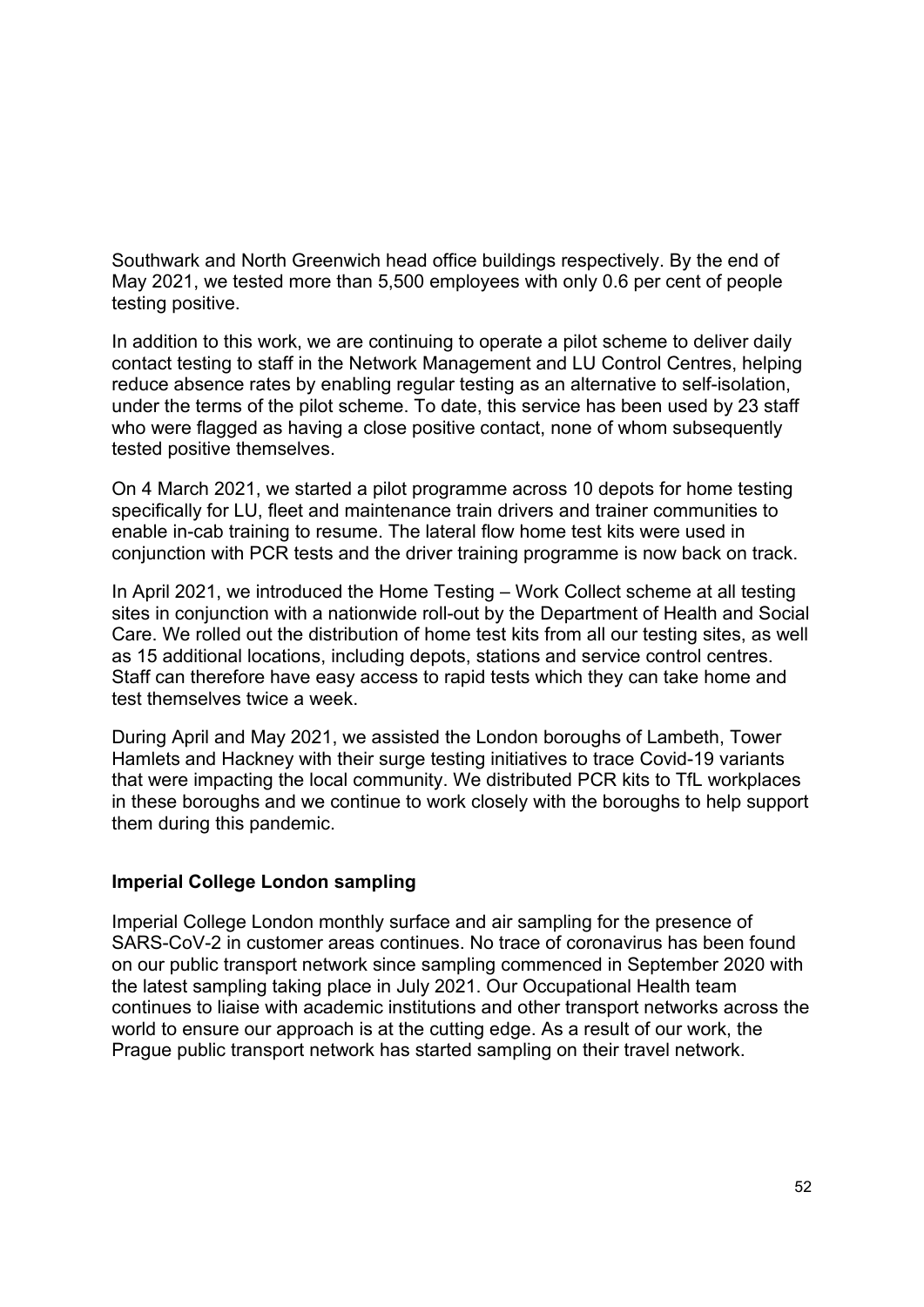Southwark and North Greenwich head office buildings respectively. By the end of May 2021, we tested more than 5,500 employees with only 0.6 per cent of people testing positive.

In addition to this work, we are continuing to operate a pilot scheme to deliver daily contact testing to staff in the Network Management and LU Control Centres, helping reduce absence rates by enabling regular testing as an alternative to self-isolation, under the terms of the pilot scheme. To date, this service has been used by 23 staff who were flagged as having a close positive contact, none of whom subsequently tested positive themselves.

On 4 March 2021, we started a pilot programme across 10 depots for home testing specifically for LU, fleet and maintenance train drivers and trainer communities to enable in-cab training to resume. The lateral flow home test kits were used in conjunction with PCR tests and the driver training programme is now back on track.

In April 2021, we introduced the Home Testing – Work Collect scheme at all testing sites in conjunction with a nationwide roll-out by the Department of Health and Social Care. We rolled out the distribution of home test kits from all our testing sites, as well as 15 additional locations, including depots, stations and service control centres. Staff can therefore have easy access to rapid tests which they can take home and test themselves twice a week.

During April and May 2021, we assisted the London boroughs of Lambeth, Tower Hamlets and Hackney with their surge testing initiatives to trace Covid-19 variants that were impacting the local community. We distributed PCR kits to TfL workplaces in these boroughs and we continue to work closely with the boroughs to help support them during this pandemic.

**Imperial College London sampling**

Imperial College London monthly surface and air sampling for the presence of SARS-CoV-2 in customer areas continues. No trace of coronavirus has been found on our public transport network since sampling commenced in September 2020 with the latest sampling taking place in July 2021. Our Occupational Health team continues to liaise with academic institutions and other transport networks across the world to ensure our approach is at the cutting edge. As a result of our work, the Prague public transport network has started sampling on their travel network.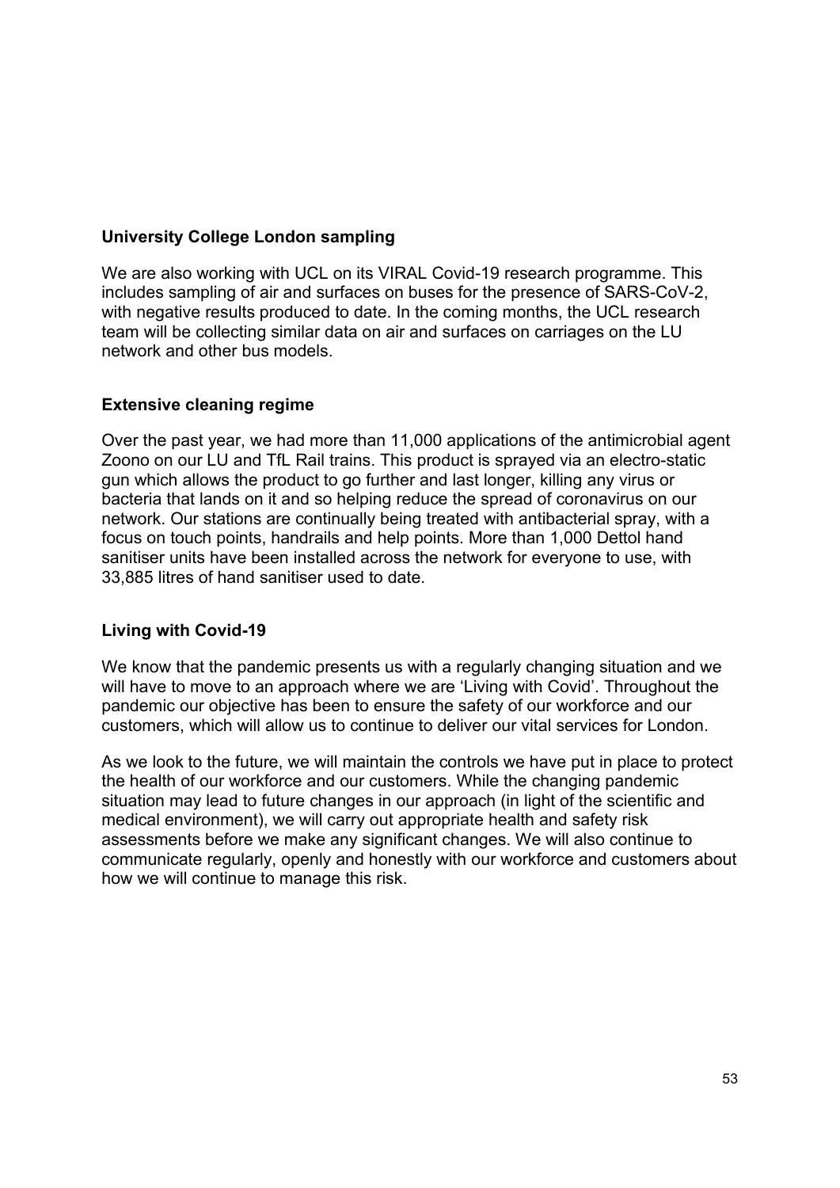### University College London sampling

We are also working with UCL on its VIRAL Covid-19 research programme. This includes sampling of air and surfaces on buses for the presence of SARS-CoV-2, with negative results produced to date. In the coming months, the UCL research team will be collecting similar data on air and surfaces on carriages on the LU network and other bus models.

### Extensive cleaning regime

Over the past year, we had more than 11,000 applications of the antimicrobial agent Zoono on our LU and TfL Rail trains. This product is sprayed via an electro-static gun which allows the product to go further and last longer, killing any virus or bacteria that lands on it and so helping reduce the spread of coronavirus on our network. Our stations are continually being treated with antibacterial spray, with a focus on touch points, handrails and help points. More than 1,000 Dettol hand sanitiser units have been installed across the network for everyone to use, with 33,885 litres of hand sanitiser used to date.

### Living with Covid-19

We know that the pandemic presents us with a regularly changing situation and we will have to move to an approach where we are 'Living with Covid'. Throughout the pandemic our objective has been to ensure the safety of our workforce and our customers, which will allow us to continue to deliver our vital services for London.

As we look to the future, we will maintain the controls we have put in place to protect the health of our workforce and our customers. While the changing pandemic situation may lead to future changes in our approach (in light of the scientific and medical environment), we will carry out appropriate health and safety risk assessments before we make any significant changes. We will also continue to communicate regularly, openly and honestly with our workforce and customers about how we will continue to manage this risk.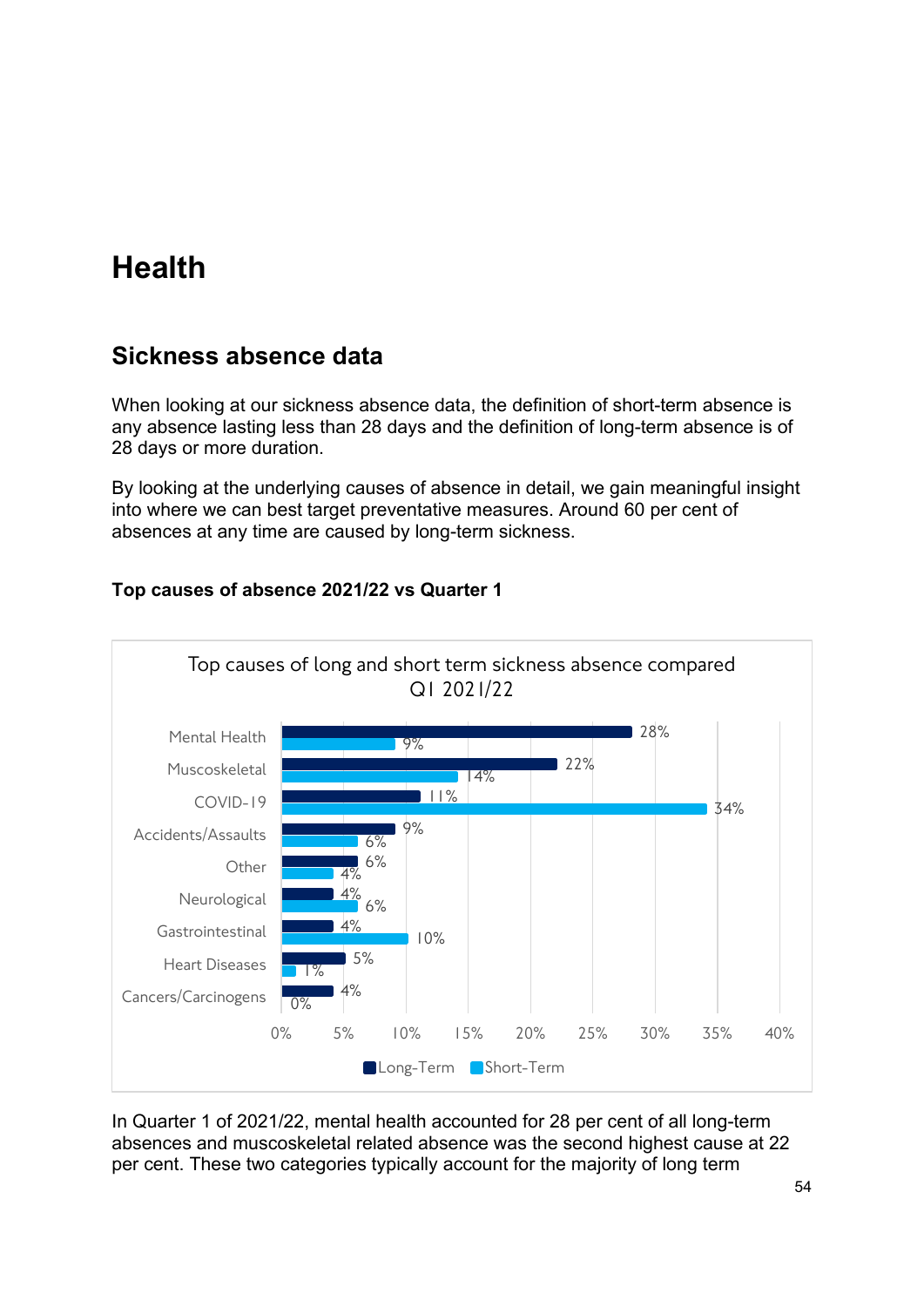# Health

## Sickness absence data

When looking at our sickness absence data, the definition of short-term absence is any absence lasting less than 28 days and the definition of long-term absence is of 28 days or more duration.

By looking at the underlying causes of absence in detail, we gain meaningful insight into where we can best target preventative measures. Around 60 per cent of absences at any time are caused by long-term sickness.

### Top causes of absence 2021/22 vs Quarter 1

Top causes of long and short term sickness absence compared Q1 2021/22

| Cause | Long-Term | Short-Term |
|---|---|---|
| Mental Health | 28% | 9% |
| Muscoskeletal | 22% | 14% |
| COVID-19 | 11% | 34% |
| Accidents/Assaults | 9% | 6% |
| Other | 6% | 4% |
| Neurological | 4% | 6% |
| Gastrointestinal | 4% | 10% |
| Heart Diseases | 5% | 1% |
| Cancers/Carcinogens | 4% | 0% |

In Quarter 1 of 2021/22, mental health accounted for 28 per cent of all long-term absences and muscoskeletal related absence was the second highest cause at 22 per cent. These two categories typically account for the majority of long term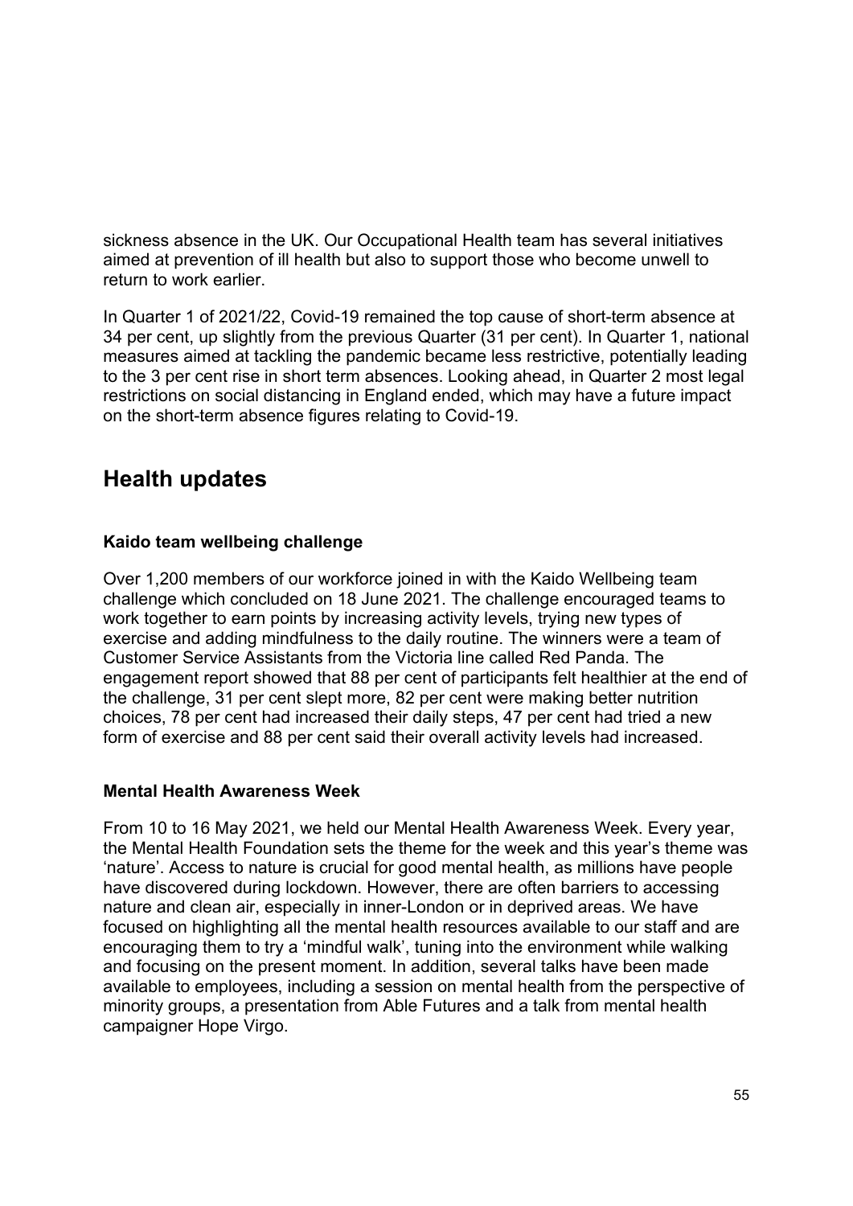sickness absence in the UK. Our Occupational Health team has several initiatives aimed at prevention of ill health but also to support those who become unwell to return to work earlier.

In Quarter 1 of 2021/22, Covid-19 remained the top cause of short-term absence at 34 per cent, up slightly from the previous Quarter (31 per cent). In Quarter 1, national measures aimed at tackling the pandemic became less restrictive, potentially leading to the 3 per cent rise in short term absences. Looking ahead, in Quarter 2 most legal restrictions on social distancing in England ended, which may have a future impact on the short-term absence figures relating to Covid-19.

## Health updates

**Kaido team wellbeing challenge**

Over 1,200 members of our workforce joined in with the Kaido Wellbeing team challenge which concluded on 18 June 2021. The challenge encouraged teams to work together to earn points by increasing activity levels, trying new types of exercise and adding mindfulness to the daily routine. The winners were a team of Customer Service Assistants from the Victoria line called Red Panda. The engagement report showed that 88 per cent of participants felt healthier at the end of the challenge, 31 per cent slept more, 82 per cent were making better nutrition choices, 78 per cent had increased their daily steps, 47 per cent had tried a new form of exercise and 88 per cent said their overall activity levels had increased.

**Mental Health Awareness Week**

From 10 to 16 May 2021, we held our Mental Health Awareness Week. Every year, the Mental Health Foundation sets the theme for the week and this year's theme was 'nature'. Access to nature is crucial for good mental health, as millions have people have discovered during lockdown. However, there are often barriers to accessing nature and clean air, especially in inner-London or in deprived areas. We have focused on highlighting all the mental health resources available to our staff and are encouraging them to try a 'mindful walk', tuning into the environment while walking and focusing on the present moment. In addition, several talks have been made available to employees, including a session on mental health from the perspective of minority groups, a presentation from Able Futures and a talk from mental health campaigner Hope Virgo.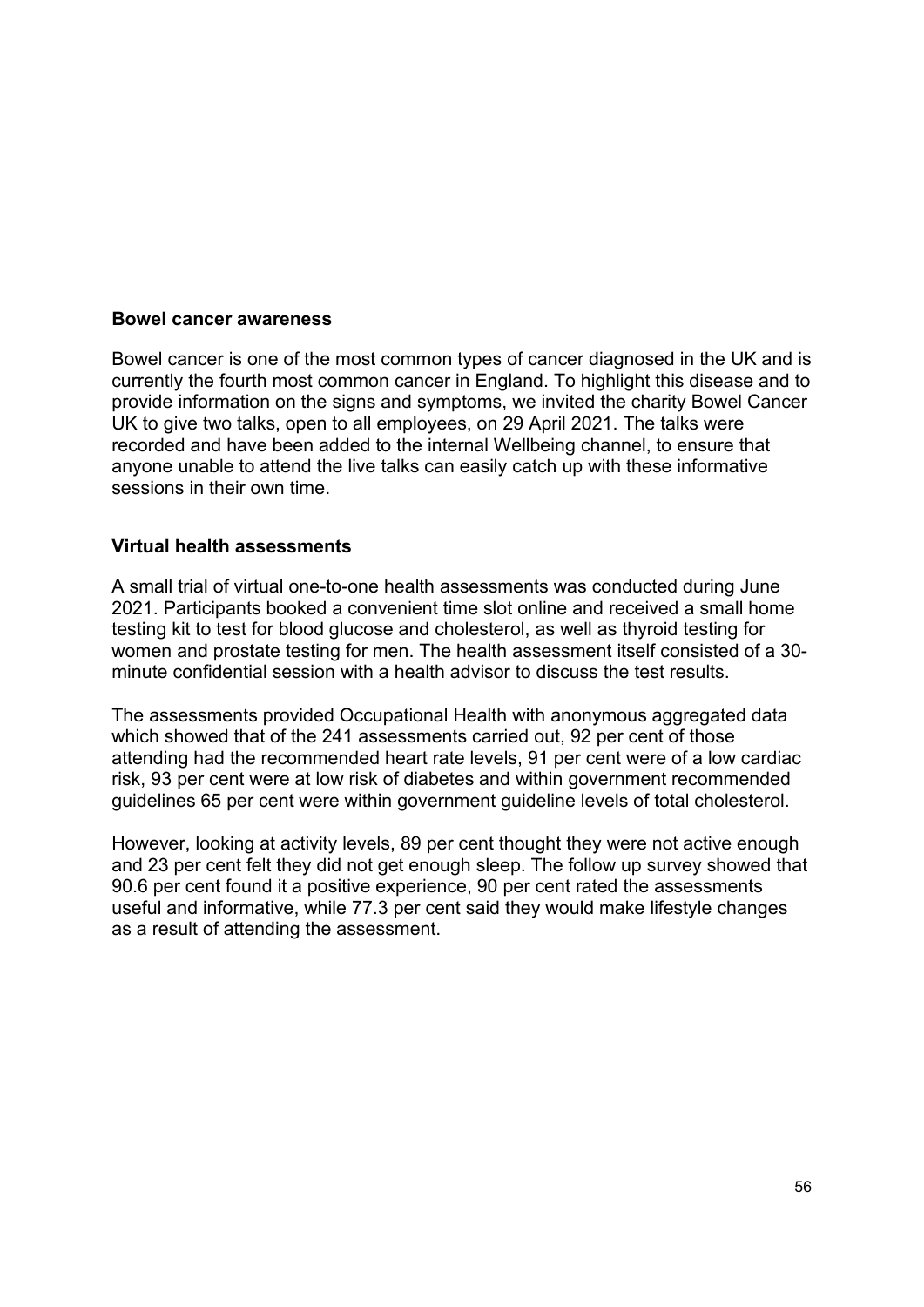**Bowel cancer awareness**

Bowel cancer is one of the most common types of cancer diagnosed in the UK and is currently the fourth most common cancer in England. To highlight this disease and to provide information on the signs and symptoms, we invited the charity Bowel Cancer UK to give two talks, open to all employees, on 29 April 2021. The talks were recorded and have been added to the internal Wellbeing channel, to ensure that anyone unable to attend the live talks can easily catch up with these informative sessions in their own time.

**Virtual health assessments**

A small trial of virtual one-to-one health assessments was conducted during June 2021. Participants booked a convenient time slot online and received a small home testing kit to test for blood glucose and cholesterol, as well as thyroid testing for women and prostate testing for men. The health assessment itself consisted of a 30-minute confidential session with a health advisor to discuss the test results.

The assessments provided Occupational Health with anonymous aggregated data which showed that of the 241 assessments carried out, 92 per cent of those attending had the recommended heart rate levels, 91 per cent were of a low cardiac risk, 93 per cent were at low risk of diabetes and within government recommended guidelines 65 per cent were within government guideline levels of total cholesterol.

However, looking at activity levels, 89 per cent thought they were not active enough and 23 per cent felt they did not get enough sleep. The follow up survey showed that 90.6 per cent found it a positive experience, 90 per cent rated the assessments useful and informative, while 77.3 per cent said they would make lifestyle changes as a result of attending the assessment.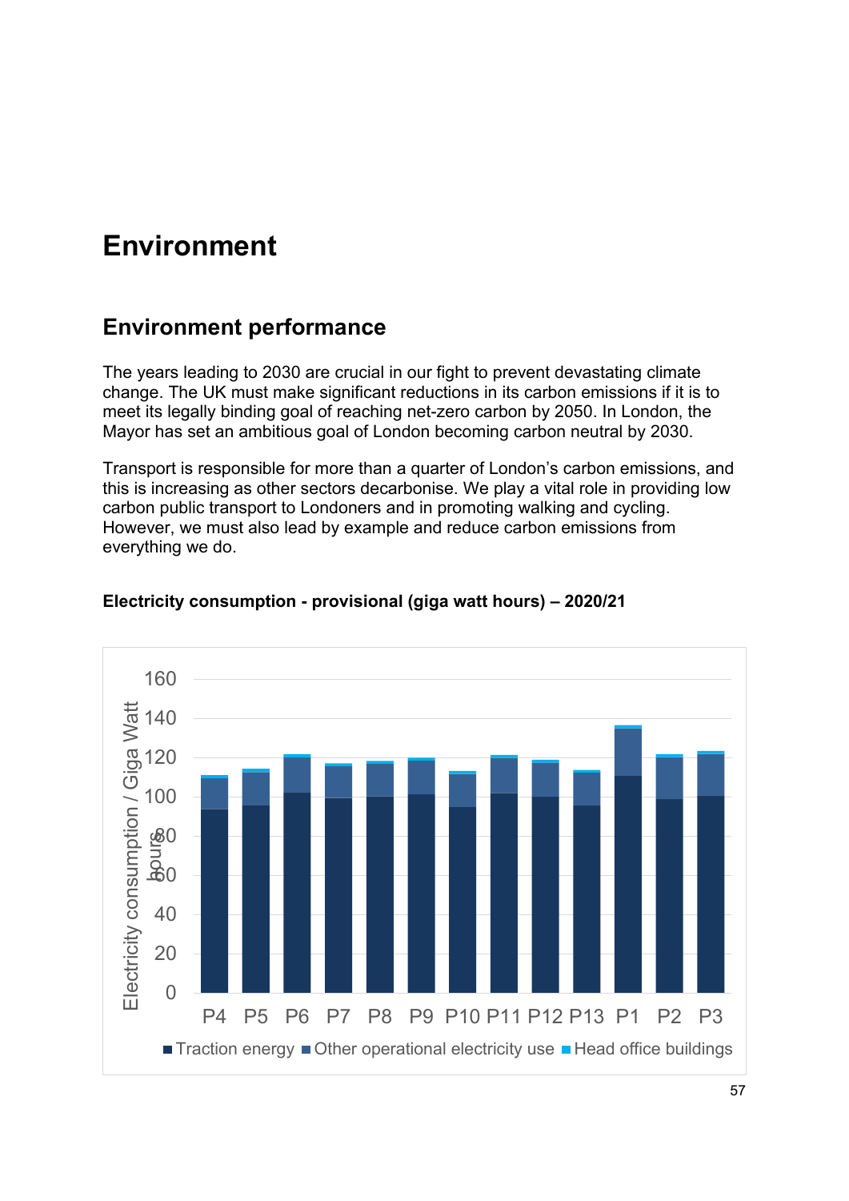# Environment

## Environment performance

The years leading to 2030 are crucial in our fight to prevent devastating climate change. The UK must make significant reductions in its carbon emissions if it is to meet its legally binding goal of reaching net-zero carbon by 2050. In London, the Mayor has set an ambitious goal of London becoming carbon neutral by 2030.

Transport is responsible for more than a quarter of London's carbon emissions, and this is increasing as other sectors decarbonise. We play a vital role in providing low carbon public transport to Londoners and in promoting walking and cycling. However, we must also lead by example and reduce carbon emissions from everything we do.

**Electricity consumption - provisional (giga watt hours) – 2020/21**

Electricity consumption / Giga Watt hours

160
140
120
100
80
60
40
20
0

P4 P5 P6 P7 P8 P9 P10 P11 P12 P13 P1 P2 P3

■ Traction energy ■ Other operational electricity use ■ Head office buildings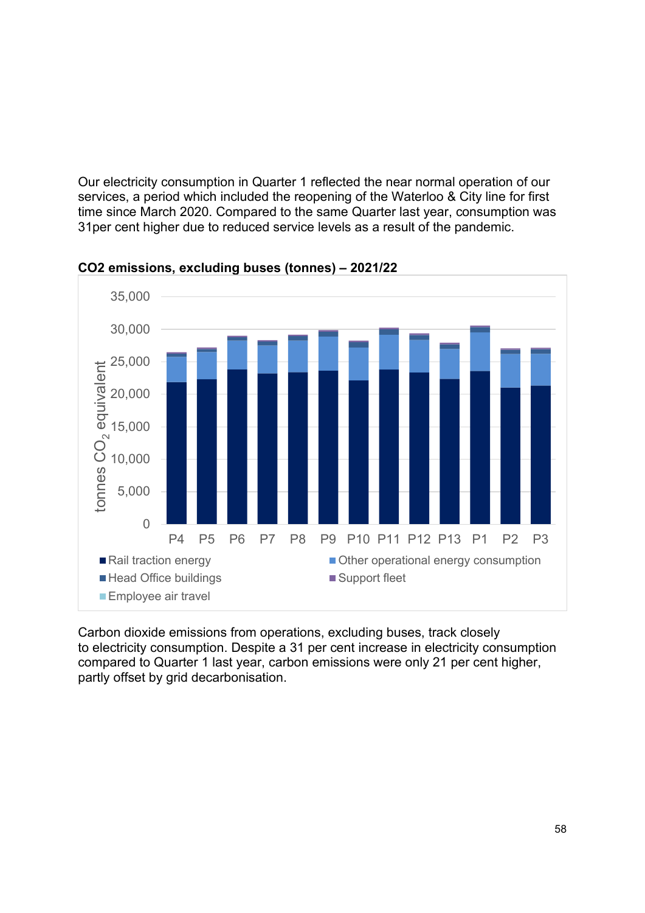Our electricity consumption in Quarter 1 reflected the near normal operation of our services, a period which included the reopening of the Waterloo & City line for first time since March 2020. Compared to the same Quarter last year, consumption was 31per cent higher due to reduced service levels as a result of the pandemic.

**$CO_2$ emissions, excluding buses (tonnes) – 2021/22**

Carbon dioxide emissions from operations, excluding buses, track closely to electricity consumption. Despite a 31 per cent increase in electricity consumption compared to Quarter 1 last year, carbon emissions were only 21 per cent higher, partly offset by grid decarbonisation.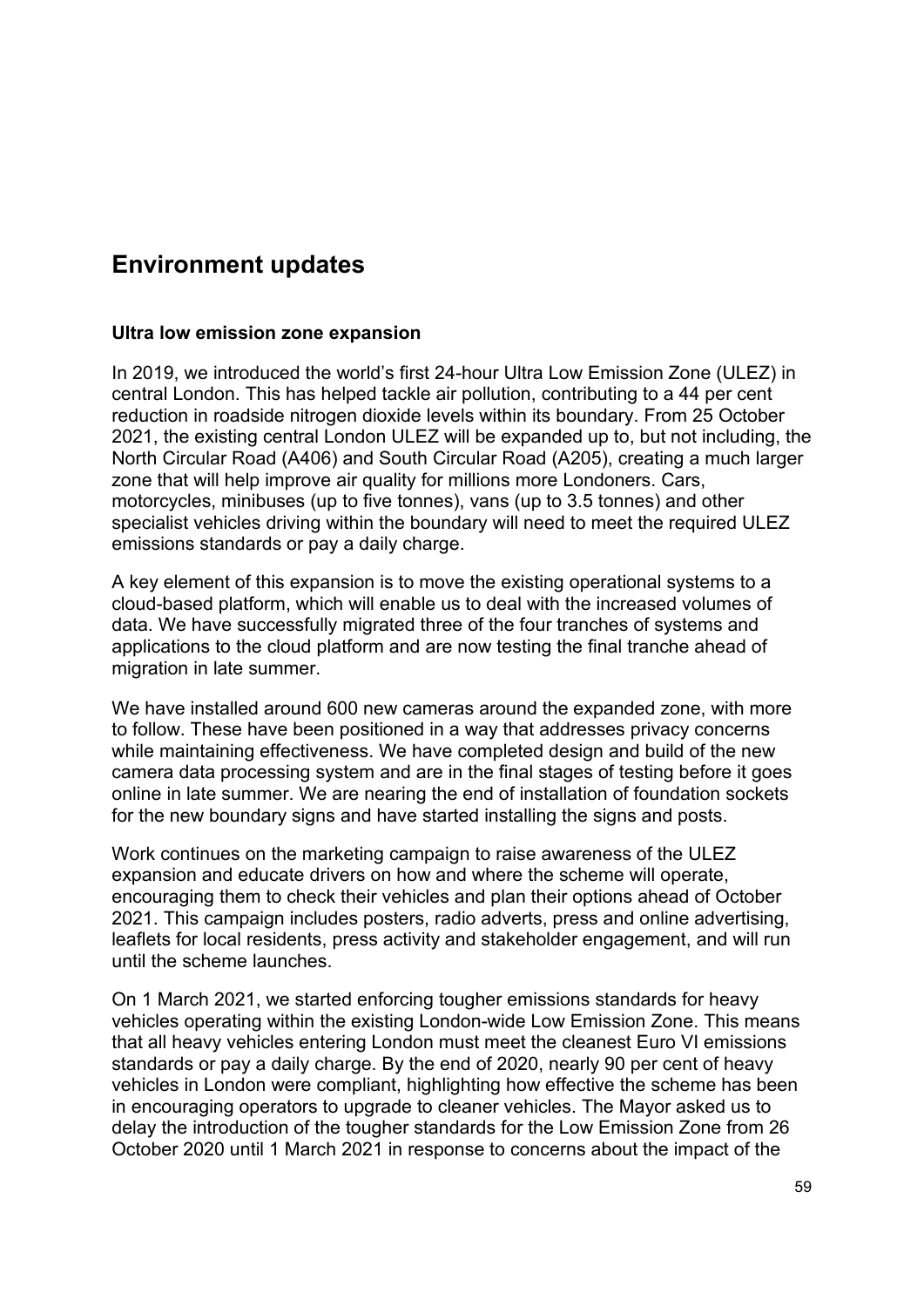## Environment updates

### Ultra low emission zone expansion

In 2019, we introduced the world's first 24-hour Ultra Low Emission Zone (ULEZ) in central London. This has helped tackle air pollution, contributing to a 44 per cent reduction in roadside nitrogen dioxide levels within its boundary. From 25 October 2021, the existing central London ULEZ will be expanded up to, but not including, the North Circular Road (A406) and South Circular Road (A205), creating a much larger zone that will help improve air quality for millions more Londoners. Cars, motorcycles, minibuses (up to five tonnes), vans (up to 3.5 tonnes) and other specialist vehicles driving within the boundary will need to meet the required ULEZ emissions standards or pay a daily charge.

A key element of this expansion is to move the existing operational systems to a cloud-based platform, which will enable us to deal with the increased volumes of data. We have successfully migrated three of the four tranches of systems and applications to the cloud platform and are now testing the final tranche ahead of migration in late summer.

We have installed around 600 new cameras around the expanded zone, with more to follow. These have been positioned in a way that addresses privacy concerns while maintaining effectiveness. We have completed design and build of the new camera data processing system and are in the final stages of testing before it goes online in late summer. We are nearing the end of installation of foundation sockets for the new boundary signs and have started installing the signs and posts.

Work continues on the marketing campaign to raise awareness of the ULEZ expansion and educate drivers on how and where the scheme will operate, encouraging them to check their vehicles and plan their options ahead of October 2021. This campaign includes posters, radio adverts, press and online advertising, leaflets for local residents, press activity and stakeholder engagement, and will run until the scheme launches.

On 1 March 2021, we started enforcing tougher emissions standards for heavy vehicles operating within the existing London-wide Low Emission Zone. This means that all heavy vehicles entering London must meet the cleanest Euro VI emissions standards or pay a daily charge. By the end of 2020, nearly 90 per cent of heavy vehicles in London were compliant, highlighting how effective the scheme has been in encouraging operators to upgrade to cleaner vehicles. The Mayor asked us to delay the introduction of the tougher standards for the Low Emission Zone from 26 October 2020 until 1 March 2021 in response to concerns about the impact of the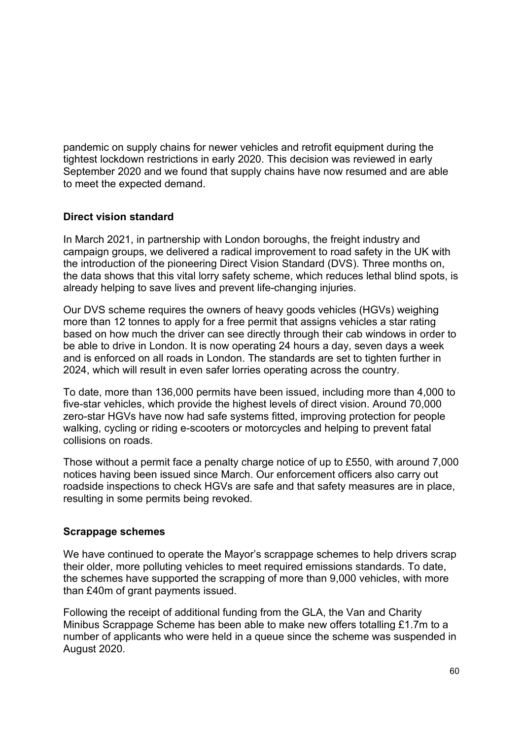pandemic on supply chains for newer vehicles and retrofit equipment during the tightest lockdown restrictions in early 2020. This decision was reviewed in early September 2020 and we found that supply chains have now resumed and are able to meet the expected demand.

**Direct vision standard**

In March 2021, in partnership with London boroughs, the freight industry and campaign groups, we delivered a radical improvement to road safety in the UK with the introduction of the pioneering Direct Vision Standard (DVS). Three months on, the data shows that this vital lorry safety scheme, which reduces lethal blind spots, is already helping to save lives and prevent life-changing injuries.

Our DVS scheme requires the owners of heavy goods vehicles (HGVs) weighing more than 12 tonnes to apply for a free permit that assigns vehicles a star rating based on how much the driver can see directly through their cab windows in order to be able to drive in London. It is now operating 24 hours a day, seven days a week and is enforced on all roads in London. The standards are set to tighten further in 2024, which will result in even safer lorries operating across the country.

To date, more than 136,000 permits have been issued, including more than 4,000 to five-star vehicles, which provide the highest levels of direct vision. Around 70,000 zero-star HGVs have now had safe systems fitted, improving protection for people walking, cycling or riding e-scooters or motorcycles and helping to prevent fatal collisions on roads.

Those without a permit face a penalty charge notice of up to £550, with around 7,000 notices having been issued since March. Our enforcement officers also carry out roadside inspections to check HGVs are safe and that safety measures are in place, resulting in some permits being revoked.

**Scrappage schemes**

We have continued to operate the Mayor's scrappage schemes to help drivers scrap their older, more polluting vehicles to meet required emissions standards. To date, the schemes have supported the scrapping of more than 9,000 vehicles, with more than £40m of grant payments issued.

Following the receipt of additional funding from the GLA, the Van and Charity Minibus Scrappage Scheme has been able to make new offers totalling £1.7m to a number of applicants who were held in a queue since the scheme was suspended in August 2020.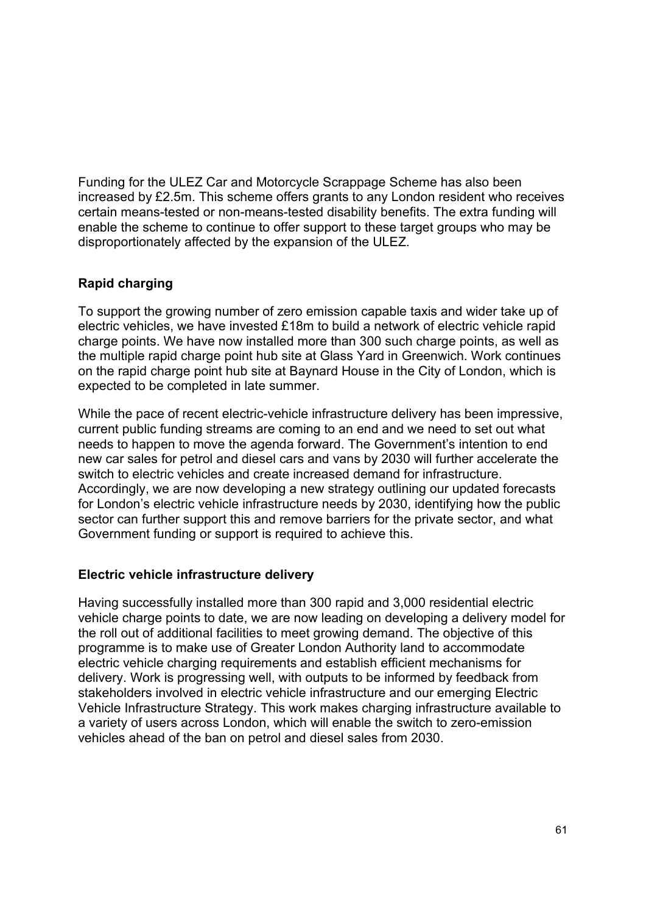Funding for the ULEZ Car and Motorcycle Scrappage Scheme has also been increased by £2.5m. This scheme offers grants to any London resident who receives certain means-tested or non-means-tested disability benefits. The extra funding will enable the scheme to continue to offer support to these target groups who may be disproportionately affected by the expansion of the ULEZ.

**Rapid charging**

To support the growing number of zero emission capable taxis and wider take up of electric vehicles, we have invested £18m to build a network of electric vehicle rapid charge points. We have now installed more than 300 such charge points, as well as the multiple rapid charge point hub site at Glass Yard in Greenwich. Work continues on the rapid charge point hub site at Baynard House in the City of London, which is expected to be completed in late summer.

While the pace of recent electric-vehicle infrastructure delivery has been impressive, current public funding streams are coming to an end and we need to set out what needs to happen to move the agenda forward. The Government's intention to end new car sales for petrol and diesel cars and vans by 2030 will further accelerate the switch to electric vehicles and create increased demand for infrastructure. Accordingly, we are now developing a new strategy outlining our updated forecasts for London's electric vehicle infrastructure needs by 2030, identifying how the public sector can further support this and remove barriers for the private sector, and what Government funding or support is required to achieve this.

**Electric vehicle infrastructure delivery**

Having successfully installed more than 300 rapid and 3,000 residential electric vehicle charge points to date, we are now leading on developing a delivery model for the roll out of additional facilities to meet growing demand. The objective of this programme is to make use of Greater London Authority land to accommodate electric vehicle charging requirements and establish efficient mechanisms for delivery. Work is progressing well, with outputs to be informed by feedback from stakeholders involved in electric vehicle infrastructure and our emerging Electric Vehicle Infrastructure Strategy. This work makes charging infrastructure available to a variety of users across London, which will enable the switch to zero-emission vehicles ahead of the ban on petrol and diesel sales from 2030.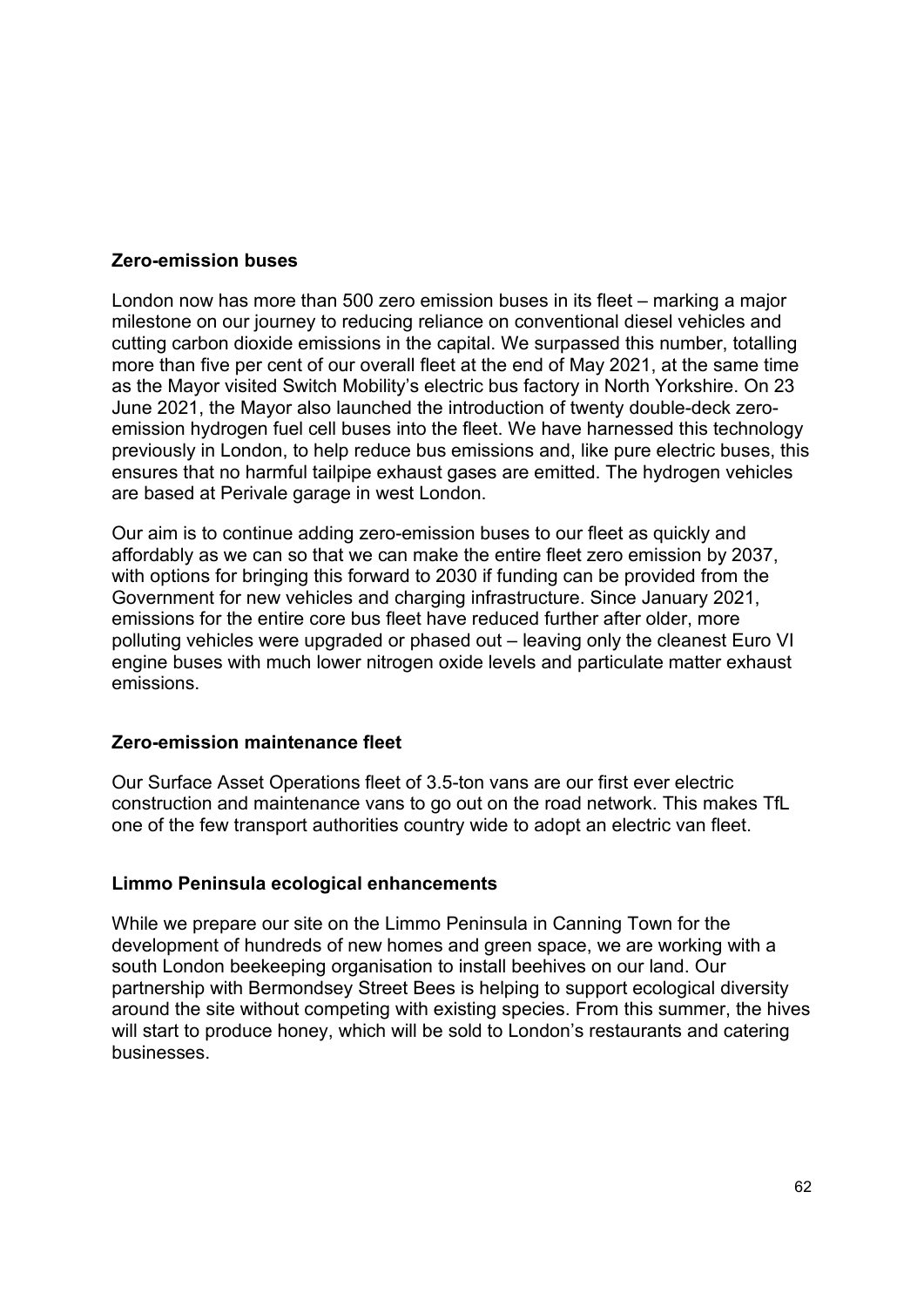### Zero-emission buses

London now has more than 500 zero emission buses in its fleet – marking a major milestone on our journey to reducing reliance on conventional diesel vehicles and cutting carbon dioxide emissions in the capital. We surpassed this number, totalling more than five per cent of our overall fleet at the end of May 2021, at the same time as the Mayor visited Switch Mobility's electric bus factory in North Yorkshire. On 23 June 2021, the Mayor also launched the introduction of twenty double-deck zero-emission hydrogen fuel cell buses into the fleet. We have harnessed this technology previously in London, to help reduce bus emissions and, like pure electric buses, this ensures that no harmful tailpipe exhaust gases are emitted. The hydrogen vehicles are based at Perivale garage in west London.

Our aim is to continue adding zero-emission buses to our fleet as quickly and affordably as we can so that we can make the entire fleet zero emission by 2037, with options for bringing this forward to 2030 if funding can be provided from the Government for new vehicles and charging infrastructure. Since January 2021, emissions for the entire core bus fleet have reduced further after older, more polluting vehicles were upgraded or phased out – leaving only the cleanest Euro VI engine buses with much lower nitrogen oxide levels and particulate matter exhaust emissions.

### Zero-emission maintenance fleet

Our Surface Asset Operations fleet of 3.5-ton vans are our first ever electric construction and maintenance vans to go out on the road network. This makes TfL one of the few transport authorities country wide to adopt an electric van fleet.

### Limmo Peninsula ecological enhancements

While we prepare our site on the Limmo Peninsula in Canning Town for the development of hundreds of new homes and green space, we are working with a south London beekeeping organisation to install beehives on our land. Our partnership with Bermondsey Street Bees is helping to support ecological diversity around the site without competing with existing species. From this summer, the hives will start to produce honey, which will be sold to London's restaurants and catering businesses.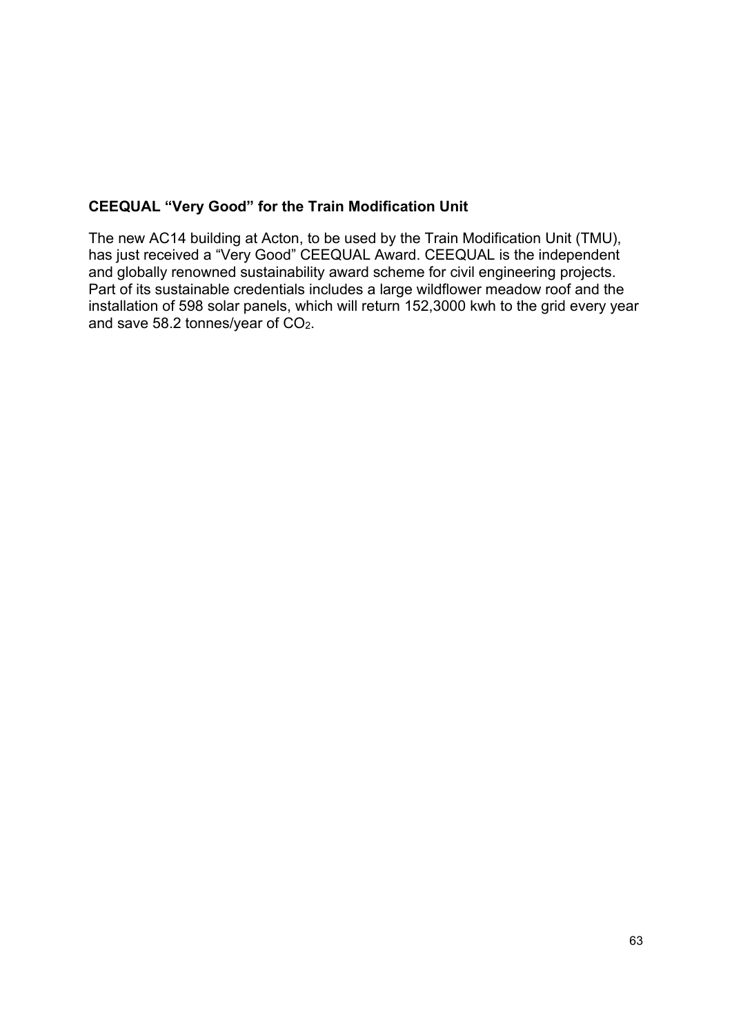**CEEQUAL “Very Good” for the Train Modification Unit**

The new AC14 building at Acton, to be used by the Train Modification Unit (TMU), has just received a “Very Good” CEEQUAL Award. CEEQUAL is the independent and globally renowned sustainability award scheme for civil engineering projects. Part of its sustainable credentials includes a large wildflower meadow roof and the installation of 598 solar panels, which will return 152,3000 kwh to the grid every year and save 58.2 tonnes/year of $CO_2$.